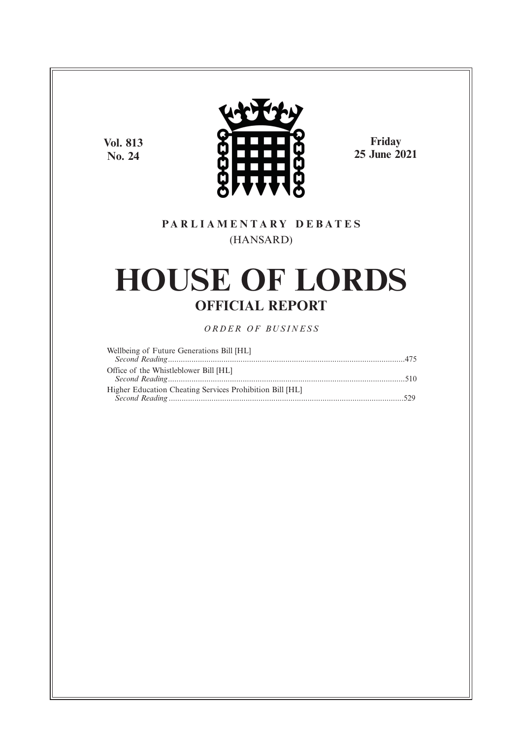Vol. 813
No. 24

Friday
25 June 2021

PARLIAMENTARY DEBATES
(HANSARD)

# HOUSE OF LORDS
## OFFICIAL REPORT

*ORDER OF BUSINESS*

Wellbeing of Future Generations Bill [HL]
*Second Reading*.....475

Office of the Whistleblower Bill [HL]
*Second Reading*.....510

Higher Education Cheating Services Prohibition Bill [HL]
*Second Reading*.....529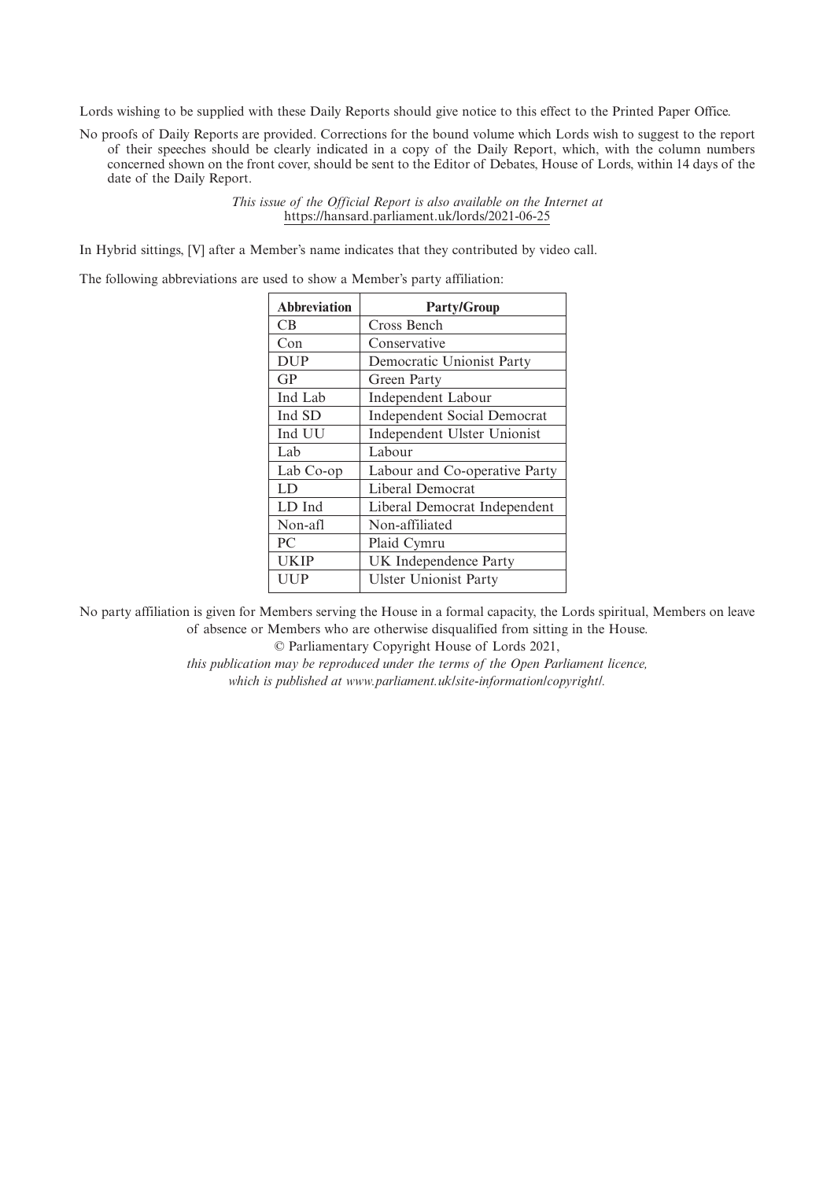Lords wishing to be supplied with these Daily Reports should give notice to this effect to the Printed Paper Office.

No proofs of Daily Reports are provided. Corrections for the bound volume which Lords wish to suggest to the report of their speeches should be clearly indicated in a copy of the Daily Report, which, with the column numbers concerned shown on the front cover, should be sent to the Editor of Debates, House of Lords, within 14 days of the date of the Daily Report.

*This issue of the Official Report is also available on the Internet at*
https://hansard.parliament.uk/lords/2021-06-25

In Hybrid sittings, [V] after a Member's name indicates that they contributed by video call.

The following abbreviations are used to show a Member's party affiliation:

| Abbreviation | Party/Group |
|---|---|
| CB | Cross Bench |
| Con | Conservative |
| DUP | Democratic Unionist Party |
| GP | Green Party |
| Ind Lab | Independent Labour |
| Ind SD | Independent Social Democrat |
| Ind UU | Independent Ulster Unionist |
| Lab | Labour |
| Lab Co-op | Labour and Co-operative Party |
| LD | Liberal Democrat |
| LD Ind | Liberal Democrat Independent |
| Non-afl | Non-affiliated |
| PC | Plaid Cymru |
| UKIP | UK Independence Party |
| UUP | Ulster Unionist Party |

No party affiliation is given for Members serving the House in a formal capacity, the Lords spiritual, Members on leave of absence or Members who are otherwise disqualified from sitting in the House.

© Parliamentary Copyright House of Lords 2021,

*this publication may be reproduced under the terms of the Open Parliament licence, which is published at www.parliament.uk/site-information/copyright/.*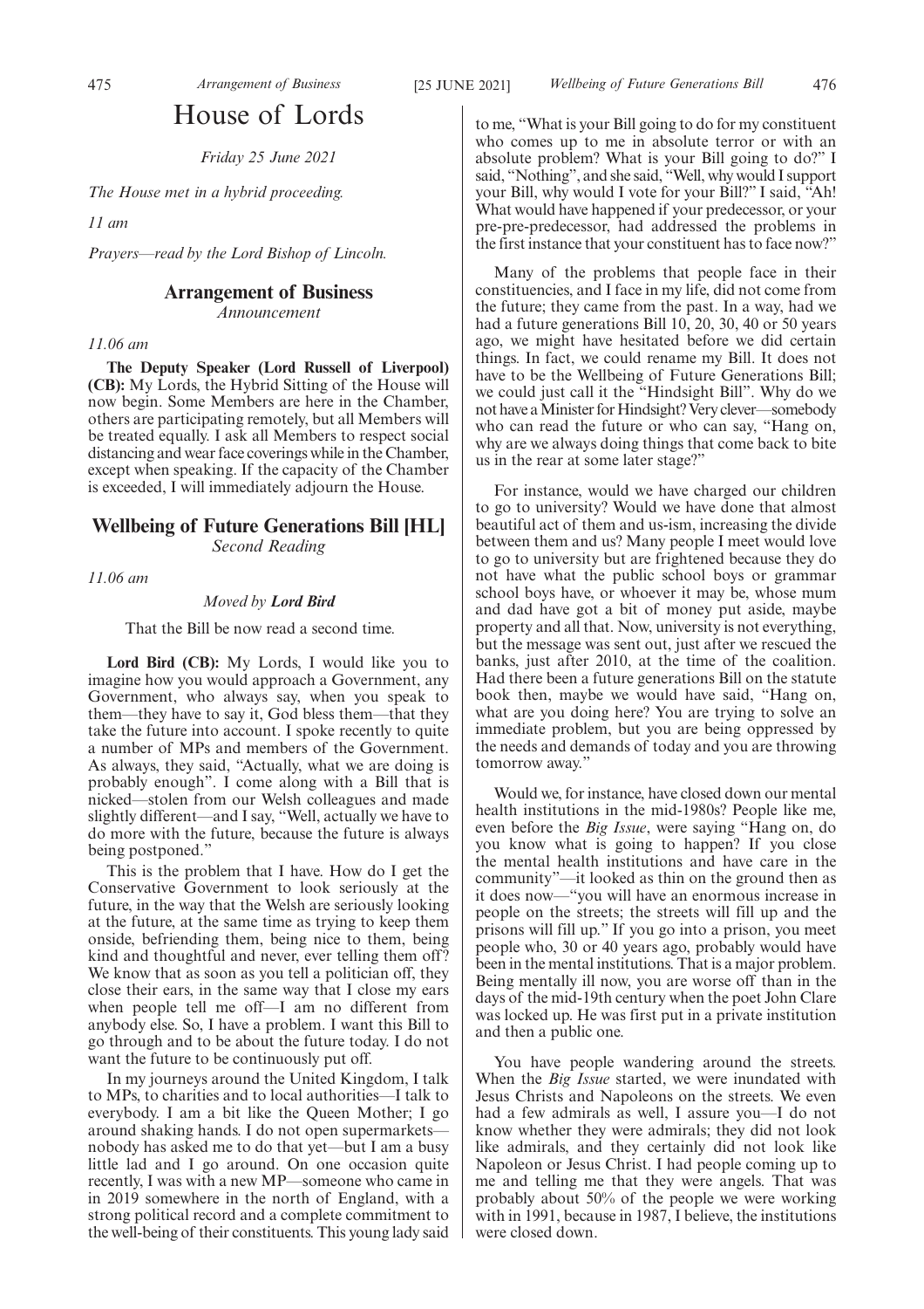# House of Lords

*Friday 25 June 2021*

*The House met in a hybrid proceeding.*

*11 am*

*Prayers—read by the Lord Bishop of Lincoln.*

## Arrangement of Business

*Announcement*

*11.06 am*

**The Deputy Speaker (Lord Russell of Liverpool) (CB):** My Lords, the Hybrid Sitting of the House will now begin. Some Members are here in the Chamber, others are participating remotely, but all Members will be treated equally. I ask all Members to respect social distancing and wear face coverings while in the Chamber, except when speaking. If the capacity of the Chamber is exceeded, I will immediately adjourn the House.

## Wellbeing of Future Generations Bill [HL]

*Second Reading*

*11.06 am*

*Moved by* ***Lord Bird***

That the Bill be now read a second time.

**Lord Bird (CB):** My Lords, I would like you to imagine how you would approach a Government, any Government, who always say, when you speak to them—they have to say it, God bless them—that they take the future into account. I spoke recently to quite a number of MPs and members of the Government. As always, they said, "Actually, what we are doing is probably enough". I come along with a Bill that is nicked—stolen from our Welsh colleagues and made slightly different—and I say, "Well, actually we have to do more with the future, because the future is always being postponed."

This is the problem that I have. How do I get the Conservative Government to look seriously at the future, in the way that the Welsh are seriously looking at the future, at the same time as trying to keep them onside, befriending them, being nice to them, being kind and thoughtful and never, ever telling them off? We know that as soon as you tell a politician off, they close their ears, in the same way that I close my ears when people tell me off—I am no different from anybody else. So, I have a problem. I want this Bill to go through and to be about the future today. I do not want the future to be continuously put off.

In my journeys around the United Kingdom, I talk to MPs, to charities and to local authorities—I talk to everybody. I am a bit like the Queen Mother; I go around shaking hands. I do not open supermarkets—nobody has asked me to do that yet—but I am a busy little lad and I go around. On one occasion quite recently, I was with a new MP—someone who came in in 2019 somewhere in the north of England, with a strong political record and a complete commitment to the well-being of their constituents. This young lady said to me, "What is your Bill going to do for my constituent who comes up to me in absolute terror or with an absolute problem? What is your Bill going to do?" I said, "Nothing", and she said, "Well, why would I support your Bill, why would I vote for your Bill?" I said, "Ah! What would have happened if your predecessor, or your pre-pre-predecessor, had addressed the problems in the first instance that your constituent has to face now?"

Many of the problems that people face in their constituencies, and I face in my life, did not come from the future; they came from the past. In a way, had we had a future generations Bill 10, 20, 30, 40 or 50 years ago, we might have hesitated before we did certain things. In fact, we could rename my Bill. It does not have to be the Wellbeing of Future Generations Bill; we could just call it the "Hindsight Bill". Why do we not have a Minister for Hindsight? Very clever—somebody who can read the future or who can say, "Hang on, why are we always doing things that come back to bite us in the rear at some later stage?"

For instance, would we have charged our children to go to university? Would we have done that almost beautiful act of them and us-ism, increasing the divide between them and us? Many people I meet would love to go to university but are frightened because they do not have what the public school boys or grammar school boys have, or whoever it may be, whose mum and dad have got a bit of money put aside, maybe property and all that. Now, university is not everything, but the message was sent out, just after we rescued the banks, just after 2010, at the time of the coalition. Had there been a future generations Bill on the statute book then, maybe we would have said, "Hang on, what are you doing here? You are trying to solve an immediate problem, but you are being oppressed by the needs and demands of today and you are throwing tomorrow away."

Would we, for instance, have closed down our mental health institutions in the mid-1980s? People like me, even before the *Big Issue*, were saying "Hang on, do you know what is going to happen? If you close the mental health institutions and have care in the community"—it looked as thin on the ground then as it does now—"you will have an enormous increase in people on the streets; the streets will fill up and the prisons will fill up." If you go into a prison, you meet people who, 30 or 40 years ago, probably would have been in the mental institutions. That is a major problem. Being mentally ill now, you are worse off than in the days of the mid-19th century when the poet John Clare was locked up. He was first put in a private institution and then a public one.

You have people wandering around the streets. When the *Big Issue* started, we were inundated with Jesus Christs and Napoleons on the streets. We even had a few admirals as well, I assure you—I do not know whether they were admirals; they did not look like admirals, and they certainly did not look like Napoleon or Jesus Christ. I had people coming up to me and telling me that they were angels. That was probably about 50% of the people we were working with in 1991, because in 1987, I believe, the institutions were closed down.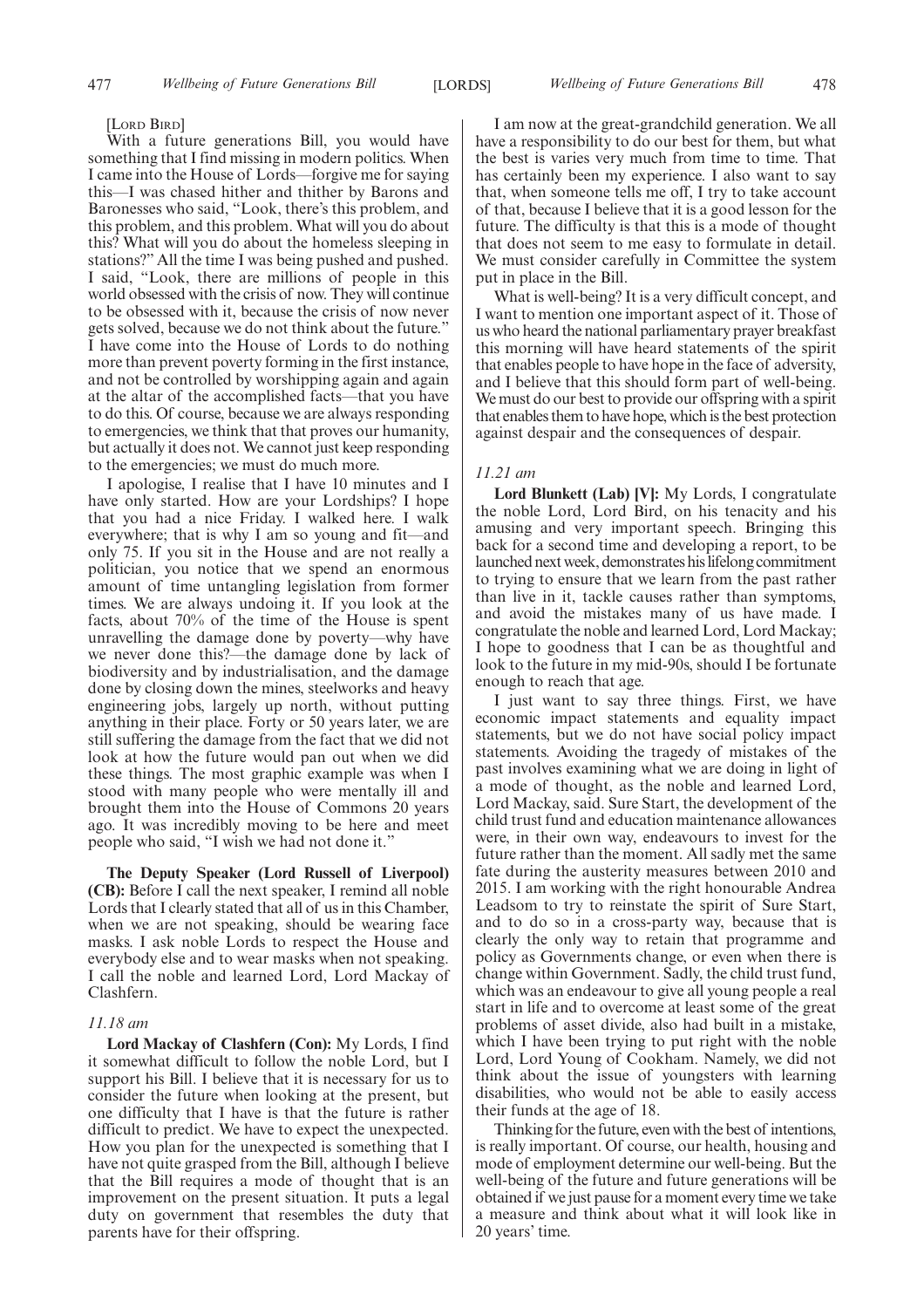[LORD BIRD]

With a future generations Bill, you would have something that I find missing in modern politics. When I came into the House of Lords—forgive me for saying this—I was chased hither and thither by Barons and Baronesses who said, "Look, there's this problem, and this problem, and this problem. What will you do about this? What will you do about the homeless sleeping in stations?" All the time I was being pushed and pushed. I said, "Look, there are millions of people in this world obsessed with the crisis of now. They will continue to be obsessed with it, because the crisis of now never gets solved, because we do not think about the future." I have come into the House of Lords to do nothing more than prevent poverty forming in the first instance, and not be controlled by worshipping again and again at the altar of the accomplished facts—that you have to do this. Of course, because we are always responding to emergencies, we think that that proves our humanity, but actually it does not. We cannot just keep responding to the emergencies; we must do much more.

I apologise, I realise that I have 10 minutes and I have only started. How are your Lordships? I hope that you had a nice Friday. I walked here. I walk everywhere; that is why I am so young and fit—and only 75. If you sit in the House and are not really a politician, you notice that we spend an enormous amount of time untangling legislation from former times. We are always undoing it. If you look at the facts, about 70% of the time of the House is spent unravelling the damage done by poverty—why have we never done this?—the damage done by lack of biodiversity and by industrialisation, and the damage done by closing down the mines, steelworks and heavy engineering jobs, largely up north, without putting anything in their place. Forty or 50 years later, we are still suffering the damage from the fact that we did not look at how the future would pan out when we did these things. The most graphic example was when I stood with many people who were mentally ill and brought them into the House of Commons 20 years ago. It was incredibly moving to be here and meet people who said, "I wish we had not done it."

**The Deputy Speaker (Lord Russell of Liverpool) (CB):** Before I call the next speaker, I remind all noble Lords that I clearly stated that all of us in this Chamber, when we are not speaking, should be wearing face masks. I ask noble Lords to respect the House and everybody else and to wear masks when not speaking. I call the noble and learned Lord, Lord Mackay of Clashfern.

*11.18 am*

**Lord Mackay of Clashfern (Con):** My Lords, I find it somewhat difficult to follow the noble Lord, but I support his Bill. I believe that it is necessary for us to consider the future when looking at the present, but one difficulty that I have is that the future is rather difficult to predict. We have to expect the unexpected. How you plan for the unexpected is something that I have not quite grasped from the Bill, although I believe that the Bill requires a mode of thought that is an improvement on the present situation. It puts a legal duty on government that resembles the duty that parents have for their offspring.

I am now at the great-grandchild generation. We all have a responsibility to do our best for them, but what the best is varies very much from time to time. That has certainly been my experience. I also want to say that, when someone tells me off, I try to take account of that, because I believe that it is a good lesson for the future. The difficulty is that this is a mode of thought that does not seem to me easy to formulate in detail. We must consider carefully in Committee the system put in place in the Bill.

What is well-being? It is a very difficult concept, and I want to mention one important aspect of it. Those of us who heard the national parliamentary prayer breakfast this morning will have heard statements of the spirit that enables people to have hope in the face of adversity, and I believe that this should form part of well-being. We must do our best to provide our offspring with a spirit that enables them to have hope, which is the best protection against despair and the consequences of despair.

*11.21 am*

**Lord Blunkett (Lab) [V]:** My Lords, I congratulate the noble Lord, Lord Bird, on his tenacity and his amusing and very important speech. Bringing this back for a second time and developing a report, to be launched next week, demonstrates his lifelong commitment to trying to ensure that we learn from the past rather than live in it, tackle causes rather than symptoms, and avoid the mistakes many of us have made. I congratulate the noble and learned Lord, Lord Mackay; I hope to goodness that I can be as thoughtful and look to the future in my mid-90s, should I be fortunate enough to reach that age.

I just want to say three things. First, we have economic impact statements and equality impact statements, but we do not have social policy impact statements. Avoiding the tragedy of mistakes of the past involves examining what we are doing in light of a mode of thought, as the noble and learned Lord, Lord Mackay, said. Sure Start, the development of the child trust fund and education maintenance allowances were, in their own way, endeavours to invest for the future rather than the moment. All sadly met the same fate during the austerity measures between 2010 and 2015. I am working with the right honourable Andrea Leadsom to try to reinstate the spirit of Sure Start, and to do so in a cross-party way, because that is clearly the only way to retain that programme and policy as Governments change, or even when there is change within Government. Sadly, the child trust fund, which was an endeavour to give all young people a real start in life and to overcome at least some of the great problems of asset divide, also had built in a mistake, which I have been trying to put right with the noble Lord, Lord Young of Cookham. Namely, we did not think about the issue of youngsters with learning disabilities, who would not be able to easily access their funds at the age of 18.

Thinking for the future, even with the best of intentions, is really important. Of course, our health, housing and mode of employment determine our well-being. But the well-being of the future and future generations will be obtained if we just pause for a moment every time we take a measure and think about what it will look like in 20 years' time.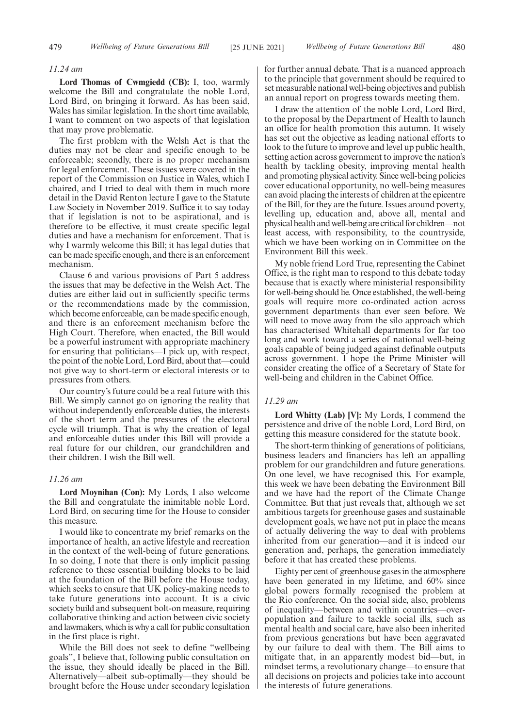*11.24 am*

**Lord Thomas of Cwmgiedd (CB):** I, too, warmly welcome the Bill and congratulate the noble Lord, Lord Bird, on bringing it forward. As has been said, Wales has similar legislation. In the short time available, I want to comment on two aspects of that legislation that may prove problematic.

The first problem with the Welsh Act is that the duties may not be clear and specific enough to be enforceable; secondly, there is no proper mechanism for legal enforcement. These issues were covered in the report of the Commission on Justice in Wales, which I chaired, and I tried to deal with them in much more detail in the David Renton lecture I gave to the Statute Law Society in November 2019. Suffice it to say today that if legislation is not to be aspirational, and is therefore to be effective, it must create specific legal duties and have a mechanism for enforcement. That is why I warmly welcome this Bill; it has legal duties that can be made specific enough, and there is an enforcement mechanism.

Clause 6 and various provisions of Part 5 address the issues that may be defective in the Welsh Act. The duties are either laid out in sufficiently specific terms or the recommendations made by the commission, which become enforceable, can be made specific enough, and there is an enforcement mechanism before the High Court. Therefore, when enacted, the Bill would be a powerful instrument with appropriate machinery for ensuring that politicians—I pick up, with respect, the point of the noble Lord, Lord Bird, about that—could not give way to short-term or electoral interests or to pressures from others.

Our country's future could be a real future with this Bill. We simply cannot go on ignoring the reality that without independently enforceable duties, the interests of the short term and the pressures of the electoral cycle will triumph. That is why the creation of legal and enforceable duties under this Bill will provide a real future for our children, our grandchildren and their children. I wish the Bill well.

*11.26 am*

**Lord Moynihan (Con):** My Lords, I also welcome the Bill and congratulate the inimitable noble Lord, Lord Bird, on securing time for the House to consider this measure.

I would like to concentrate my brief remarks on the importance of health, an active lifestyle and recreation in the context of the well-being of future generations. In so doing, I note that there is only implicit passing reference to these essential building blocks to be laid at the foundation of the Bill before the House today, which seeks to ensure that UK policy-making needs to take future generations into account. It is a civic society build and subsequent bolt-on measure, requiring collaborative thinking and action between civic society and lawmakers, which is why a call for public consultation in the first place is right.

While the Bill does not seek to define "wellbeing goals", I believe that, following public consultation on the issue, they should ideally be placed in the Bill. Alternatively—albeit sub-optimally—they should be brought before the House under secondary legislation for further annual debate. That is a nuanced approach to the principle that government should be required to set measurable national well-being objectives and publish an annual report on progress towards meeting them.

I draw the attention of the noble Lord, Lord Bird, to the proposal by the Department of Health to launch an office for health promotion this autumn. It wisely has set out the objective as leading national efforts to look to the future to improve and level up public health, setting action across government to improve the nation's health by tackling obesity, improving mental health and promoting physical activity. Since well-being policies cover educational opportunity, no well-being measures can avoid placing the interests of children at the epicentre of the Bill, for they are the future. Issues around poverty, levelling up, education and, above all, mental and physical health and well-being are critical for children—not least access, with responsibility, to the countryside, which we have been working on in Committee on the Environment Bill this week.

My noble friend Lord True, representing the Cabinet Office, is the right man to respond to this debate today because that is exactly where ministerial responsibility for well-being should lie. Once established, the well-being goals will require more co-ordinated action across government departments than ever seen before. We will need to move away from the silo approach which has characterised Whitehall departments for far too long and work toward a series of national well-being goals capable of being judged against definable outputs across government. I hope the Prime Minister will consider creating the office of a Secretary of State for well-being and children in the Cabinet Office.

*11.29 am*

**Lord Whitty (Lab) [V]:** My Lords, I commend the persistence and drive of the noble Lord, Lord Bird, on getting this measure considered for the statute book.

The short-term thinking of generations of politicians, business leaders and financiers has left an appalling problem for our grandchildren and future generations. On one level, we have recognised this. For example, this week we have been debating the Environment Bill and we have had the report of the Climate Change Committee. But that just reveals that, although we set ambitious targets for greenhouse gases and sustainable development goals, we have not put in place the means of actually delivering the way to deal with problems inherited from our generation—and it is indeed our generation and, perhaps, the generation immediately before it that has created these problems.

Eighty per cent of greenhouse gases in the atmosphere have been generated in my lifetime, and 60% since global powers formally recognised the problem at the Rio conference. On the social side, also, problems of inequality—between and within countries—overpopulation and failure to tackle social ills, such as mental health and social care, have also been inherited from previous generations but have been aggravated by our failure to deal with them. The Bill aims to mitigate that, in an apparently modest bid—but, in mindset terms, a revolutionary change—to ensure that all decisions on projects and policies take into account the interests of future generations.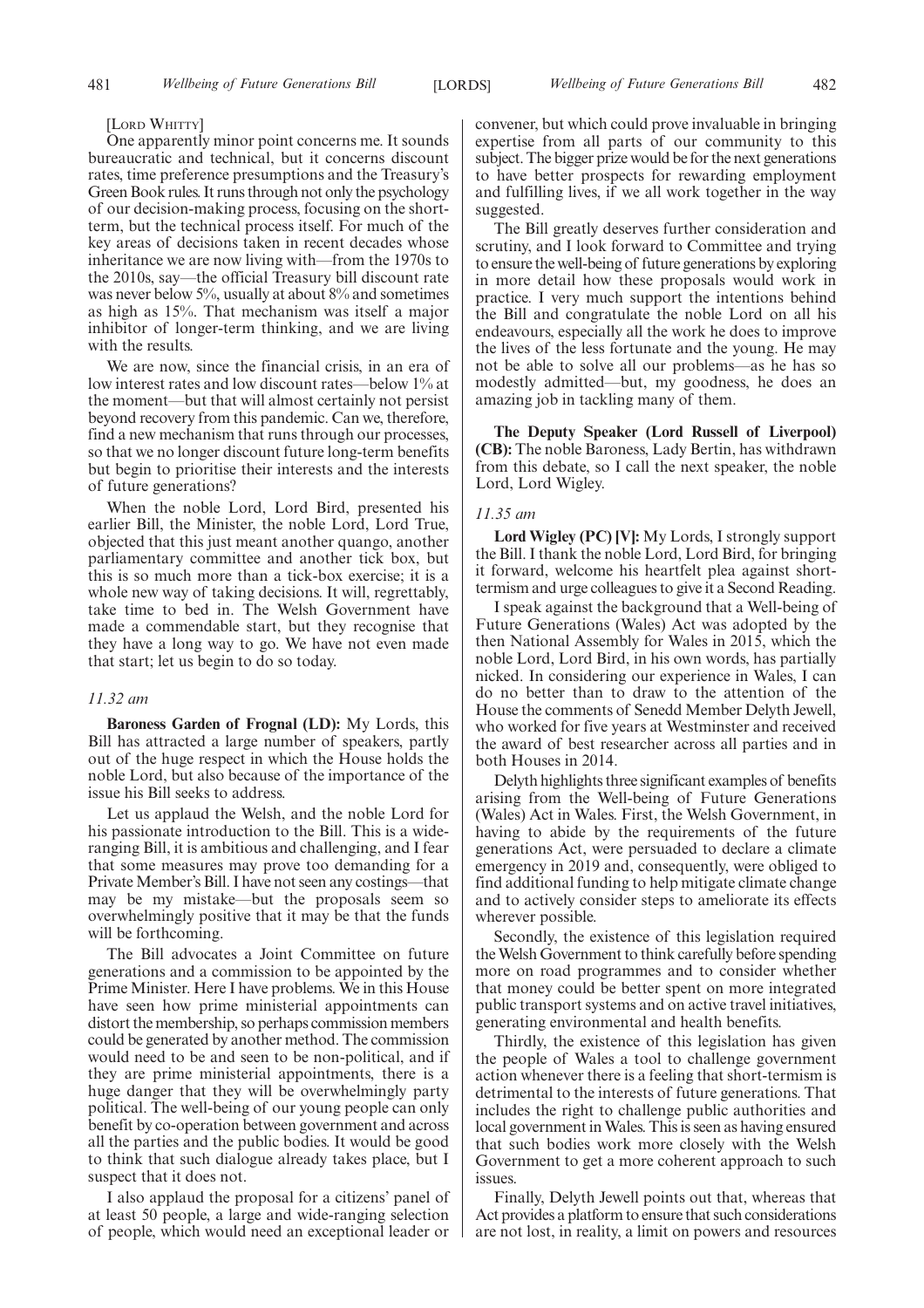[Lord Whitty]

One apparently minor point concerns me. It sounds bureaucratic and technical, but it concerns discount rates, time preference presumptions and the Treasury's Green Book rules. It runs through not only the psychology of our decision-making process, focusing on the short-term, but the technical process itself. For much of the key areas of decisions taken in recent decades whose inheritance we are now living with—from the 1970s to the 2010s, say—the official Treasury bill discount rate was never below 5%, usually at about 8% and sometimes as high as 15%. That mechanism was itself a major inhibitor of longer-term thinking, and we are living with the results.

We are now, since the financial crisis, in an era of low interest rates and low discount rates—below 1% at the moment—but that will almost certainly not persist beyond recovery from this pandemic. Can we, therefore, find a new mechanism that runs through our processes, so that we no longer discount future long-term benefits but begin to prioritise their interests and the interests of future generations?

When the noble Lord, Lord Bird, presented his earlier Bill, the Minister, the noble Lord, Lord True, objected that this just meant another quango, another parliamentary committee and another tick box, but this is so much more than a tick-box exercise; it is a whole new way of taking decisions. It will, regrettably, take time to bed in. The Welsh Government have made a commendable start, but they recognise that they have a long way to go. We have not even made that start; let us begin to do so today.

*11.32 am*

**Baroness Garden of Frognal (LD):** My Lords, this Bill has attracted a large number of speakers, partly out of the huge respect in which the House holds the noble Lord, but also because of the importance of the issue his Bill seeks to address.

Let us applaud the Welsh, and the noble Lord for his passionate introduction to the Bill. This is a wide-ranging Bill, it is ambitious and challenging, and I fear that some measures may prove too demanding for a Private Member's Bill. I have not seen any costings—that may be my mistake—but the proposals seem so overwhelmingly positive that it may be that the funds will be forthcoming.

The Bill advocates a Joint Committee on future generations and a commission to be appointed by the Prime Minister. Here I have problems. We in this House have seen how prime ministerial appointments can distort the membership, so perhaps commission members could be generated by another method. The commission would need to be and seen to be non-political, and if they are prime ministerial appointments, there is a huge danger that they will be overwhelmingly party political. The well-being of our young people can only benefit by co-operation between government and across all the parties and the public bodies. It would be good to think that such dialogue already takes place, but I suspect that it does not.

I also applaud the proposal for a citizens' panel of at least 50 people, a large and wide-ranging selection of people, which would need an exceptional leader or convener, but which could prove invaluable in bringing expertise from all parts of our community to this subject. The bigger prize would be for the next generations to have better prospects for rewarding employment and fulfilling lives, if we all work together in the way suggested.

The Bill greatly deserves further consideration and scrutiny, and I look forward to Committee and trying to ensure the well-being of future generations by exploring in more detail how these proposals would work in practice. I very much support the intentions behind the Bill and congratulate the noble Lord on all his endeavours, especially all the work he does to improve the lives of the less fortunate and the young. He may not be able to solve all our problems—as he has so modestly admitted—but, my goodness, he does an amazing job in tackling many of them.

**The Deputy Speaker (Lord Russell of Liverpool) (CB):** The noble Baroness, Lady Bertin, has withdrawn from this debate, so I call the next speaker, the noble Lord, Lord Wigley.

*11.35 am*

**Lord Wigley (PC) [V]:** My Lords, I strongly support the Bill. I thank the noble Lord, Lord Bird, for bringing it forward, welcome his heartfelt plea against short-termism and urge colleagues to give it a Second Reading.

I speak against the background that a Well-being of Future Generations (Wales) Act was adopted by the then National Assembly for Wales in 2015, which the noble Lord, Lord Bird, in his own words, has partially nicked. In considering our experience in Wales, I can do no better than to draw to the attention of the House the comments of Senedd Member Delyth Jewell, who worked for five years at Westminster and received the award of best researcher across all parties and in both Houses in 2014.

Delyth highlights three significant examples of benefits arising from the Well-being of Future Generations (Wales) Act in Wales. First, the Welsh Government, in having to abide by the requirements of the future generations Act, were persuaded to declare a climate emergency in 2019 and, consequently, were obliged to find additional funding to help mitigate climate change and to actively consider steps to ameliorate its effects wherever possible.

Secondly, the existence of this legislation required the Welsh Government to think carefully before spending more on road programmes and to consider whether that money could be better spent on more integrated public transport systems and on active travel initiatives, generating environmental and health benefits.

Thirdly, the existence of this legislation has given the people of Wales a tool to challenge government action whenever there is a feeling that short-termism is detrimental to the interests of future generations. That includes the right to challenge public authorities and local government in Wales. This is seen as having ensured that such bodies work more closely with the Welsh Government to get a more coherent approach to such issues.

Finally, Delyth Jewell points out that, whereas that Act provides a platform to ensure that such considerations are not lost, in reality, a limit on powers and resources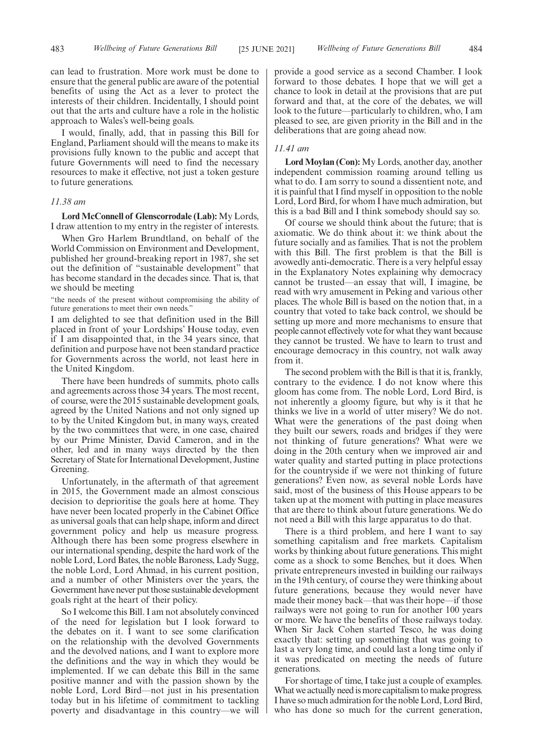can lead to frustration. More work must be done to ensure that the general public are aware of the potential benefits of using the Act as a lever to protect the interests of their children. Incidentally, I should point out that the arts and culture have a role in the holistic approach to Wales's well-being goals.

I would, finally, add, that in passing this Bill for England, Parliament should will the means to make its provisions fully known to the public and accept that future Governments will need to find the necessary resources to make it effective, not just a token gesture to future generations.

*11.38 am*

**Lord McConnell of Glenscorrodale (Lab):** My Lords, I draw attention to my entry in the register of interests.

When Gro Harlem Brundtland, on behalf of the World Commission on Environment and Development, published her ground-breaking report in 1987, she set out the definition of "sustainable development" that has become standard in the decades since. That is, that we should be meeting

"the needs of the present without compromising the ability of future generations to meet their own needs."

I am delighted to see that definition used in the Bill placed in front of your Lordships' House today, even if I am disappointed that, in the 34 years since, that definition and purpose have not been standard practice for Governments across the world, not least here in the United Kingdom.

There have been hundreds of summits, photo calls and agreements across those 34 years. The most recent, of course, were the 2015 sustainable development goals, agreed by the United Nations and not only signed up to by the United Kingdom but, in many ways, created by the two committees that were, in one case, chaired by our Prime Minister, David Cameron, and in the other, led and in many ways directed by the then Secretary of State for International Development, Justine Greening.

Unfortunately, in the aftermath of that agreement in 2015, the Government made an almost conscious decision to deprioritise the goals here at home. They have never been located properly in the Cabinet Office as universal goals that can help shape, inform and direct government policy and help us measure progress. Although there has been some progress elsewhere in our international spending, despite the hard work of the noble Lord, Lord Bates, the noble Baroness, Lady Sugg, the noble Lord, Lord Ahmad, in his current position, and a number of other Ministers over the years, the Government have never put those sustainable development goals right at the heart of their policy.

So I welcome this Bill. I am not absolutely convinced of the need for legislation but I look forward to the debates on it. I want to see some clarification on the relationship with the devolved Governments and the devolved nations, and I want to explore more the definitions and the way in which they would be implemented. If we can debate this Bill in the same positive manner and with the passion shown by the noble Lord, Lord Bird—not just in his presentation today but in his lifetime of commitment to tackling poverty and disadvantage in this country—we will provide a good service as a second Chamber. I look forward to those debates. I hope that we will get a chance to look in detail at the provisions that are put forward and that, at the core of the debates, we will look to the future—particularly to children, who, I am pleased to see, are given priority in the Bill and in the deliberations that are going ahead now.

*11.41 am*

**Lord Moylan (Con):** My Lords, another day, another independent commission roaming around telling us what to do. I am sorry to sound a dissentient note, and it is painful that I find myself in opposition to the noble Lord, Lord Bird, for whom I have much admiration, but this is a bad Bill and I think somebody should say so.

Of course we should think about the future; that is axiomatic. We do think about it: we think about the future socially and as families. That is not the problem with this Bill. The first problem is that the Bill is avowedly anti-democratic. There is a very helpful essay in the Explanatory Notes explaining why democracy cannot be trusted—an essay that will, I imagine, be read with wry amusement in Peking and various other places. The whole Bill is based on the notion that, in a country that voted to take back control, we should be setting up more and more mechanisms to ensure that people cannot effectively vote for what they want because they cannot be trusted. We have to learn to trust and encourage democracy in this country, not walk away from it.

The second problem with the Bill is that it is, frankly, contrary to the evidence. I do not know where this gloom has come from. The noble Lord, Lord Bird, is not inherently a gloomy figure, but why is it that he thinks we live in a world of utter misery? We do not. What were the generations of the past doing when they built our sewers, roads and bridges if they were not thinking of future generations? What were we doing in the 20th century when we improved air and water quality and started putting in place protections for the countryside if we were not thinking of future generations? Even now, as several noble Lords have said, most of the business of this House appears to be taken up at the moment with putting in place measures that are there to think about future generations. We do not need a Bill with this large apparatus to do that.

There is a third problem, and here I want to say something capitalism and free markets. Capitalism works by thinking about future generations. This might come as a shock to some Benches, but it does. When private entrepreneurs invested in building our railways in the 19th century, of course they were thinking about future generations, because they would never have made their money back—that was their hope—if those railways were not going to run for another 100 years or more. We have the benefits of those railways today. When Sir Jack Cohen started Tesco, he was doing exactly that: setting up something that was going to last a very long time, and could last a long time only if it was predicated on meeting the needs of future generations.

For shortage of time, I take just a couple of examples. What we actually need is more capitalism to make progress. I have so much admiration for the noble Lord, Lord Bird, who has done so much for the current generation,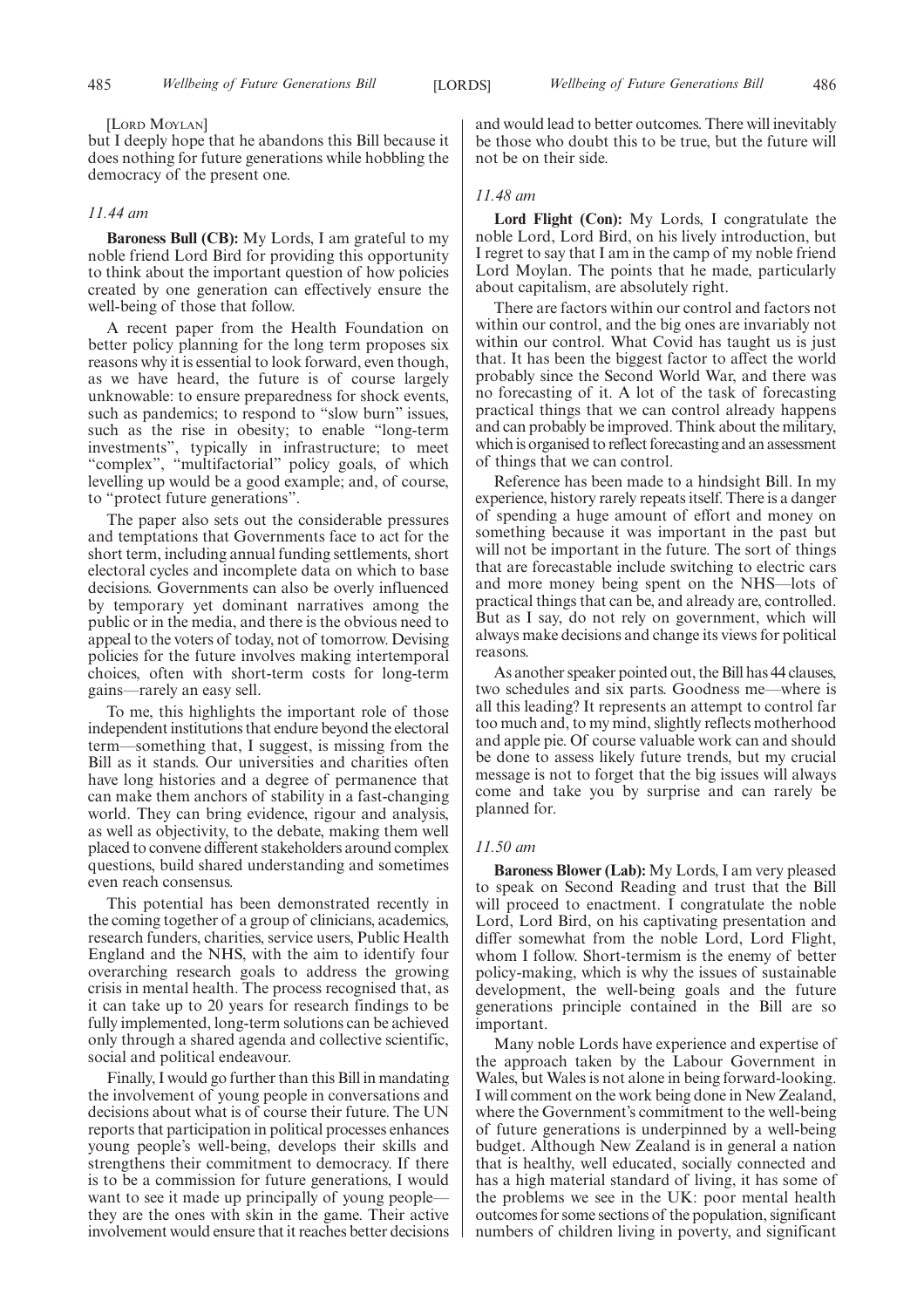[Lord Moylan]

but I deeply hope that he abandons this Bill because it does nothing for future generations while hobbling the democracy of the present one.

*11.44 am*

**Baroness Bull (CB):** My Lords, I am grateful to my noble friend Lord Bird for providing this opportunity to think about the important question of how policies created by one generation can effectively ensure the well-being of those that follow.

A recent paper from the Health Foundation on better policy planning for the long term proposes six reasons why it is essential to look forward, even though, as we have heard, the future is of course largely unknowable: to ensure preparedness for shock events, such as pandemics; to respond to "slow burn" issues, such as the rise in obesity; to enable "long-term investments", typically in infrastructure; to meet "complex", "multifactorial" policy goals, of which levelling up would be a good example; and, of course, to "protect future generations".

The paper also sets out the considerable pressures and temptations that Governments face to act for the short term, including annual funding settlements, short electoral cycles and incomplete data on which to base decisions. Governments can also be overly influenced by temporary yet dominant narratives among the public or in the media, and there is the obvious need to appeal to the voters of today, not of tomorrow. Devising policies for the future involves making intertemporal choices, often with short-term costs for long-term gains—rarely an easy sell.

To me, this highlights the important role of those independent institutions that endure beyond the electoral term—something that, I suggest, is missing from the Bill as it stands. Our universities and charities often have long histories and a degree of permanence that can make them anchors of stability in a fast-changing world. They can bring evidence, rigour and analysis, as well as objectivity, to the debate, making them well placed to convene different stakeholders around complex questions, build shared understanding and sometimes even reach consensus.

This potential has been demonstrated recently in the coming together of a group of clinicians, academics, research funders, charities, service users, Public Health England and the NHS, with the aim to identify four overarching research goals to address the growing crisis in mental health. The process recognised that, as it can take up to 20 years for research findings to be fully implemented, long-term solutions can be achieved only through a shared agenda and collective scientific, social and political endeavour.

Finally, I would go further than this Bill in mandating the involvement of young people in conversations and decisions about what is of course their future. The UN reports that participation in political processes enhances young people's well-being, develops their skills and strengthens their commitment to democracy. If there is to be a commission for future generations, I would want to see it made up principally of young people—they are the ones with skin in the game. Their active involvement would ensure that it reaches better decisions and would lead to better outcomes. There will inevitably be those who doubt this to be true, but the future will not be on their side.

*11.48 am*

**Lord Flight (Con):** My Lords, I congratulate the noble Lord, Lord Bird, on his lively introduction, but I regret to say that I am in the camp of my noble friend Lord Moylan. The points that he made, particularly about capitalism, are absolutely right.

There are factors within our control and factors not within our control, and the big ones are invariably not within our control. What Covid has taught us is just that. It has been the biggest factor to affect the world probably since the Second World War, and there was no forecasting of it. A lot of the task of forecasting practical things that we can control already happens and can probably be improved. Think about the military, which is organised to reflect forecasting and an assessment of things that we can control.

Reference has been made to a hindsight Bill. In my experience, history rarely repeats itself. There is a danger of spending a huge amount of effort and money on something because it was important in the past but will not be important in the future. The sort of things that are forecastable include switching to electric cars and more money being spent on the NHS—lots of practical things that can be, and already are, controlled. But as I say, do not rely on government, which will always make decisions and change its views for political reasons.

As another speaker pointed out, the Bill has 44 clauses, two schedules and six parts. Goodness me—where is all this leading? It represents an attempt to control far too much and, to my mind, slightly reflects motherhood and apple pie. Of course valuable work can and should be done to assess likely future trends, but my crucial message is not to forget that the big issues will always come and take you by surprise and can rarely be planned for.

*11.50 am*

**Baroness Blower (Lab):** My Lords, I am very pleased to speak on Second Reading and trust that the Bill will proceed to enactment. I congratulate the noble Lord, Lord Bird, on his captivating presentation and differ somewhat from the noble Lord, Lord Flight, whom I follow. Short-termism is the enemy of better policy-making, which is why the issues of sustainable development, the well-being goals and the future generations principle contained in the Bill are so important.

Many noble Lords have experience and expertise of the approach taken by the Labour Government in Wales, but Wales is not alone in being forward-looking. I will comment on the work being done in New Zealand, where the Government's commitment to the well-being of future generations is underpinned by a well-being budget. Although New Zealand is in general a nation that is healthy, well educated, socially connected and has a high material standard of living, it has some of the problems we see in the UK: poor mental health outcomes for some sections of the population, significant numbers of children living in poverty, and significant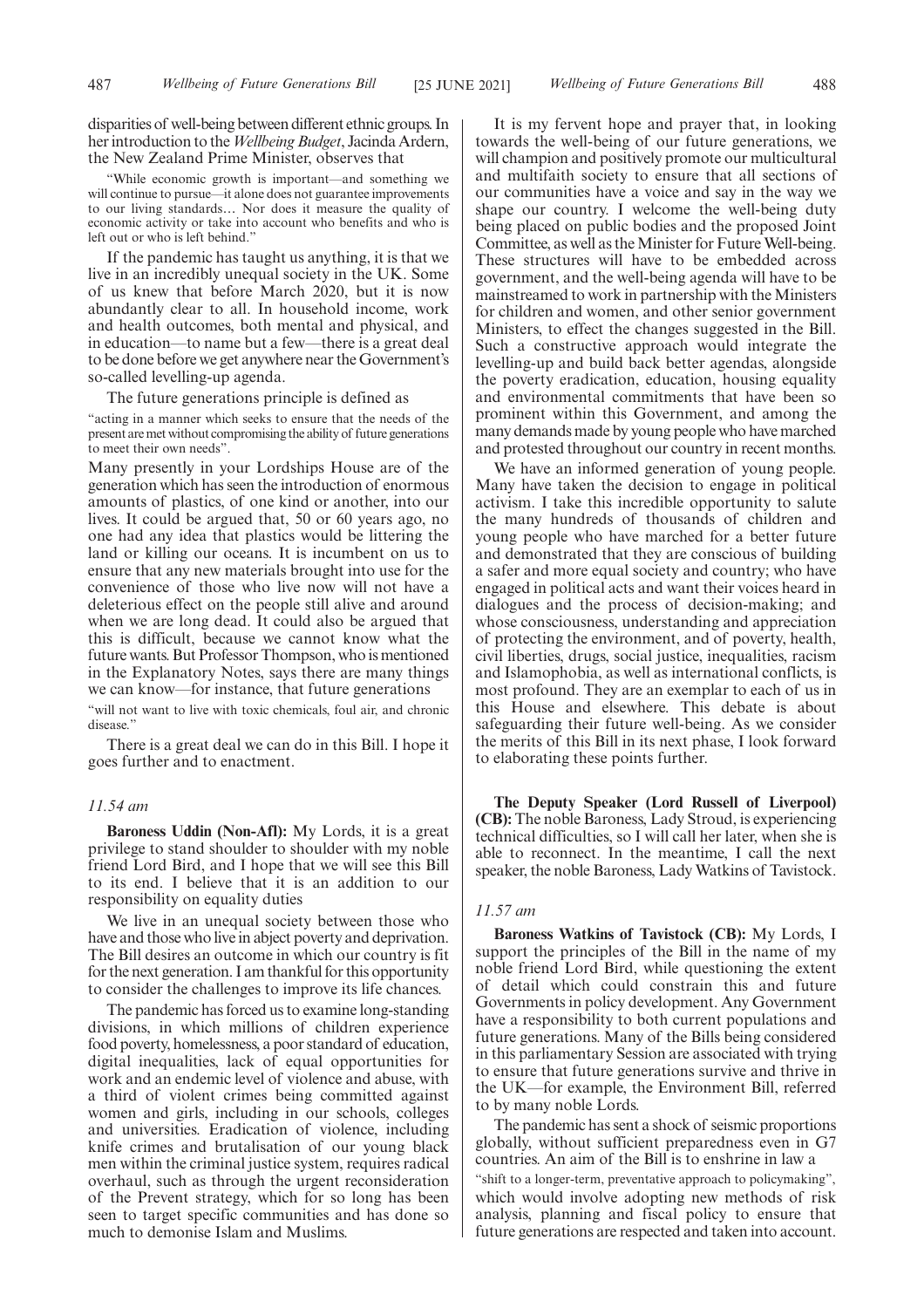disparities of well-being between different ethnic groups. In her introduction to the *Wellbeing Budget*, Jacinda Ardern, the New Zealand Prime Minister, observes that

> "While economic growth is important—and something we will continue to pursue—it alone does not guarantee improvements to our living standards… Nor does it measure the quality of economic activity or take into account who benefits and who is left out or who is left behind."

If the pandemic has taught us anything, it is that we live in an incredibly unequal society in the UK. Some of us knew that before March 2020, but it is now abundantly clear to all. In household income, work and health outcomes, both mental and physical, and in education—to name but a few—there is a great deal to be done before we get anywhere near the Government's so-called levelling-up agenda.

The future generations principle is defined as

> "acting in a manner which seeks to ensure that the needs of the present are met without compromising the ability of future generations to meet their own needs".

Many presently in your Lordships House are of the generation which has seen the introduction of enormous amounts of plastics, of one kind or another, into our lives. It could be argued that, 50 or 60 years ago, no one had any idea that plastics would be littering the land or killing our oceans. It is incumbent on us to ensure that any new materials brought into use for the convenience of those who live now will not have a deleterious effect on the people still alive and around when we are long dead. It could also be argued that this is difficult, because we cannot know what the future wants. But Professor Thompson, who is mentioned in the Explanatory Notes, says there are many things we can know—for instance, that future generations

> "will not want to live with toxic chemicals, foul air, and chronic disease."

There is a great deal we can do in this Bill. I hope it goes further and to enactment.

*11.54 am*

**Baroness Uddin (Non-Afl):** My Lords, it is a great privilege to stand shoulder to shoulder with my noble friend Lord Bird, and I hope that we will see this Bill to its end. I believe that it is an addition to our responsibility on equality duties

We live in an unequal society between those who have and those who live in abject poverty and deprivation. The Bill desires an outcome in which our country is fit for the next generation. I am thankful for this opportunity to consider the challenges to improve its life chances.

The pandemic has forced us to examine long-standing divisions, in which millions of children experience food poverty, homelessness, a poor standard of education, digital inequalities, lack of equal opportunities for work and an endemic level of violence and abuse, with a third of violent crimes being committed against women and girls, including in our schools, colleges and universities. Eradication of violence, including knife crimes and brutalisation of our young black men within the criminal justice system, requires radical overhaul, such as through the urgent reconsideration of the Prevent strategy, which for so long has been seen to target specific communities and has done so much to demonise Islam and Muslims.

It is my fervent hope and prayer that, in looking towards the well-being of our future generations, we will champion and positively promote our multicultural and multifaith society to ensure that all sections of our communities have a voice and say in the way we shape our country. I welcome the well-being duty being placed on public bodies and the proposed Joint Committee, as well as the Minister for Future Well-being. These structures will have to be embedded across government, and the well-being agenda will have to be mainstreamed to work in partnership with the Ministers for children and women, and other senior government Ministers, to effect the changes suggested in the Bill. Such a constructive approach would integrate the levelling-up and build back better agendas, alongside the poverty eradication, education, housing equality and environmental commitments that have been so prominent within this Government, and among the many demands made by young people who have marched and protested throughout our country in recent months.

We have an informed generation of young people. Many have taken the decision to engage in political activism. I take this incredible opportunity to salute the many hundreds of thousands of children and young people who have marched for a better future and demonstrated that they are conscious of building a safer and more equal society and country; who have engaged in political acts and want their voices heard in dialogues and the process of decision-making; and whose consciousness, understanding and appreciation of protecting the environment, and of poverty, health, civil liberties, drugs, social justice, inequalities, racism and Islamophobia, as well as international conflicts, is most profound. They are an exemplar to each of us in this House and elsewhere. This debate is about safeguarding their future well-being. As we consider the merits of this Bill in its next phase, I look forward to elaborating these points further.

**The Deputy Speaker (Lord Russell of Liverpool) (CB):** The noble Baroness, Lady Stroud, is experiencing technical difficulties, so I will call her later, when she is able to reconnect. In the meantime, I call the next speaker, the noble Baroness, Lady Watkins of Tavistock.

*11.57 am*

**Baroness Watkins of Tavistock (CB):** My Lords, I support the principles of the Bill in the name of my noble friend Lord Bird, while questioning the extent of detail which could constrain this and future Governments in policy development. Any Government have a responsibility to both current populations and future generations. Many of the Bills being considered in this parliamentary Session are associated with trying to ensure that future generations survive and thrive in the UK—for example, the Environment Bill, referred to by many noble Lords.

The pandemic has sent a shock of seismic proportions globally, without sufficient preparedness even in G7 countries. An aim of the Bill is to enshrine in law a

> "shift to a longer-term, preventative approach to policymaking",

which would involve adopting new methods of risk analysis, planning and fiscal policy to ensure that future generations are respected and taken into account.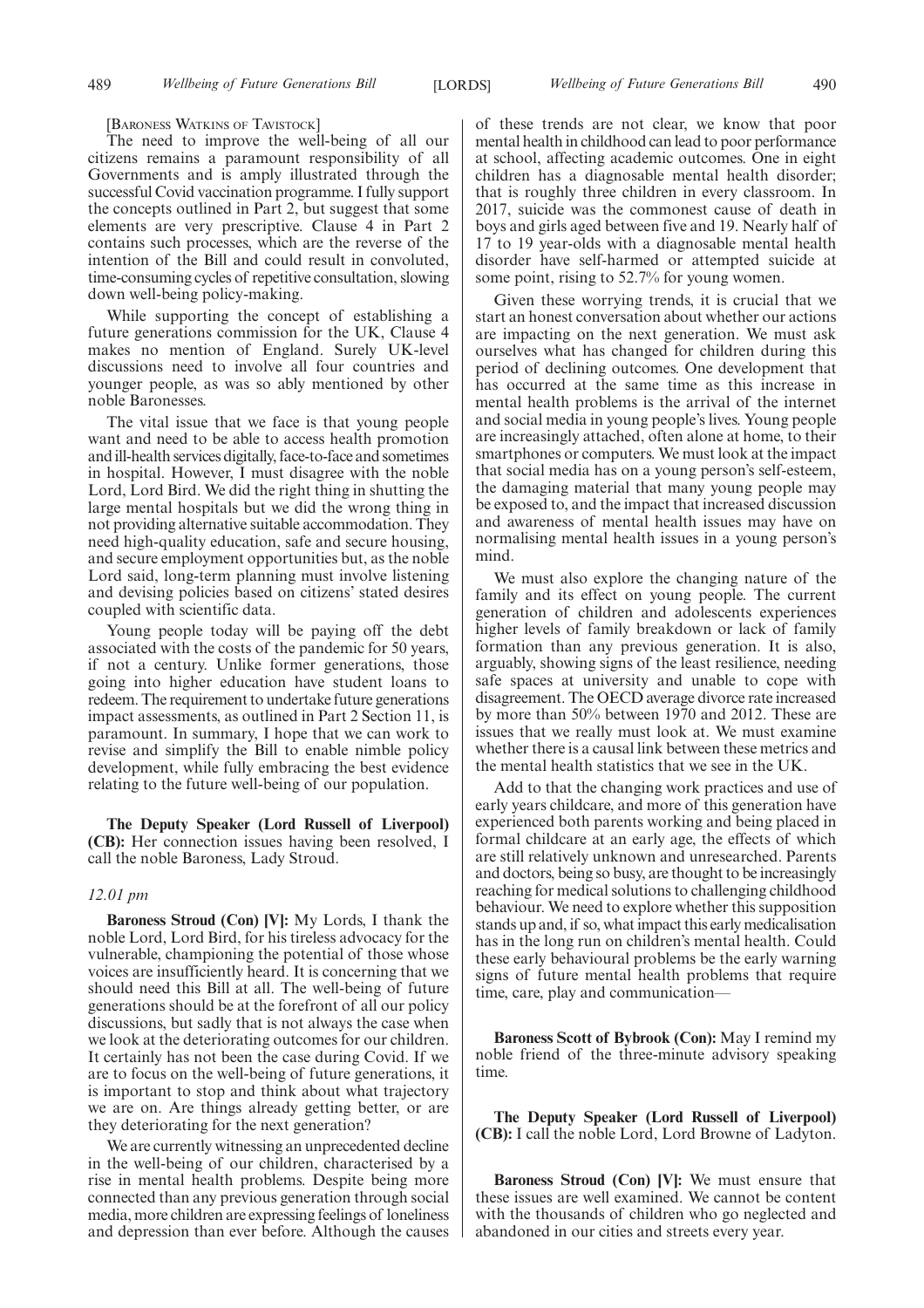[Baroness Watkins of Tavistock]

The need to improve the well-being of all our citizens remains a paramount responsibility of all Governments and is amply illustrated through the successful Covid vaccination programme. I fully support the concepts outlined in Part 2, but suggest that some elements are very prescriptive. Clause 4 in Part 2 contains such processes, which are the reverse of the intention of the Bill and could result in convoluted, time-consuming cycles of repetitive consultation, slowing down well-being policy-making.

While supporting the concept of establishing a future generations commission for the UK, Clause 4 makes no mention of England. Surely UK-level discussions need to involve all four countries and younger people, as was so ably mentioned by other noble Baronesses.

The vital issue that we face is that young people want and need to be able to access health promotion and ill-health services digitally, face-to-face and sometimes in hospital. However, I must disagree with the noble Lord, Lord Bird. We did the right thing in shutting the large mental hospitals but we did the wrong thing in not providing alternative suitable accommodation. They need high-quality education, safe and secure housing, and secure employment opportunities but, as the noble Lord said, long-term planning must involve listening and devising policies based on citizens' stated desires coupled with scientific data.

Young people today will be paying off the debt associated with the costs of the pandemic for 50 years, if not a century. Unlike former generations, those going into higher education have student loans to redeem. The requirement to undertake future generations impact assessments, as outlined in Part 2 Section 11, is paramount. In summary, I hope that we can work to revise and simplify the Bill to enable nimble policy development, while fully embracing the best evidence relating to the future well-being of our population.

**The Deputy Speaker (Lord Russell of Liverpool) (CB):** Her connection issues having been resolved, I call the noble Baroness, Lady Stroud.

*12.01 pm*

**Baroness Stroud (Con) [V]:** My Lords, I thank the noble Lord, Lord Bird, for his tireless advocacy for the vulnerable, championing the potential of those whose voices are insufficiently heard. It is concerning that we should need this Bill at all. The well-being of future generations should be at the forefront of all our policy discussions, but sadly that is not always the case when we look at the deteriorating outcomes for our children. It certainly has not been the case during Covid. If we are to focus on the well-being of future generations, it is important to stop and think about what trajectory we are on. Are things already getting better, or are they deteriorating for the next generation?

We are currently witnessing an unprecedented decline in the well-being of our children, characterised by a rise in mental health problems. Despite being more connected than any previous generation through social media, more children are expressing feelings of loneliness and depression than ever before. Although the causes of these trends are not clear, we know that poor mental health in childhood can lead to poor performance at school, affecting academic outcomes. One in eight children has a diagnosable mental health disorder; that is roughly three children in every classroom. In 2017, suicide was the commonest cause of death in boys and girls aged between five and 19. Nearly half of 17 to 19 year-olds with a diagnosable mental health disorder have self-harmed or attempted suicide at some point, rising to 52.7% for young women.

Given these worrying trends, it is crucial that we start an honest conversation about whether our actions are impacting on the next generation. We must ask ourselves what has changed for children during this period of declining outcomes. One development that has occurred at the same time as this increase in mental health problems is the arrival of the internet and social media in young people's lives. Young people are increasingly attached, often alone at home, to their smartphones or computers. We must look at the impact that social media has on a young person's self-esteem, the damaging material that many young people may be exposed to, and the impact that increased discussion and awareness of mental health issues may have on normalising mental health issues in a young person's mind.

We must also explore the changing nature of the family and its effect on young people. The current generation of children and adolescents experiences higher levels of family breakdown or lack of family formation than any previous generation. It is also, arguably, showing signs of the least resilience, needing safe spaces at university and unable to cope with disagreement. The OECD average divorce rate increased by more than 50% between 1970 and 2012. These are issues that we really must look at. We must examine whether there is a causal link between these metrics and the mental health statistics that we see in the UK.

Add to that the changing work practices and use of early years childcare, and more of this generation have experienced both parents working and being placed in formal childcare at an early age, the effects of which are still relatively unknown and unresearched. Parents and doctors, being so busy, are thought to be increasingly reaching for medical solutions to challenging childhood behaviour. We need to explore whether this supposition stands up and, if so, what impact this early medicalisation has in the long run on children's mental health. Could these early behavioural problems be the early warning signs of future mental health problems that require time, care, play and communication—

**Baroness Scott of Bybrook (Con):** May I remind my noble friend of the three-minute advisory speaking time.

**The Deputy Speaker (Lord Russell of Liverpool) (CB):** I call the noble Lord, Lord Browne of Ladyton.

**Baroness Stroud (Con) [V]:** We must ensure that these issues are well examined. We cannot be content with the thousands of children who go neglected and abandoned in our cities and streets every year.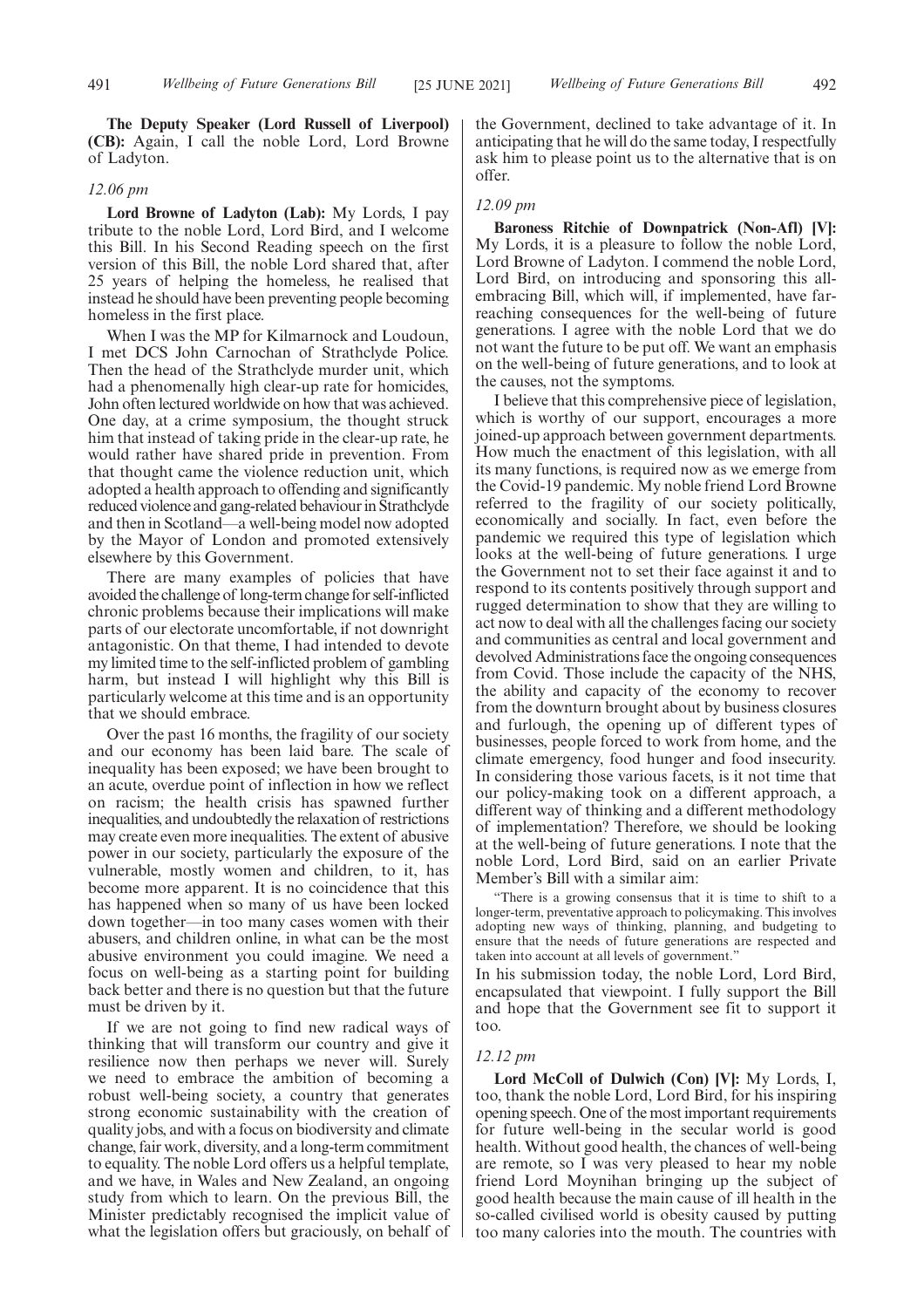**The Deputy Speaker (Lord Russell of Liverpool) (CB):** Again, I call the noble Lord, Lord Browne of Ladyton.

*12.06 pm*

**Lord Browne of Ladyton (Lab):** My Lords, I pay tribute to the noble Lord, Lord Bird, and I welcome this Bill. In his Second Reading speech on the first version of this Bill, the noble Lord shared that, after 25 years of helping the homeless, he realised that instead he should have been preventing people becoming homeless in the first place.

When I was the MP for Kilmarnock and Loudoun, I met DCS John Carnochan of Strathclyde Police. Then the head of the Strathclyde murder unit, which had a phenomenally high clear-up rate for homicides, John often lectured worldwide on how that was achieved. One day, at a crime symposium, the thought struck him that instead of taking pride in the clear-up rate, he would rather have shared pride in prevention. From that thought came the violence reduction unit, which adopted a health approach to offending and significantly reduced violence and gang-related behaviour in Strathclyde and then in Scotland—a well-being model now adopted by the Mayor of London and promoted extensively elsewhere by this Government.

There are many examples of policies that have avoided the challenge of long-term change for self-inflicted chronic problems because their implications will make parts of our electorate uncomfortable, if not downright antagonistic. On that theme, I had intended to devote my limited time to the self-inflicted problem of gambling harm, but instead I will highlight why this Bill is particularly welcome at this time and is an opportunity that we should embrace.

Over the past 16 months, the fragility of our society and our economy has been laid bare. The scale of inequality has been exposed; we have been brought to an acute, overdue point of inflection in how we reflect on racism; the health crisis has spawned further inequalities, and undoubtedly the relaxation of restrictions may create even more inequalities. The extent of abusive power in our society, particularly the exposure of the vulnerable, mostly women and children, to it, has become more apparent. It is no coincidence that this has happened when so many of us have been locked down together—in too many cases women with their abusers, and children online, in what can be the most abusive environment you could imagine. We need a focus on well-being as a starting point for building back better and there is no question but that the future must be driven by it.

If we are not going to find new radical ways of thinking that will transform our country and give it resilience now then perhaps we never will. Surely we need to embrace the ambition of becoming a robust well-being society, a country that generates strong economic sustainability with the creation of quality jobs, and with a focus on biodiversity and climate change, fair work, diversity, and a long-term commitment to equality. The noble Lord offers us a helpful template, and we have, in Wales and New Zealand, an ongoing study from which to learn. On the previous Bill, the Minister predictably recognised the implicit value of what the legislation offers but graciously, on behalf of the Government, declined to take advantage of it. In anticipating that he will do the same today, I respectfully ask him to please point us to the alternative that is on offer.

*12.09 pm*

**Baroness Ritchie of Downpatrick (Non-Afl) [V]:** My Lords, it is a pleasure to follow the noble Lord, Lord Browne of Ladyton. I commend the noble Lord, Lord Bird, on introducing and sponsoring this all-embracing Bill, which will, if implemented, have far-reaching consequences for the well-being of future generations. I agree with the noble Lord that we do not want the future to be put off. We want an emphasis on the well-being of future generations, and to look at the causes, not the symptoms.

I believe that this comprehensive piece of legislation, which is worthy of our support, encourages a more joined-up approach between government departments. How much the enactment of this legislation, with all its many functions, is required now as we emerge from the Covid-19 pandemic. My noble friend Lord Browne referred to the fragility of our society politically, economically and socially. In fact, even before the pandemic we required this type of legislation which looks at the well-being of future generations. I urge the Government not to set their face against it and to respond to its contents positively through support and rugged determination to show that they are willing to act now to deal with all the challenges facing our society and communities as central and local government and devolved Administrations face the ongoing consequences from Covid. Those include the capacity of the NHS, the ability and capacity of the economy to recover from the downturn brought about by business closures and furlough, the opening up of different types of businesses, people forced to work from home, and the climate emergency, food hunger and food insecurity. In considering those various facets, is it not time that our policy-making took on a different approach, a different way of thinking and a different methodology of implementation? Therefore, we should be looking at the well-being of future generations. I note that the noble Lord, Lord Bird, said on an earlier Private Member's Bill with a similar aim:

> "There is a growing consensus that it is time to shift to a longer-term, preventative approach to policymaking. This involves adopting new ways of thinking, planning, and budgeting to ensure that the needs of future generations are respected and taken into account at all levels of government."

In his submission today, the noble Lord, Lord Bird, encapsulated that viewpoint. I fully support the Bill and hope that the Government see fit to support it too.

*12.12 pm*

**Lord McColl of Dulwich (Con) [V]:** My Lords, I, too, thank the noble Lord, Lord Bird, for his inspiring opening speech. One of the most important requirements for future well-being in the secular world is good health. Without good health, the chances of well-being are remote, so I was very pleased to hear my noble friend Lord Moynihan bringing up the subject of good health because the main cause of ill health in the so-called civilised world is obesity caused by putting too many calories into the mouth. The countries with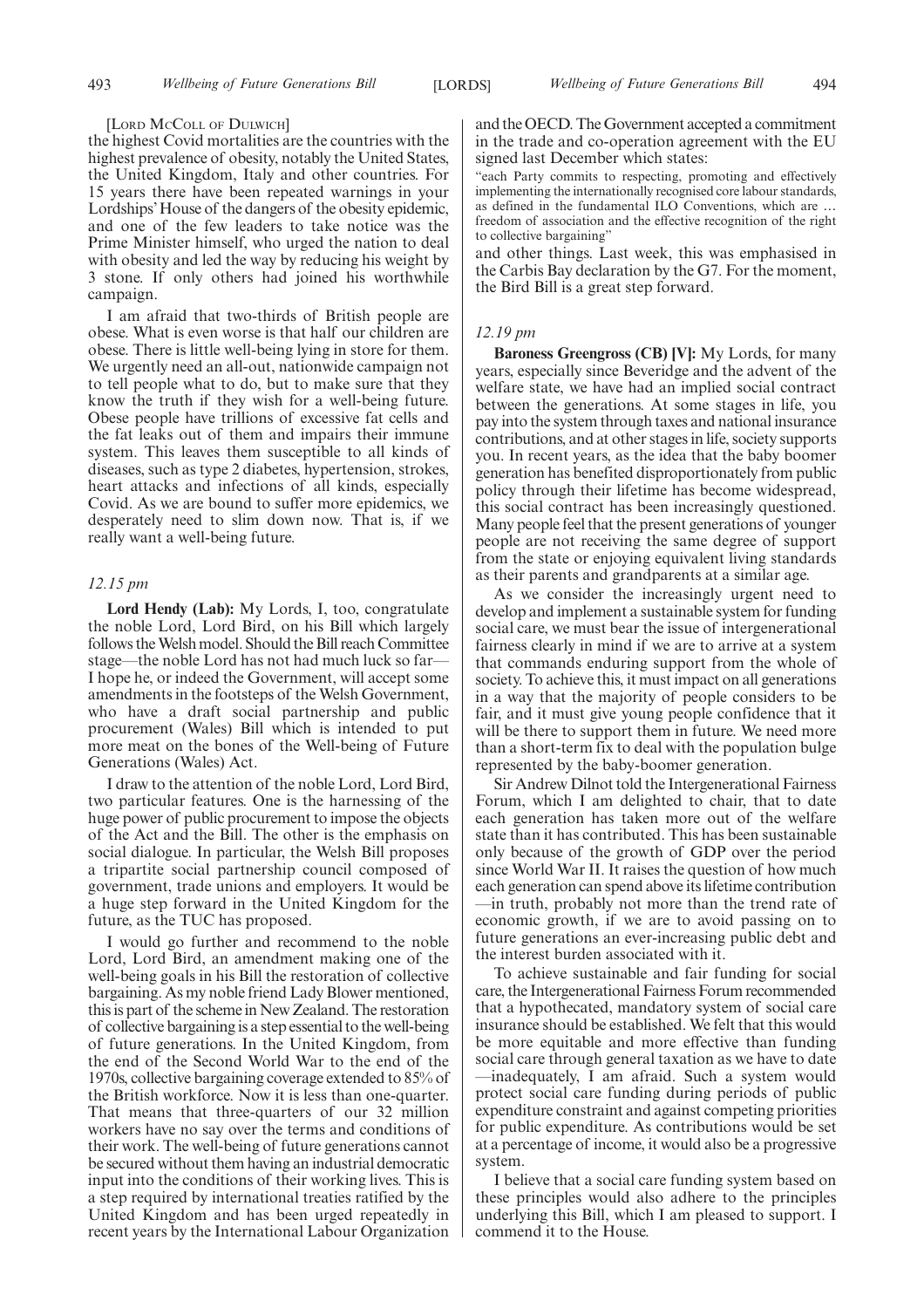[LORD MCCOLL OF DULWICH]

the highest Covid mortalities are the countries with the highest prevalence of obesity, notably the United States, the United Kingdom, Italy and other countries. For 15 years there have been repeated warnings in your Lordships' House of the dangers of the obesity epidemic, and one of the few leaders to take notice was the Prime Minister himself, who urged the nation to deal with obesity and led the way by reducing his weight by 3 stone. If only others had joined his worthwhile campaign.

I am afraid that two-thirds of British people are obese. What is even worse is that half our children are obese. There is little well-being lying in store for them. We urgently need an all-out, nationwide campaign not to tell people what to do, but to make sure that they know the truth if they wish for a well-being future. Obese people have trillions of excessive fat cells and the fat leaks out of them and impairs their immune system. This leaves them susceptible to all kinds of diseases, such as type 2 diabetes, hypertension, strokes, heart attacks and infections of all kinds, especially Covid. As we are bound to suffer more epidemics, we desperately need to slim down now. That is, if we really want a well-being future.

*12.15 pm*

**Lord Hendy (Lab):** My Lords, I, too, congratulate the noble Lord, Lord Bird, on his Bill which largely follows the Welsh model. Should the Bill reach Committee stage—the noble Lord has not had much luck so far—I hope he, or indeed the Government, will accept some amendments in the footsteps of the Welsh Government, who have a draft social partnership and public procurement (Wales) Bill which is intended to put more meat on the bones of the Well-being of Future Generations (Wales) Act.

I draw to the attention of the noble Lord, Lord Bird, two particular features. One is the harnessing of the huge power of public procurement to impose the objects of the Act and the Bill. The other is the emphasis on social dialogue. In particular, the Welsh Bill proposes a tripartite social partnership council composed of government, trade unions and employers. It would be a huge step forward in the United Kingdom for the future, as the TUC has proposed.

I would go further and recommend to the noble Lord, Lord Bird, an amendment making one of the well-being goals in his Bill the restoration of collective bargaining. As my noble friend Lady Blower mentioned, this is part of the scheme in New Zealand. The restoration of collective bargaining is a step essential to the well-being of future generations. In the United Kingdom, from the end of the Second World War to the end of the 1970s, collective bargaining coverage extended to 85% of the British workforce. Now it is less than one-quarter. That means that three-quarters of our 32 million workers have no say over the terms and conditions of their work. The well-being of future generations cannot be secured without them having an industrial democratic input into the conditions of their working lives. This is a step required by international treaties ratified by the United Kingdom and has been urged repeatedly in recent years by the International Labour Organization and the OECD. The Government accepted a commitment in the trade and co-operation agreement with the EU signed last December which states:

"each Party commits to respecting, promoting and effectively implementing the internationally recognised core labour standards, as defined in the fundamental ILO Conventions, which are … freedom of association and the effective recognition of the right to collective bargaining"

and other things. Last week, this was emphasised in the Carbis Bay declaration by the G7. For the moment, the Bird Bill is a great step forward.

*12.19 pm*

**Baroness Greengross (CB) [V]:** My Lords, for many years, especially since Beveridge and the advent of the welfare state, we have had an implied social contract between the generations. At some stages in life, you pay into the system through taxes and national insurance contributions, and at other stages in life, society supports you. In recent years, as the idea that the baby boomer generation has benefited disproportionately from public policy through their lifetime has become widespread, this social contract has been increasingly questioned. Many people feel that the present generations of younger people are not receiving the same degree of support from the state or enjoying equivalent living standards as their parents and grandparents at a similar age.

As we consider the increasingly urgent need to develop and implement a sustainable system for funding social care, we must bear the issue of intergenerational fairness clearly in mind if we are to arrive at a system that commands enduring support from the whole of society. To achieve this, it must impact on all generations in a way that the majority of people considers to be fair, and it must give young people confidence that it will be there to support them in future. We need more than a short-term fix to deal with the population bulge represented by the baby-boomer generation.

Sir Andrew Dilnot told the Intergenerational Fairness Forum, which I am delighted to chair, that to date each generation has taken more out of the welfare state than it has contributed. This has been sustainable only because of the growth of GDP over the period since World War II. It raises the question of how much each generation can spend above its lifetime contribution—in truth, probably not more than the trend rate of economic growth, if we are to avoid passing on to future generations an ever-increasing public debt and the interest burden associated with it.

To achieve sustainable and fair funding for social care, the Intergenerational Fairness Forum recommended that a hypothecated, mandatory system of social care insurance should be established. We felt that this would be more equitable and more effective than funding social care through general taxation as we have to date—inadequately, I am afraid. Such a system would protect social care funding during periods of public expenditure constraint and against competing priorities for public expenditure. As contributions would be set at a percentage of income, it would also be a progressive system.

I believe that a social care funding system based on these principles would also adhere to the principles underlying this Bill, which I am pleased to support. I commend it to the House.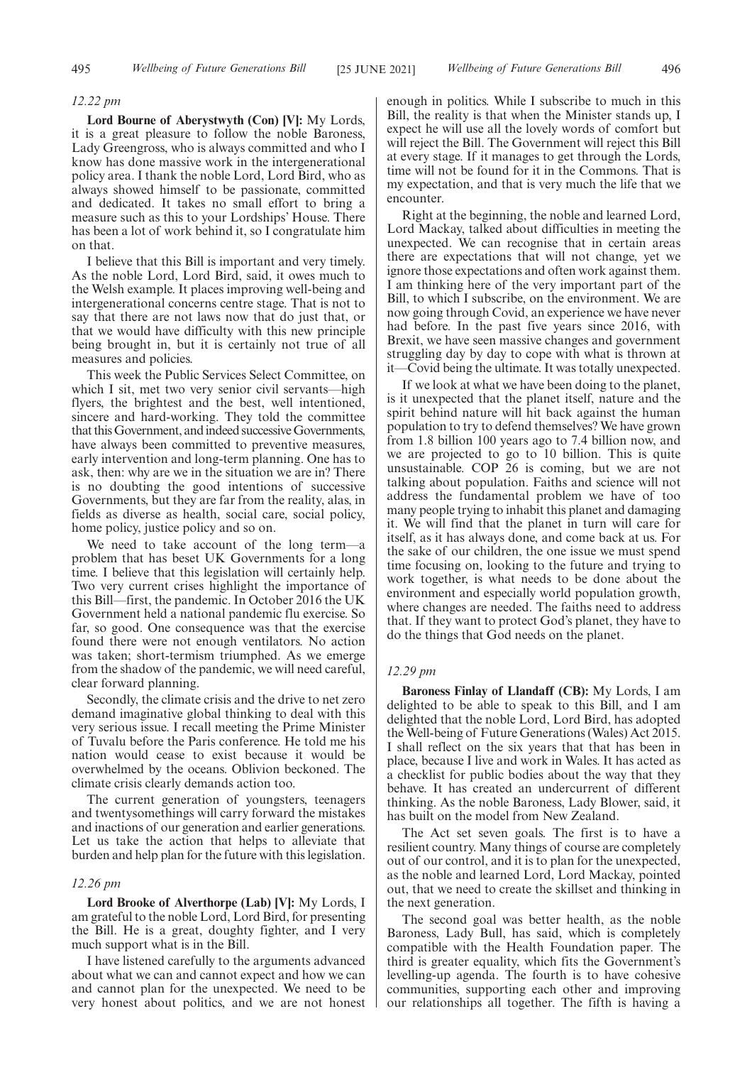*12.22 pm*

**Lord Bourne of Aberystwyth (Con) [V]:** My Lords, it is a great pleasure to follow the noble Baroness, Lady Greengross, who is always committed and who I know has done massive work in the intergenerational policy area. I thank the noble Lord, Lord Bird, who as always showed himself to be passionate, committed and dedicated. It takes no small effort to bring a measure such as this to your Lordships' House. There has been a lot of work behind it, so I congratulate him on that.

I believe that this Bill is important and very timely. As the noble Lord, Lord Bird, said, it owes much to the Welsh example. It places improving well-being and intergenerational concerns centre stage. That is not to say that there are not laws now that do just that, or that we would have difficulty with this new principle being brought in, but it is certainly not true of all measures and policies.

This week the Public Services Select Committee, on which I sit, met two very senior civil servants—high flyers, the brightest and the best, well intentioned, sincere and hard-working. They told the committee that this Government, and indeed successive Governments, have always been committed to preventive measures, early intervention and long-term planning. One has to ask, then: why are we in the situation we are in? There is no doubting the good intentions of successive Governments, but they are far from the reality, alas, in fields as diverse as health, social care, social policy, home policy, justice policy and so on.

We need to take account of the long term—a problem that has beset UK Governments for a long time. I believe that this legislation will certainly help. Two very current crises highlight the importance of this Bill—first, the pandemic. In October 2016 the UK Government held a national pandemic flu exercise. So far, so good. One consequence was that the exercise found there were not enough ventilators. No action was taken; short-termism triumphed. As we emerge from the shadow of the pandemic, we will need careful, clear forward planning.

Secondly, the climate crisis and the drive to net zero demand imaginative global thinking to deal with this very serious issue. I recall meeting the Prime Minister of Tuvalu before the Paris conference. He told me his nation would cease to exist because it would be overwhelmed by the oceans. Oblivion beckoned. The climate crisis clearly demands action too.

The current generation of youngsters, teenagers and twentysomethings will carry forward the mistakes and inactions of our generation and earlier generations. Let us take the action that helps to alleviate that burden and help plan for the future with this legislation.

*12.26 pm*

**Lord Brooke of Alverthorpe (Lab) [V]:** My Lords, I am grateful to the noble Lord, Lord Bird, for presenting the Bill. He is a great, doughty fighter, and I very much support what is in the Bill.

I have listened carefully to the arguments advanced about what we can and cannot expect and how we can and cannot plan for the unexpected. We need to be very honest about politics, and we are not honest enough in politics. While I subscribe to much in this Bill, the reality is that when the Minister stands up, I expect he will use all the lovely words of comfort but will reject the Bill. The Government will reject this Bill at every stage. If it manages to get through the Lords, time will not be found for it in the Commons. That is my expectation, and that is very much the life that we encounter.

Right at the beginning, the noble and learned Lord, Lord Mackay, talked about difficulties in meeting the unexpected. We can recognise that in certain areas there are expectations that will not change, yet we ignore those expectations and often work against them. I am thinking here of the very important part of the Bill, to which I subscribe, on the environment. We are now going through Covid, an experience we have never had before. In the past five years since 2016, with Brexit, we have seen massive changes and government struggling day by day to cope with what is thrown at it—Covid being the ultimate. It was totally unexpected.

If we look at what we have been doing to the planet, is it unexpected that the planet itself, nature and the spirit behind nature will hit back against the human population to try to defend themselves? We have grown from 1.8 billion 100 years ago to 7.4 billion now, and we are projected to go to 10 billion. This is quite unsustainable. COP 26 is coming, but we are not talking about population. Faiths and science will not address the fundamental problem we have of too many people trying to inhabit this planet and damaging it. We will find that the planet in turn will care for itself, as it has always done, and come back at us. For the sake of our children, the one issue we must spend time focusing on, looking to the future and trying to work together, is what needs to be done about the environment and especially world population growth, where changes are needed. The faiths need to address that. If they want to protect God's planet, they have to do the things that God needs on the planet.

*12.29 pm*

**Baroness Finlay of Llandaff (CB):** My Lords, I am delighted to be able to speak to this Bill, and I am delighted that the noble Lord, Lord Bird, has adopted the Well-being of Future Generations (Wales) Act 2015. I shall reflect on the six years that that has been in place, because I live and work in Wales. It has acted as a checklist for public bodies about the way that they behave. It has created an undercurrent of different thinking. As the noble Baroness, Lady Blower, said, it has built on the model from New Zealand.

The Act set seven goals. The first is to have a resilient country. Many things of course are completely out of our control, and it is to plan for the unexpected, as the noble and learned Lord, Lord Mackay, pointed out, that we need to create the skillset and thinking in the next generation.

The second goal was better health, as the noble Baroness, Lady Bull, has said, which is completely compatible with the Health Foundation paper. The third is greater equality, which fits the Government's levelling-up agenda. The fourth is to have cohesive communities, supporting each other and improving our relationships all together. The fifth is having a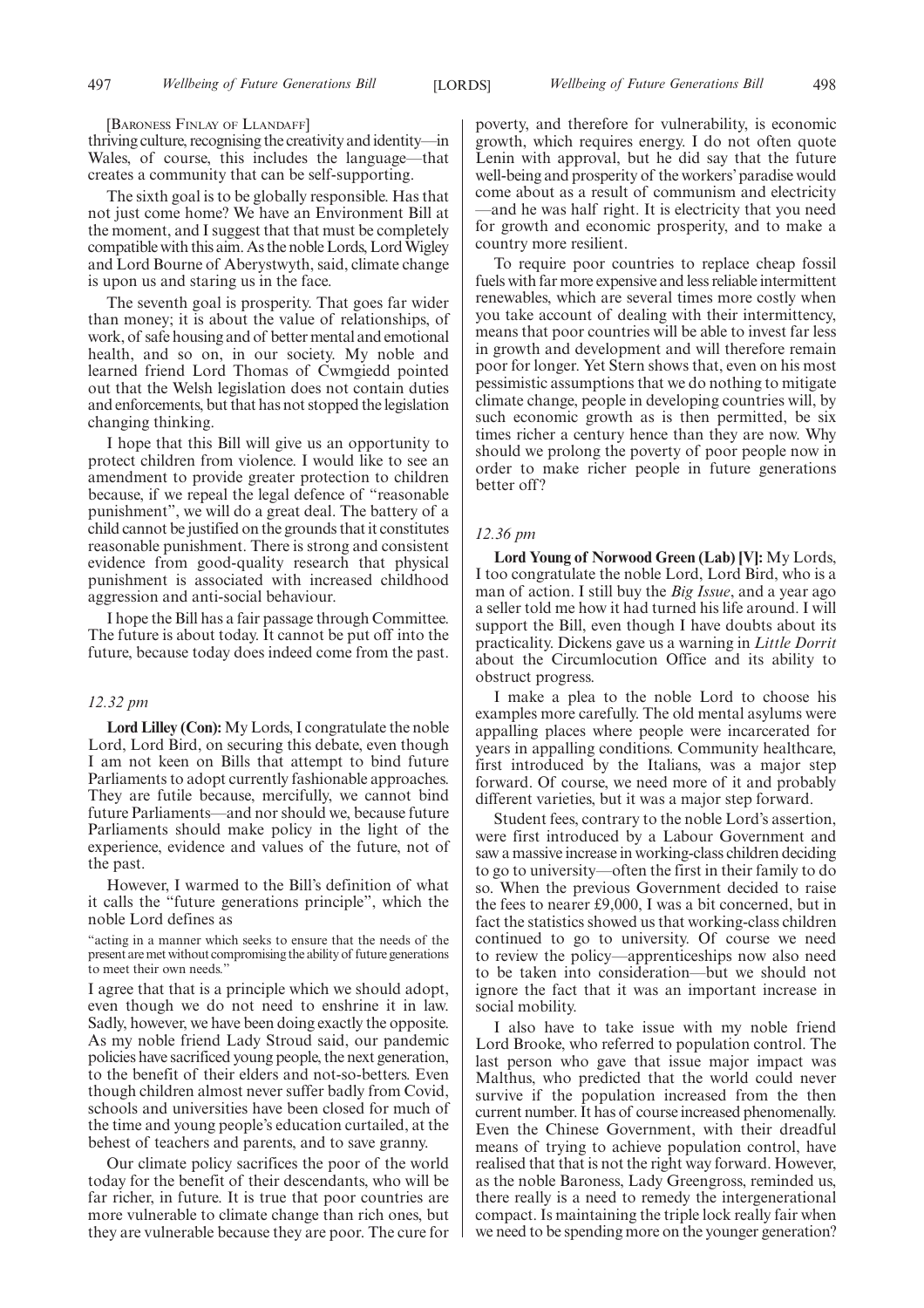[BARONESS FINLAY OF LLANDAFF]

thriving culture, recognising the creativity and identity—in Wales, of course, this includes the language—that creates a community that can be self-supporting.

The sixth goal is to be globally responsible. Has that not just come home? We have an Environment Bill at the moment, and I suggest that that must be completely compatible with this aim. As the noble Lords, Lord Wigley and Lord Bourne of Aberystwyth, said, climate change is upon us and staring us in the face.

The seventh goal is prosperity. That goes far wider than money; it is about the value of relationships, of work, of safe housing and of better mental and emotional health, and so on, in our society. My noble and learned friend Lord Thomas of Cwmgiedd pointed out that the Welsh legislation does not contain duties and enforcements, but that has not stopped the legislation changing thinking.

I hope that this Bill will give us an opportunity to protect children from violence. I would like to see an amendment to provide greater protection to children because, if we repeal the legal defence of "reasonable punishment", we will do a great deal. The battery of a child cannot be justified on the grounds that it constitutes reasonable punishment. There is strong and consistent evidence from good-quality research that physical punishment is associated with increased childhood aggression and anti-social behaviour.

I hope the Bill has a fair passage through Committee. The future is about today. It cannot be put off into the future, because today does indeed come from the past.

*12.32 pm*

**Lord Lilley (Con):** My Lords, I congratulate the noble Lord, Lord Bird, on securing this debate, even though I am not keen on Bills that attempt to bind future Parliaments to adopt currently fashionable approaches. They are futile because, mercifully, we cannot bind future Parliaments—and nor should we, because future Parliaments should make policy in the light of the experience, evidence and values of the future, not of the past.

However, I warmed to the Bill's definition of what it calls the "future generations principle", which the noble Lord defines as

"acting in a manner which seeks to ensure that the needs of the present are met without compromising the ability of future generations to meet their own needs."

I agree that that is a principle which we should adopt, even though we do not need to enshrine it in law. Sadly, however, we have been doing exactly the opposite. As my noble friend Lady Stroud said, our pandemic policies have sacrificed young people, the next generation, to the benefit of their elders and not-so-betters. Even though children almost never suffer badly from Covid, schools and universities have been closed for much of the time and young people's education curtailed, at the behest of teachers and parents, and to save granny.

Our climate policy sacrifices the poor of the world today for the benefit of their descendants, who will be far richer, in future. It is true that poor countries are more vulnerable to climate change than rich ones, but they are vulnerable because they are poor. The cure for poverty, and therefore for vulnerability, is economic growth, which requires energy. I do not often quote Lenin with approval, but he did say that the future well-being and prosperity of the workers' paradise would come about as a result of communism and electricity —and he was half right. It is electricity that you need for growth and economic prosperity, and to make a country more resilient.

To require poor countries to replace cheap fossil fuels with far more expensive and less reliable intermittent renewables, which are several times more costly when you take account of dealing with their intermittency, means that poor countries will be able to invest far less in growth and development and will therefore remain poor for longer. Yet Stern shows that, even on his most pessimistic assumptions that we do nothing to mitigate climate change, people in developing countries will, by such economic growth as is then permitted, be six times richer a century hence than they are now. Why should we prolong the poverty of poor people now in order to make richer people in future generations better off?

*12.36 pm*

**Lord Young of Norwood Green (Lab) [V]:** My Lords, I too congratulate the noble Lord, Lord Bird, who is a man of action. I still buy the *Big Issue*, and a year ago a seller told me how it had turned his life around. I will support the Bill, even though I have doubts about its practicality. Dickens gave us a warning in *Little Dorrit* about the Circumlocution Office and its ability to obstruct progress.

I make a plea to the noble Lord to choose his examples more carefully. The old mental asylums were appalling places where people were incarcerated for years in appalling conditions. Community healthcare, first introduced by the Italians, was a major step forward. Of course, we need more of it and probably different varieties, but it was a major step forward.

Student fees, contrary to the noble Lord's assertion, were first introduced by a Labour Government and saw a massive increase in working-class children deciding to go to university—often the first in their family to do so. When the previous Government decided to raise the fees to nearer £9,000, I was a bit concerned, but in fact the statistics showed us that working-class children continued to go to university. Of course we need to review the policy—apprenticeships now also need to be taken into consideration—but we should not ignore the fact that it was an important increase in social mobility.

I also have to take issue with my noble friend Lord Brooke, who referred to population control. The last person who gave that issue major impact was Malthus, who predicted that the world could never survive if the population increased from the then current number. It has of course increased phenomenally. Even the Chinese Government, with their dreadful means of trying to achieve population control, have realised that that is not the right way forward. However, as the noble Baroness, Lady Greengross, reminded us, there really is a need to remedy the intergenerational compact. Is maintaining the triple lock really fair when we need to be spending more on the younger generation?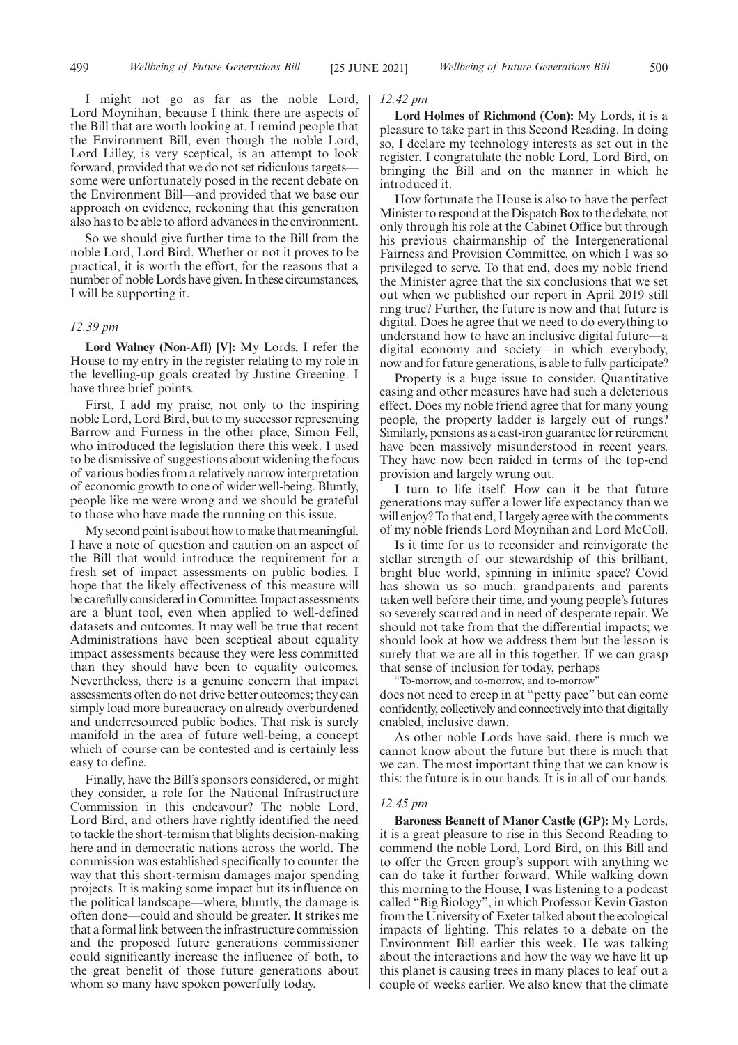I might not go as far as the noble Lord, Lord Moynihan, because I think there are aspects of the Bill that are worth looking at. I remind people that the Environment Bill, even though the noble Lord, Lord Lilley, is very sceptical, is an attempt to look forward, provided that we do not set ridiculous targets—some were unfortunately posed in the recent debate on the Environment Bill—and provided that we base our approach on evidence, reckoning that this generation also has to be able to afford advances in the environment.

So we should give further time to the Bill from the noble Lord, Lord Bird. Whether or not it proves to be practical, it is worth the effort, for the reasons that a number of noble Lords have given. In these circumstances, I will be supporting it.

*12.39 pm*

**Lord Walney (Non-Afl) [V]:** My Lords, I refer the House to my entry in the register relating to my role in the levelling-up goals created by Justine Greening. I have three brief points.

First, I add my praise, not only to the inspiring noble Lord, Lord Bird, but to my successor representing Barrow and Furness in the other place, Simon Fell, who introduced the legislation there this week. I used to be dismissive of suggestions about widening the focus of various bodies from a relatively narrow interpretation of economic growth to one of wider well-being. Bluntly, people like me were wrong and we should be grateful to those who have made the running on this issue.

My second point is about how to make that meaningful. I have a note of question and caution on an aspect of the Bill that would introduce the requirement for a fresh set of impact assessments on public bodies. I hope that the likely effectiveness of this measure will be carefully considered in Committee. Impact assessments are a blunt tool, even when applied to well-defined datasets and outcomes. It may well be true that recent Administrations have been sceptical about equality impact assessments because they were less committed than they should have been to equality outcomes. Nevertheless, there is a genuine concern that impact assessments often do not drive better outcomes; they can simply load more bureaucracy on already overburdened and underresourced public bodies. That risk is surely manifold in the area of future well-being, a concept which of course can be contested and is certainly less easy to define.

Finally, have the Bill's sponsors considered, or might they consider, a role for the National Infrastructure Commission in this endeavour? The noble Lord, Lord Bird, and others have rightly identified the need to tackle the short-termism that blights decision-making here and in democratic nations across the world. The commission was established specifically to counter the way that this short-termism damages major spending projects. It is making some impact but its influence on the political landscape—where, bluntly, the damage is often done—could and should be greater. It strikes me that a formal link between the infrastructure commission and the proposed future generations commissioner could significantly increase the influence of both, to the great benefit of those future generations about whom so many have spoken powerfully today.

*12.42 pm*

**Lord Holmes of Richmond (Con):** My Lords, it is a pleasure to take part in this Second Reading. In doing so, I declare my technology interests as set out in the register. I congratulate the noble Lord, Lord Bird, on bringing the Bill and on the manner in which he introduced it.

How fortunate the House is also to have the perfect Minister to respond at the Dispatch Box to the debate, not only through his role at the Cabinet Office but through his previous chairmanship of the Intergenerational Fairness and Provision Committee, on which I was so privileged to serve. To that end, does my noble friend the Minister agree that the six conclusions that we set out when we published our report in April 2019 still ring true? Further, the future is now and that future is digital. Does he agree that we need to do everything to understand how to have an inclusive digital future—a digital economy and society—in which everybody, now and for future generations, is able to fully participate?

Property is a huge issue to consider. Quantitative easing and other measures have had such a deleterious effect. Does my noble friend agree that for many young people, the property ladder is largely out of rungs? Similarly, pensions as a cast-iron guarantee for retirement have been massively misunderstood in recent years. They have now been raided in terms of the top-end provision and largely wrung out.

I turn to life itself. How can it be that future generations may suffer a lower life expectancy than we will enjoy? To that end, I largely agree with the comments of my noble friends Lord Moynihan and Lord McColl.

Is it time for us to reconsider and reinvigorate the stellar strength of our stewardship of this brilliant, bright blue world, spinning in infinite space? Covid has shown us so much: grandparents and parents taken well before their time, and young people's futures so severely scarred and in need of desperate repair. We should not take from that the differential impacts; we should look at how we address them but the lesson is surely that we are all in this together. If we can grasp that sense of inclusion for today, perhaps

"To-morrow, and to-morrow, and to-morrow"

does not need to creep in at "petty pace" but can come confidently, collectively and connectively into that digitally enabled, inclusive dawn.

As other noble Lords have said, there is much we cannot know about the future but there is much that we can. The most important thing that we can know is this: the future is in our hands. It is in all of our hands.

*12.45 pm*

**Baroness Bennett of Manor Castle (GP):** My Lords, it is a great pleasure to rise in this Second Reading to commend the noble Lord, Lord Bird, on this Bill and to offer the Green group's support with anything we can do take it further forward. While walking down this morning to the House, I was listening to a podcast called "Big Biology", in which Professor Kevin Gaston from the University of Exeter talked about the ecological impacts of lighting. This relates to a debate on the Environment Bill earlier this week. He was talking about the interactions and how the way we have lit up this planet is causing trees in many places to leaf out a couple of weeks earlier. We also know that the climate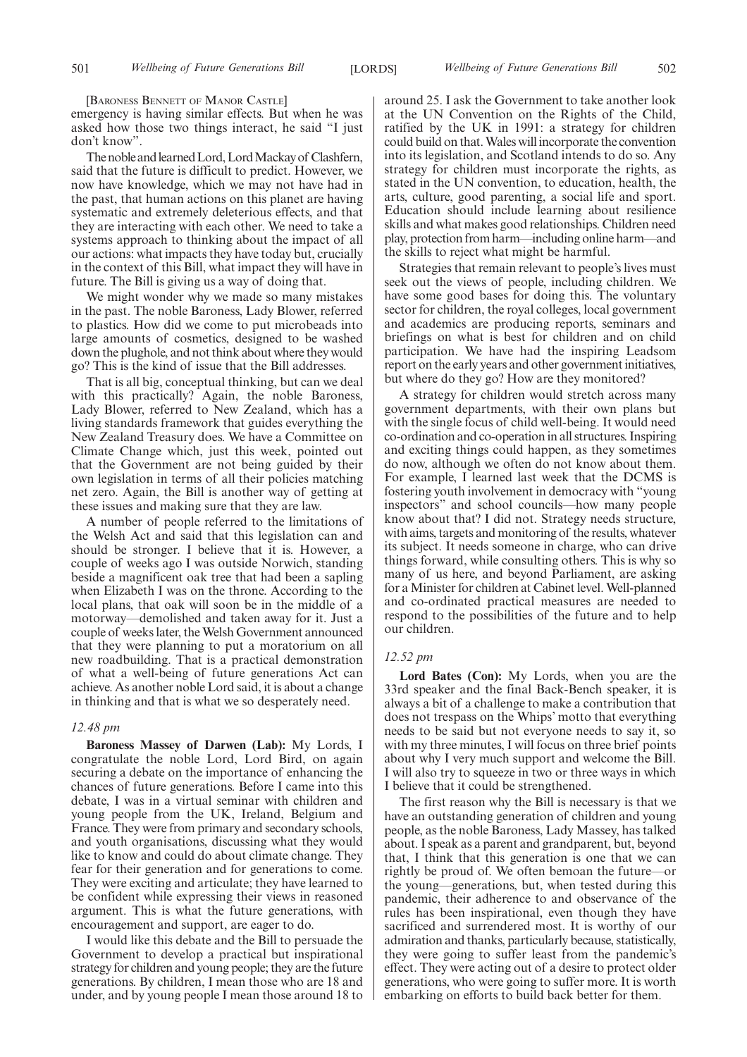[BARONESS BENNETT OF MANOR CASTLE]

emergency is having similar effects. But when he was asked how those two things interact, he said "I just don't know".

The noble and learned Lord, Lord Mackay of Clashfern, said that the future is difficult to predict. However, we now have knowledge, which we may not have had in the past, that human actions on this planet are having systematic and extremely deleterious effects, and that they are interacting with each other. We need to take a systems approach to thinking about the impact of all our actions: what impacts they have today but, crucially in the context of this Bill, what impact they will have in future. The Bill is giving us a way of doing that.

We might wonder why we made so many mistakes in the past. The noble Baroness, Lady Blower, referred to plastics. How did we come to put microbeads into large amounts of cosmetics, designed to be washed down the plughole, and not think about where they would go? This is the kind of issue that the Bill addresses.

That is all big, conceptual thinking, but can we deal with this practically? Again, the noble Baroness, Lady Blower, referred to New Zealand, which has a living standards framework that guides everything the New Zealand Treasury does. We have a Committee on Climate Change which, just this week, pointed out that the Government are not being guided by their own legislation in terms of all their policies matching net zero. Again, the Bill is another way of getting at these issues and making sure that they are law.

A number of people referred to the limitations of the Welsh Act and said that this legislation can and should be stronger. I believe that it is. However, a couple of weeks ago I was outside Norwich, standing beside a magnificent oak tree that had been a sapling when Elizabeth I was on the throne. According to the local plans, that oak will soon be in the middle of a motorway—demolished and taken away for it. Just a couple of weeks later, the Welsh Government announced that they were planning to put a moratorium on all new roadbuilding. That is a practical demonstration of what a well-being of future generations Act can achieve. As another noble Lord said, it is about a change in thinking and that is what we so desperately need.

*12.48 pm*

**Baroness Massey of Darwen (Lab):** My Lords, I congratulate the noble Lord, Lord Bird, on again securing a debate on the importance of enhancing the chances of future generations. Before I came into this debate, I was in a virtual seminar with children and young people from the UK, Ireland, Belgium and France. They were from primary and secondary schools, and youth organisations, discussing what they would like to know and could do about climate change. They fear for their generation and for generations to come. They were exciting and articulate; they have learned to be confident while expressing their views in reasoned argument. This is what the future generations, with encouragement and support, are eager to do.

I would like this debate and the Bill to persuade the Government to develop a practical but inspirational strategy for children and young people; they are the future generations. By children, I mean those who are 18 and under, and by young people I mean those around 18 to around 25. I ask the Government to take another look at the UN Convention on the Rights of the Child, ratified by the UK in 1991: a strategy for children could build on that. Wales will incorporate the convention into its legislation, and Scotland intends to do so. Any strategy for children must incorporate the rights, as stated in the UN convention, to education, health, the arts, culture, good parenting, a social life and sport. Education should include learning about resilience skills and what makes good relationships. Children need play, protection from harm—including online harm—and the skills to reject what might be harmful.

Strategies that remain relevant to people's lives must seek out the views of people, including children. We have some good bases for doing this. The voluntary sector for children, the royal colleges, local government and academics are producing reports, seminars and briefings on what is best for children and on child participation. We have had the inspiring Leadsom report on the early years and other government initiatives, but where do they go? How are they monitored?

A strategy for children would stretch across many government departments, with their own plans but with the single focus of child well-being. It would need co-ordination and co-operation in all structures. Inspiring and exciting things could happen, as they sometimes do now, although we often do not know about them. For example, I learned last week that the DCMS is fostering youth involvement in democracy with "young inspectors" and school councils—how many people know about that? I did not. Strategy needs structure, with aims, targets and monitoring of the results, whatever its subject. It needs someone in charge, who can drive things forward, while consulting others. This is why so many of us here, and beyond Parliament, are asking for a Minister for children at Cabinet level. Well-planned and co-ordinated practical measures are needed to respond to the possibilities of the future and to help our children.

*12.52 pm*

**Lord Bates (Con):** My Lords, when you are the 33rd speaker and the final Back-Bench speaker, it is always a bit of a challenge to make a contribution that does not trespass on the Whips' motto that everything needs to be said but not everyone needs to say it, so with my three minutes, I will focus on three brief points about why I very much support and welcome the Bill. I will also try to squeeze in two or three ways in which I believe that it could be strengthened.

The first reason why the Bill is necessary is that we have an outstanding generation of children and young people, as the noble Baroness, Lady Massey, has talked about. I speak as a parent and grandparent, but, beyond that, I think that this generation is one that we can rightly be proud of. We often bemoan the future—or the young—generations, but, when tested during this pandemic, their adherence to and observance of the rules has been inspirational, even though they have sacrificed and surrendered most. It is worthy of our admiration and thanks, particularly because, statistically, they were going to suffer least from the pandemic's effect. They were acting out of a desire to protect older generations, who were going to suffer more. It is worth embarking on efforts to build back better for them.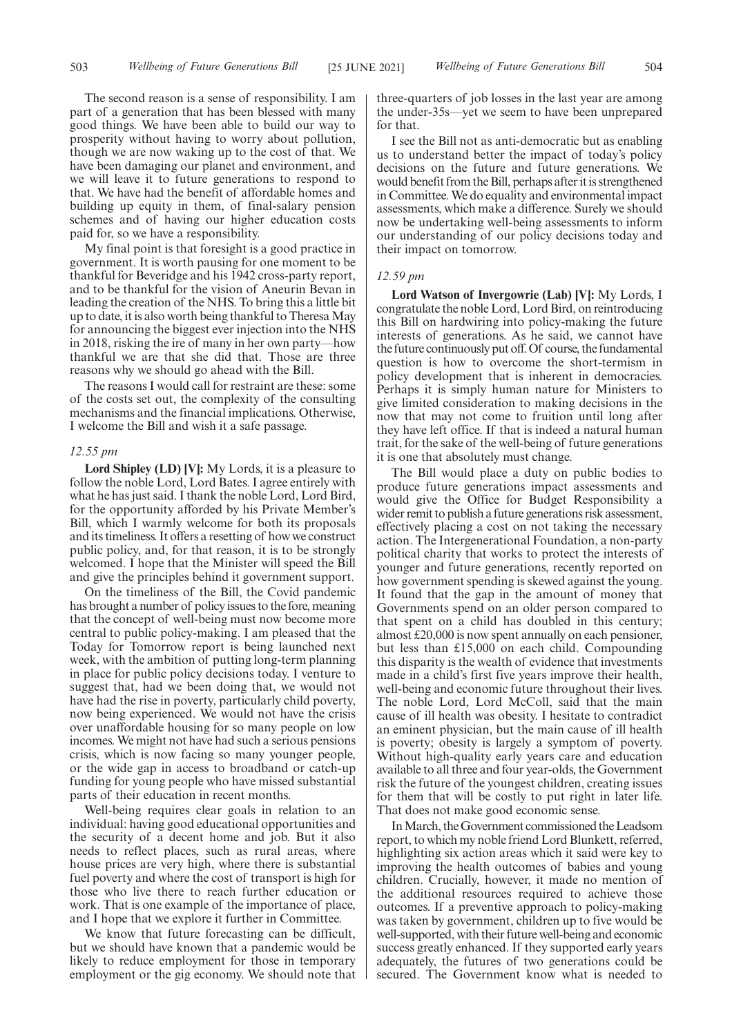The second reason is a sense of responsibility. I am part of a generation that has been blessed with many good things. We have been able to build our way to prosperity without having to worry about pollution, though we are now waking up to the cost of that. We have been damaging our planet and environment, and we will leave it to future generations to respond to that. We have had the benefit of affordable homes and building up equity in them, of final-salary pension schemes and of having our higher education costs paid for, so we have a responsibility.

My final point is that foresight is a good practice in government. It is worth pausing for one moment to be thankful for Beveridge and his 1942 cross-party report, and to be thankful for the vision of Aneurin Bevan in leading the creation of the NHS. To bring this a little bit up to date, it is also worth being thankful to Theresa May for announcing the biggest ever injection into the NHS in 2018, risking the ire of many in her own party—how thankful we are that she did that. Those are three reasons why we should go ahead with the Bill.

The reasons I would call for restraint are these: some of the costs set out, the complexity of the consulting mechanisms and the financial implications. Otherwise, I welcome the Bill and wish it a safe passage.

*12.55 pm*

**Lord Shipley (LD) [V]:** My Lords, it is a pleasure to follow the noble Lord, Lord Bates. I agree entirely with what he has just said. I thank the noble Lord, Lord Bird, for the opportunity afforded by his Private Member's Bill, which I warmly welcome for both its proposals and its timeliness. It offers a resetting of how we construct public policy, and, for that reason, it is to be strongly welcomed. I hope that the Minister will speed the Bill and give the principles behind it government support.

On the timeliness of the Bill, the Covid pandemic has brought a number of policy issues to the fore, meaning that the concept of well-being must now become more central to public policy-making. I am pleased that the Today for Tomorrow report is being launched next week, with the ambition of putting long-term planning in place for public policy decisions today. I venture to suggest that, had we been doing that, we would not have had the rise in poverty, particularly child poverty, now being experienced. We would not have the crisis over unaffordable housing for so many people on low incomes. We might not have had such a serious pensions crisis, which is now facing so many younger people, or the wide gap in access to broadband or catch-up funding for young people who have missed substantial parts of their education in recent months.

Well-being requires clear goals in relation to an individual: having good educational opportunities and the security of a decent home and job. But it also needs to reflect places, such as rural areas, where house prices are very high, where there is substantial fuel poverty and where the cost of transport is high for those who live there to reach further education or work. That is one example of the importance of place, and I hope that we explore it further in Committee.

We know that future forecasting can be difficult, but we should have known that a pandemic would be likely to reduce employment for those in temporary employment or the gig economy. We should note that three-quarters of job losses in the last year are among the under-35s—yet we seem to have been unprepared for that.

I see the Bill not as anti-democratic but as enabling us to understand better the impact of today's policy decisions on the future and future generations. We would benefit from the Bill, perhaps after it is strengthened in Committee. We do equality and environmental impact assessments, which make a difference. Surely we should now be undertaking well-being assessments to inform our understanding of our policy decisions today and their impact on tomorrow.

*12.59 pm*

**Lord Watson of Invergowrie (Lab) [V]:** My Lords, I congratulate the noble Lord, Lord Bird, on reintroducing this Bill on hardwiring into policy-making the future interests of generations. As he said, we cannot have the future continuously put off. Of course, the fundamental question is how to overcome the short-termism in policy development that is inherent in democracies. Perhaps it is simply human nature for Ministers to give limited consideration to making decisions in the now that may not come to fruition until long after they have left office. If that is indeed a natural human trait, for the sake of the well-being of future generations it is one that absolutely must change.

The Bill would place a duty on public bodies to produce future generations impact assessments and would give the Office for Budget Responsibility a wider remit to publish a future generations risk assessment, effectively placing a cost on not taking the necessary action. The Intergenerational Foundation, a non-party political charity that works to protect the interests of younger and future generations, recently reported on how government spending is skewed against the young. It found that the gap in the amount of money that Governments spend on an older person compared to that spent on a child has doubled in this century; almost £20,000 is now spent annually on each pensioner, but less than £15,000 on each child. Compounding this disparity is the wealth of evidence that investments made in a child's first five years improve their health, well-being and economic future throughout their lives. The noble Lord, Lord McColl, said that the main cause of ill health was obesity. I hesitate to contradict an eminent physician, but the main cause of ill health is poverty; obesity is largely a symptom of poverty. Without high-quality early years care and education available to all three and four year-olds, the Government risk the future of the youngest children, creating issues for them that will be costly to put right in later life. That does not make good economic sense.

In March, the Government commissioned the Leadsom report, to which my noble friend Lord Blunkett, referred, highlighting six action areas which it said were key to improving the health outcomes of babies and young children. Crucially, however, it made no mention of the additional resources required to achieve those outcomes. If a preventive approach to policy-making was taken by government, children up to five would be well-supported, with their future well-being and economic success greatly enhanced. If they supported early years adequately, the futures of two generations could be secured. The Government know what is needed to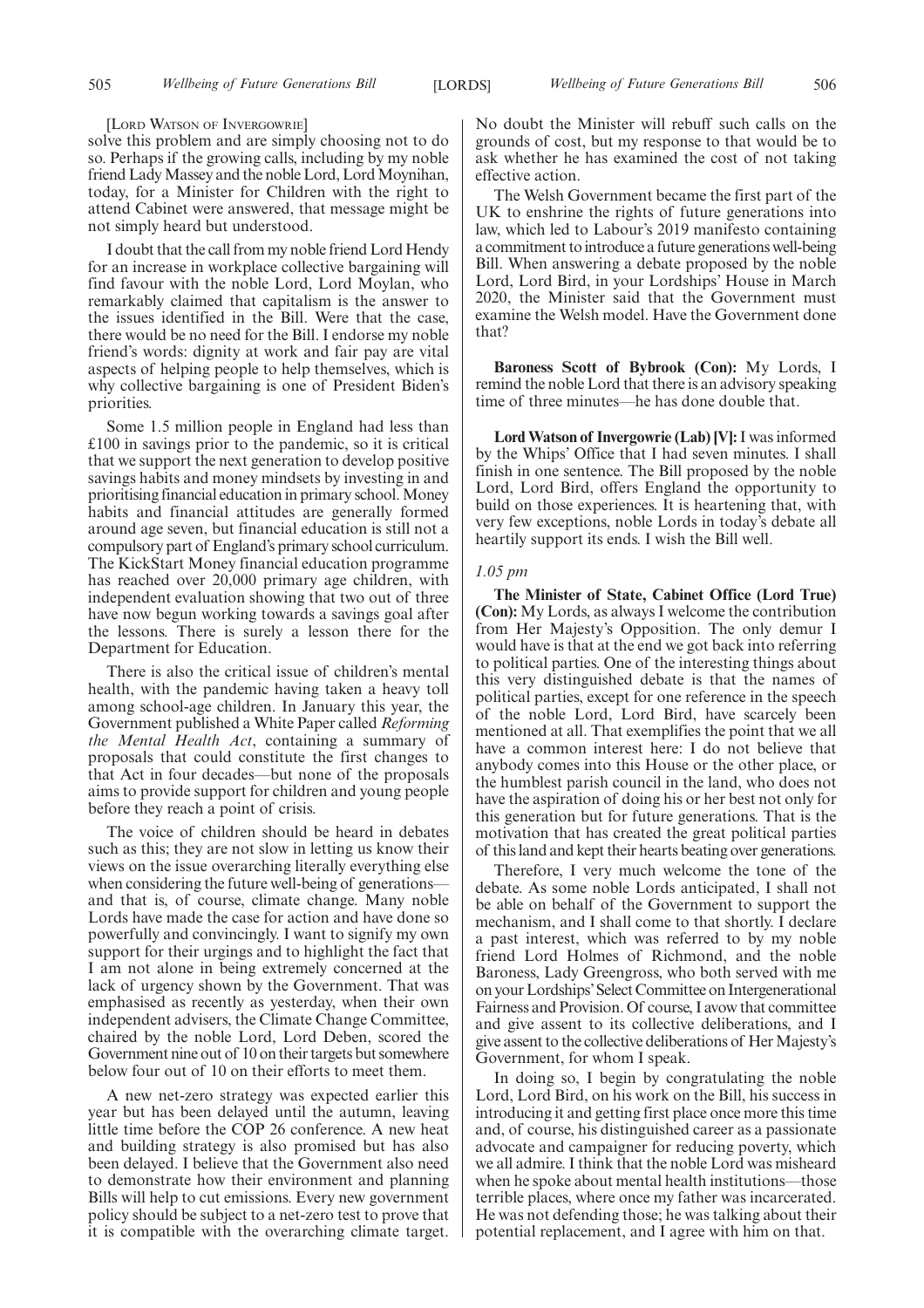[LORD WATSON OF INVERGOWRIE]

solve this problem and are simply choosing not to do so. Perhaps if the growing calls, including by my noble friend Lady Massey and the noble Lord, Lord Moynihan, today, for a Minister for Children with the right to attend Cabinet were answered, that message might be not simply heard but understood.

I doubt that the call from my noble friend Lord Hendy for an increase in workplace collective bargaining will find favour with the noble Lord, Lord Moylan, who remarkably claimed that capitalism is the answer to the issues identified in the Bill. Were that the case, there would be no need for the Bill. I endorse my noble friend's words: dignity at work and fair pay are vital aspects of helping people to help themselves, which is why collective bargaining is one of President Biden's priorities.

Some 1.5 million people in England had less than £100 in savings prior to the pandemic, so it is critical that we support the next generation to develop positive savings habits and money mindsets by investing in and prioritising financial education in primary school. Money habits and financial attitudes are generally formed around age seven, but financial education is still not a compulsory part of England's primary school curriculum. The KickStart Money financial education programme has reached over 20,000 primary age children, with independent evaluation showing that two out of three have now begun working towards a savings goal after the lessons. There is surely a lesson there for the Department for Education.

There is also the critical issue of children's mental health, with the pandemic having taken a heavy toll among school-age children. In January this year, the Government published a White Paper called *Reforming the Mental Health Act*, containing a summary of proposals that could constitute the first changes to that Act in four decades—but none of the proposals aims to provide support for children and young people before they reach a point of crisis.

The voice of children should be heard in debates such as this; they are not slow in letting us know their views on the issue overarching literally everything else when considering the future well-being of generations—and that is, of course, climate change. Many noble Lords have made the case for action and have done so powerfully and convincingly. I want to signify my own support for their urgings and to highlight the fact that I am not alone in being extremely concerned at the lack of urgency shown by the Government. That was emphasised as recently as yesterday, when their own independent advisers, the Climate Change Committee, chaired by the noble Lord, Lord Deben, scored the Government nine out of 10 on their targets but somewhere below four out of 10 on their efforts to meet them.

A new net-zero strategy was expected earlier this year but has been delayed until the autumn, leaving little time before the COP 26 conference. A new heat and building strategy is also promised but has also been delayed. I believe that the Government also need to demonstrate how their environment and planning Bills will help to cut emissions. Every new government policy should be subject to a net-zero test to prove that it is compatible with the overarching climate target. No doubt the Minister will rebuff such calls on the grounds of cost, but my response to that would be to ask whether he has examined the cost of not taking effective action.

The Welsh Government became the first part of the UK to enshrine the rights of future generations into law, which led to Labour's 2019 manifesto containing a commitment to introduce a future generations well-being Bill. When answering a debate proposed by the noble Lord, Lord Bird, in your Lordships' House in March 2020, the Minister said that the Government must examine the Welsh model. Have the Government done that?

**Baroness Scott of Bybrook (Con):** My Lords, I remind the noble Lord that there is an advisory speaking time of three minutes—he has done double that.

**Lord Watson of Invergowrie (Lab) [V]:** I was informed by the Whips' Office that I had seven minutes. I shall finish in one sentence. The Bill proposed by the noble Lord, Lord Bird, offers England the opportunity to build on those experiences. It is heartening that, with very few exceptions, noble Lords in today's debate all heartily support its ends. I wish the Bill well.

*1.05 pm*

**The Minister of State, Cabinet Office (Lord True) (Con):** My Lords, as always I welcome the contribution from Her Majesty's Opposition. The only demur I would have is that at the end we got back into referring to political parties. One of the interesting things about this very distinguished debate is that the names of political parties, except for one reference in the speech of the noble Lord, Lord Bird, have scarcely been mentioned at all. That exemplifies the point that we all have a common interest here: I do not believe that anybody comes into this House or the other place, or the humblest parish council in the land, who does not have the aspiration of doing his or her best not only for this generation but for future generations. That is the motivation that has created the great political parties of this land and kept their hearts beating over generations.

Therefore, I very much welcome the tone of the debate. As some noble Lords anticipated, I shall not be able on behalf of the Government to support the mechanism, and I shall come to that shortly. I declare a past interest, which was referred to by my noble friend Lord Holmes of Richmond, and the noble Baroness, Lady Greengross, who both served with me on your Lordships' Select Committee on Intergenerational Fairness and Provision. Of course, I avow that committee and give assent to its collective deliberations, and I give assent to the collective deliberations of Her Majesty's Government, for whom I speak.

In doing so, I begin by congratulating the noble Lord, Lord Bird, on his work on the Bill, his success in introducing it and getting first place once more this time and, of course, his distinguished career as a passionate advocate and campaigner for reducing poverty, which we all admire. I think that the noble Lord was misheard when he spoke about mental health institutions—those terrible places, where once my father was incarcerated. He was not defending those; he was talking about their potential replacement, and I agree with him on that.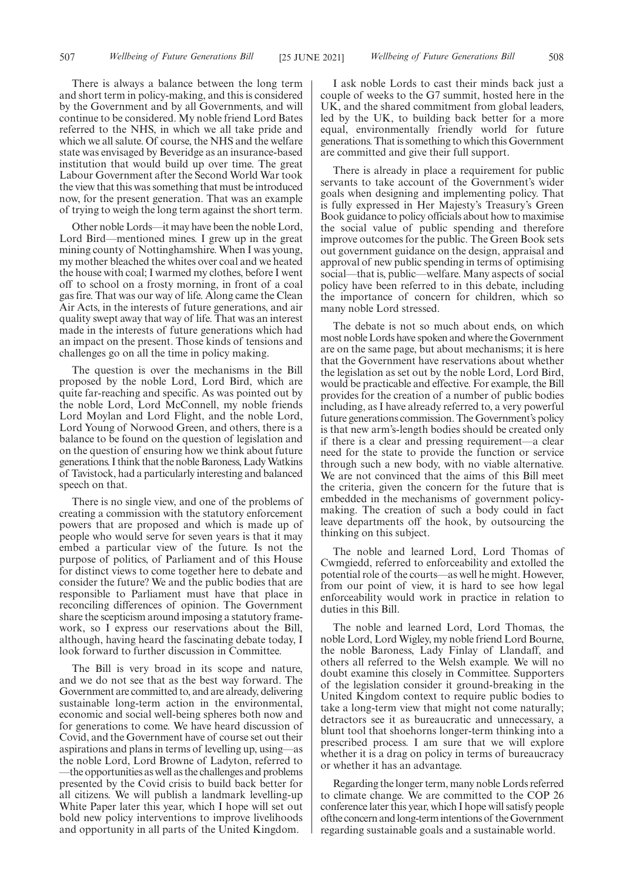There is always a balance between the long term and short term in policy-making, and this is considered by the Government and by all Governments, and will continue to be considered. My noble friend Lord Bates referred to the NHS, in which we all take pride and which we all salute. Of course, the NHS and the welfare state was envisaged by Beveridge as an insurance-based institution that would build up over time. The great Labour Government after the Second World War took the view that this was something that must be introduced now, for the present generation. That was an example of trying to weigh the long term against the short term.

Other noble Lords—it may have been the noble Lord, Lord Bird—mentioned mines. I grew up in the great mining county of Nottinghamshire. When I was young, my mother bleached the whites over coal and we heated the house with coal; I warmed my clothes, before I went off to school on a frosty morning, in front of a coal gas fire. That was our way of life. Along came the Clean Air Acts, in the interests of future generations, and air quality swept away that way of life. That was an interest made in the interests of future generations which had an impact on the present. Those kinds of tensions and challenges go on all the time in policy making.

The question is over the mechanisms in the Bill proposed by the noble Lord, Lord Bird, which are quite far-reaching and specific. As was pointed out by the noble Lord, Lord McConnell, my noble friends Lord Moylan and Lord Flight, and the noble Lord, Lord Young of Norwood Green, and others, there is a balance to be found on the question of legislation and on the question of ensuring how we think about future generations. I think that the noble Baroness, Lady Watkins of Tavistock, had a particularly interesting and balanced speech on that.

There is no single view, and one of the problems of creating a commission with the statutory enforcement powers that are proposed and which is made up of people who would serve for seven years is that it may embed a particular view of the future. Is not the purpose of politics, of Parliament and of this House for distinct views to come together here to debate and consider the future? We and the public bodies that are responsible to Parliament must have that place in reconciling differences of opinion. The Government share the scepticism around imposing a statutory framework, so I express our reservations about the Bill, although, having heard the fascinating debate today, I look forward to further discussion in Committee.

The Bill is very broad in its scope and nature, and we do not see that as the best way forward. The Government are committed to, and are already, delivering sustainable long-term action in the environmental, economic and social well-being spheres both now and for generations to come. We have heard discussion of Covid, and the Government have of course set out their aspirations and plans in terms of levelling up, using—as the noble Lord, Lord Browne of Ladyton, referred to—the opportunities as well as the challenges and problems presented by the Covid crisis to build back better for all citizens. We will publish a landmark levelling-up White Paper later this year, which I hope will set out bold new policy interventions to improve livelihoods and opportunity in all parts of the United Kingdom.

I ask noble Lords to cast their minds back just a couple of weeks to the G7 summit, hosted here in the UK, and the shared commitment from global leaders, led by the UK, to building back better for a more equal, environmentally friendly world for future generations. That is something to which this Government are committed and give their full support.

There is already in place a requirement for public servants to take account of the Government's wider goals when designing and implementing policy. That is fully expressed in Her Majesty's Treasury's Green Book guidance to policy officials about how to maximise the social value of public spending and therefore improve outcomes for the public. The Green Book sets out government guidance on the design, appraisal and approval of new public spending in terms of optimising social—that is, public—welfare. Many aspects of social policy have been referred to in this debate, including the importance of concern for children, which so many noble Lord stressed.

The debate is not so much about ends, on which most noble Lords have spoken and where the Government are on the same page, but about mechanisms; it is here that the Government have reservations about whether the legislation as set out by the noble Lord, Lord Bird, would be practicable and effective. For example, the Bill provides for the creation of a number of public bodies including, as I have already referred to, a very powerful future generations commission. The Government's policy is that new arm's-length bodies should be created only if there is a clear and pressing requirement—a clear need for the state to provide the function or service through such a new body, with no viable alternative. We are not convinced that the aims of this Bill meet the criteria, given the concern for the future that is embedded in the mechanisms of government policy-making. The creation of such a body could in fact leave departments off the hook, by outsourcing the thinking on this subject.

The noble and learned Lord, Lord Thomas of Cwmgiedd, referred to enforceability and extolled the potential role of the courts—as well he might. However, from our point of view, it is hard to see how legal enforceability would work in practice in relation to duties in this Bill.

The noble and learned Lord, Lord Thomas, the noble Lord, Lord Wigley, my noble friend Lord Bourne, the noble Baroness, Lady Finlay of Llandaff, and others all referred to the Welsh example. We will no doubt examine this closely in Committee. Supporters of the legislation consider it ground-breaking in the United Kingdom context to require public bodies to take a long-term view that might not come naturally; detractors see it as bureaucratic and unnecessary, a blunt tool that shoehorns longer-term thinking into a prescribed process. I am sure that we will explore whether it is a drag on policy in terms of bureaucracy or whether it has an advantage.

Regarding the longer term, many noble Lords referred to climate change. We are committed to the COP 26 conference later this year, which I hope will satisfy people of the concern and long-term intentions of the Government regarding sustainable goals and a sustainable world.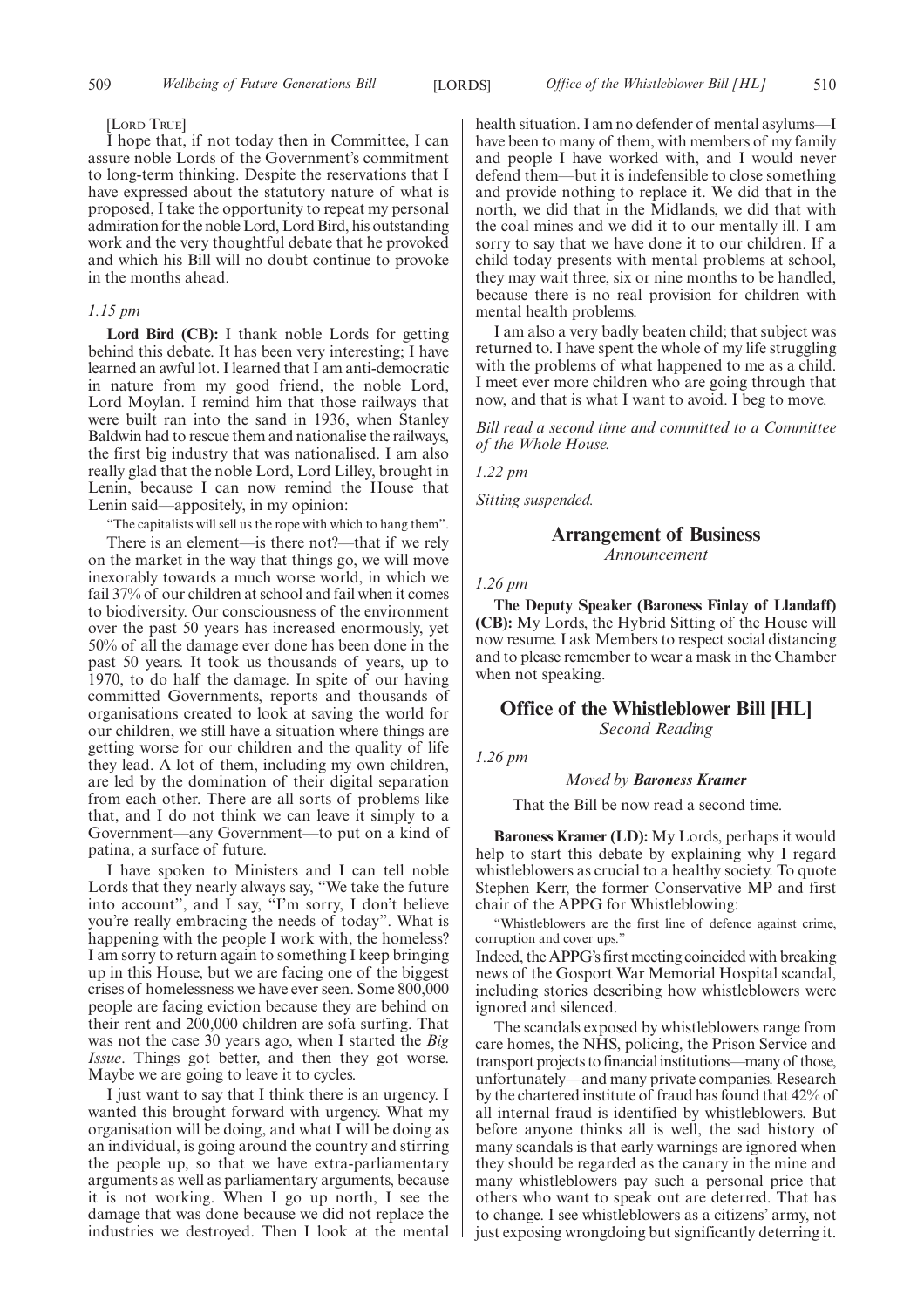[Lord True]

I hope that, if not today then in Committee, I can assure noble Lords of the Government's commitment to long-term thinking. Despite the reservations that I have expressed about the statutory nature of what is proposed, I take the opportunity to repeat my personal admiration for the noble Lord, Lord Bird, his outstanding work and the very thoughtful debate that he provoked and which his Bill will no doubt continue to provoke in the months ahead.

*1.15 pm*

**Lord Bird (CB):** I thank noble Lords for getting behind this debate. It has been very interesting; I have learned an awful lot. I learned that I am anti-democratic in nature from my good friend, the noble Lord, Lord Moylan. I remind him that those railways that were built ran into the sand in 1936, when Stanley Baldwin had to rescue them and nationalise the railways, the first big industry that was nationalised. I am also really glad that the noble Lord, Lord Lilley, brought in Lenin, because I can now remind the House that Lenin said—appositely, in my opinion:

"The capitalists will sell us the rope with which to hang them".

There is an element—is there not?—that if we rely on the market in the way that things go, we will move inexorably towards a much worse world, in which we fail 37% of our children at school and fail when it comes to biodiversity. Our consciousness of the environment over the past 50 years has increased enormously, yet 50% of all the damage ever done has been done in the past 50 years. It took us thousands of years, up to 1970, to do half the damage. In spite of our having committed Governments, reports and thousands of organisations created to look at saving the world for our children, we still have a situation where things are getting worse for our children and the quality of life they lead. A lot of them, including my own children, are led by the domination of their digital separation from each other. There are all sorts of problems like that, and I do not think we can leave it simply to a Government—any Government—to put on a kind of patina, a surface of future.

I have spoken to Ministers and I can tell noble Lords that they nearly always say, "We take the future into account", and I say, "I'm sorry, I don't believe you're really embracing the needs of today". What is happening with the people I work with, the homeless? I am sorry to return again to something I keep bringing up in this House, but we are facing one of the biggest crises of homelessness we have ever seen. Some 800,000 people are facing eviction because they are behind on their rent and 200,000 children are sofa surfing. That was not the case 30 years ago, when I started the *Big Issue*. Things got better, and then they got worse. Maybe we are going to leave it to cycles.

I just want to say that I think there is an urgency. I wanted this brought forward with urgency. What my organisation will be doing, and what I will be doing as an individual, is going around the country and stirring the people up, so that we have extra-parliamentary arguments as well as parliamentary arguments, because it is not working. When I go up north, I see the damage that was done because we did not replace the industries we destroyed. Then I look at the mental health situation. I am no defender of mental asylums—I have been to many of them, with members of my family and people I have worked with, and I would never defend them—but it is indefensible to close something and provide nothing to replace it. We did that in the north, we did that in the Midlands, we did that with the coal mines and we did it to our mentally ill. I am sorry to say that we have done it to our children. If a child today presents with mental problems at school, they may wait three, six or nine months to be handled, because there is no real provision for children with mental health problems.

I am also a very badly beaten child; that subject was returned to. I have spent the whole of my life struggling with the problems of what happened to me as a child. I meet ever more children who are going through that now, and that is what I want to avoid. I beg to move.

*Bill read a second time and committed to a Committee of the Whole House.*

*1.22 pm*

*Sitting suspended.*

## Arrangement of Business

*Announcement*

*1.26 pm*

**The Deputy Speaker (Baroness Finlay of Llandaff) (CB):** My Lords, the Hybrid Sitting of the House will now resume. I ask Members to respect social distancing and to please remember to wear a mask in the Chamber when not speaking.

## Office of the Whistleblower Bill [HL]

*Second Reading*

*1.26 pm*

*Moved by* ***Baroness Kramer***

That the Bill be now read a second time.

**Baroness Kramer (LD):** My Lords, perhaps it would help to start this debate by explaining why I regard whistleblowers as crucial to a healthy society. To quote Stephen Kerr, the former Conservative MP and first chair of the APPG for Whistleblowing:

"Whistleblowers are the first line of defence against crime, corruption and cover ups."

Indeed, the APPG's first meeting coincided with breaking news of the Gosport War Memorial Hospital scandal, including stories describing how whistleblowers were ignored and silenced.

The scandals exposed by whistleblowers range from care homes, the NHS, policing, the Prison Service and transport projects to financial institutions—many of those, unfortunately—and many private companies. Research by the chartered institute of fraud has found that 42% of all internal fraud is identified by whistleblowers. But before anyone thinks all is well, the sad history of many scandals is that early warnings are ignored when they should be regarded as the canary in the mine and many whistleblowers pay such a personal price that others who want to speak out are deterred. That has to change. I see whistleblowers as a citizens' army, not just exposing wrongdoing but significantly deterring it.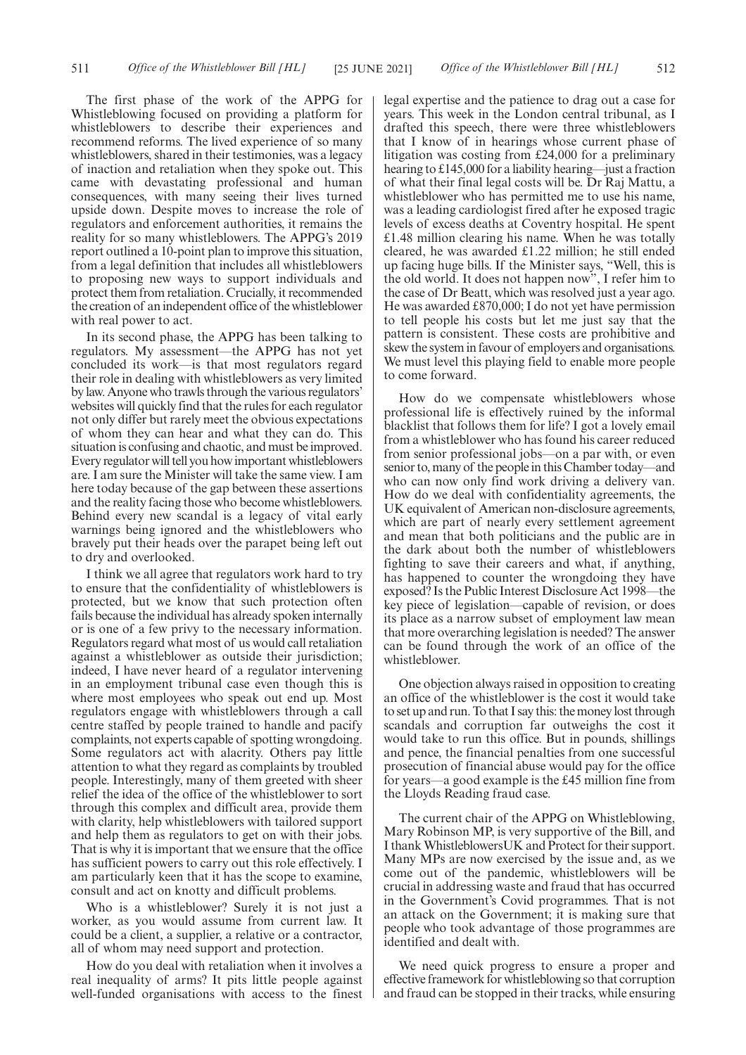The first phase of the work of the APPG for Whistleblowing focused on providing a platform for whistleblowers to describe their experiences and recommend reforms. The lived experience of so many whistleblowers, shared in their testimonies, was a legacy of inaction and retaliation when they spoke out. This came with devastating professional and human consequences, with many seeing their lives turned upside down. Despite moves to increase the role of regulators and enforcement authorities, it remains the reality for so many whistleblowers. The APPG's 2019 report outlined a 10-point plan to improve this situation, from a legal definition that includes all whistleblowers to proposing new ways to support individuals and protect them from retaliation. Crucially, it recommended the creation of an independent office of the whistleblower with real power to act.

In its second phase, the APPG has been talking to regulators. My assessment—the APPG has not yet concluded its work—is that most regulators regard their role in dealing with whistleblowers as very limited by law. Anyone who trawls through the various regulators' websites will quickly find that the rules for each regulator not only differ but rarely meet the obvious expectations of whom they can hear and what they can do. This situation is confusing and chaotic, and must be improved. Every regulator will tell you how important whistleblowers are. I am sure the Minister will take the same view. I am here today because of the gap between these assertions and the reality facing those who become whistleblowers. Behind every new scandal is a legacy of vital early warnings being ignored and the whistleblowers who bravely put their heads over the parapet being left out to dry and overlooked.

I think we all agree that regulators work hard to try to ensure that the confidentiality of whistleblowers is protected, but we know that such protection often fails because the individual has already spoken internally or is one of a few privy to the necessary information. Regulators regard what most of us would call retaliation against a whistleblower as outside their jurisdiction; indeed, I have never heard of a regulator intervening in an employment tribunal case even though this is where most employees who speak out end up. Most regulators engage with whistleblowers through a call centre staffed by people trained to handle and pacify complaints, not experts capable of spotting wrongdoing. Some regulators act with alacrity. Others pay little attention to what they regard as complaints by troubled people. Interestingly, many of them greeted with sheer relief the idea of the office of the whistleblower to sort through this complex and difficult area, provide them with clarity, help whistleblowers with tailored support and help them as regulators to get on with their jobs. That is why it is important that we ensure that the office has sufficient powers to carry out this role effectively. I am particularly keen that it has the scope to examine, consult and act on knotty and difficult problems.

Who is a whistleblower? Surely it is not just a worker, as you would assume from current law. It could be a client, a supplier, a relative or a contractor, all of whom may need support and protection.

How do you deal with retaliation when it involves a real inequality of arms? It pits little people against well-funded organisations with access to the finest legal expertise and the patience to drag out a case for years. This week in the London central tribunal, as I drafted this speech, there were three whistleblowers that I know of in hearings whose current phase of litigation was costing from £24,000 for a preliminary hearing to £145,000 for a liability hearing—just a fraction of what their final legal costs will be. Dr Raj Mattu, a whistleblower who has permitted me to use his name, was a leading cardiologist fired after he exposed tragic levels of excess deaths at Coventry hospital. He spent £1.48 million clearing his name. When he was totally cleared, he was awarded £1.22 million; he still ended up facing huge bills. If the Minister says, "Well, this is the old world. It does not happen now", I refer him to the case of Dr Beatt, which was resolved just a year ago. He was awarded £870,000; I do not yet have permission to tell people his costs but let me just say that the pattern is consistent. These costs are prohibitive and skew the system in favour of employers and organisations. We must level this playing field to enable more people to come forward.

How do we compensate whistleblowers whose professional life is effectively ruined by the informal blacklist that follows them for life? I got a lovely email from a whistleblower who has found his career reduced from senior professional jobs—on a par with, or even senior to, many of the people in this Chamber today—and who can now only find work driving a delivery van. How do we deal with confidentiality agreements, the UK equivalent of American non-disclosure agreements, which are part of nearly every settlement agreement and mean that both politicians and the public are in the dark about both the number of whistleblowers fighting to save their careers and what, if anything, has happened to counter the wrongdoing they have exposed? Is the Public Interest Disclosure Act 1998—the key piece of legislation—capable of revision, or does its place as a narrow subset of employment law mean that more overarching legislation is needed? The answer can be found through the work of an office of the whistleblower.

One objection always raised in opposition to creating an office of the whistleblower is the cost it would take to set up and run. To that I say this: the money lost through scandals and corruption far outweighs the cost it would take to run this office. But in pounds, shillings and pence, the financial penalties from one successful prosecution of financial abuse would pay for the office for years—a good example is the £45 million fine from the Lloyds Reading fraud case.

The current chair of the APPG on Whistleblowing, Mary Robinson MP, is very supportive of the Bill, and I thank WhistleblowersUK and Protect for their support. Many MPs are now exercised by the issue and, as we come out of the pandemic, whistleblowers will be crucial in addressing waste and fraud that has occurred in the Government's Covid programmes. That is not an attack on the Government; it is making sure that people who took advantage of those programmes are identified and dealt with.

We need quick progress to ensure a proper and effective framework for whistleblowing so that corruption and fraud can be stopped in their tracks, while ensuring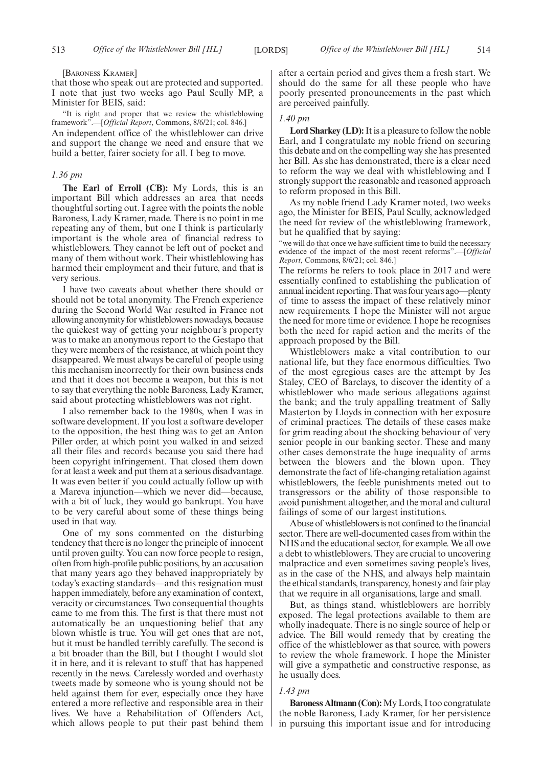[BARONESS KRAMER]

that those who speak out are protected and supported. I note that just two weeks ago Paul Scully MP, a Minister for BEIS, said:

"It is right and proper that we review the whistleblowing framework".—[*Official Report*, Commons, 8/6/21; col. 846.]

An independent office of the whistleblower can drive and support the change we need and ensure that we build a better, fairer society for all. I beg to move.

*1.36 pm*

**The Earl of Erroll (CB):** My Lords, this is an important Bill which addresses an area that needs thoughtful sorting out. I agree with the points the noble Baroness, Lady Kramer, made. There is no point in me repeating any of them, but one I think is particularly important is the whole area of financial redress to whistleblowers. They cannot be left out of pocket and many of them without work. Their whistleblowing has harmed their employment and their future, and that is very serious.

I have two caveats about whether there should or should not be total anonymity. The French experience during the Second World War resulted in France not allowing anonymity for whistleblowers nowadays, because the quickest way of getting your neighbour's property was to make an anonymous report to the Gestapo that they were members of the resistance, at which point they disappeared. We must always be careful of people using this mechanism incorrectly for their own business ends and that it does not become a weapon, but this is not to say that everything the noble Baroness, Lady Kramer, said about protecting whistleblowers was not right.

I also remember back to the 1980s, when I was in software development. If you lost a software developer to the opposition, the best thing was to get an Anton Piller order, at which point you walked in and seized all their files and records because you said there had been copyright infringement. That closed them down for at least a week and put them at a serious disadvantage. It was even better if you could actually follow up with a Mareva injunction—which we never did—because, with a bit of luck, they would go bankrupt. You have to be very careful about some of these things being used in that way.

One of my sons commented on the disturbing tendency that there is no longer the principle of innocent until proven guilty. You can now force people to resign, often from high-profile public positions, by an accusation that many years ago they behaved inappropriately by today's exacting standards—and this resignation must happen immediately, before any examination of context, veracity or circumstances. Two consequential thoughts came to me from this. The first is that there must not automatically be an unquestioning belief that any blown whistle is true. You will get ones that are not, but it must be handled terribly carefully. The second is a bit broader than the Bill, but I thought I would slot it in here, and it is relevant to stuff that has happened recently in the news. Carelessly worded and overhasty tweets made by someone who is young should not be held against them for ever, especially once they have entered a more reflective and responsible area in their lives. We have a Rehabilitation of Offenders Act, which allows people to put their past behind them after a certain period and gives them a fresh start. We should do the same for all these people who have poorly presented pronouncements in the past which are perceived painfully.

*1.40 pm*

**Lord Sharkey (LD):** It is a pleasure to follow the noble Earl, and I congratulate my noble friend on securing this debate and on the compelling way she has presented her Bill. As she has demonstrated, there is a clear need to reform the way we deal with whistleblowing and I strongly support the reasonable and reasoned approach to reform proposed in this Bill.

As my noble friend Lady Kramer noted, two weeks ago, the Minister for BEIS, Paul Scully, acknowledged the need for review of the whistleblowing framework, but he qualified that by saying:

"we will do that once we have sufficient time to build the necessary evidence of the impact of the most recent reforms".—[*Official Report*, Commons, 8/6/21; col. 846.]

The reforms he refers to took place in 2017 and were essentially confined to establishing the publication of annual incident reporting. That was four years ago—plenty of time to assess the impact of these relatively minor new requirements. I hope the Minister will not argue the need for more time or evidence. I hope he recognises both the need for rapid action and the merits of the approach proposed by the Bill.

Whistleblowers make a vital contribution to our national life, but they face enormous difficulties. Two of the most egregious cases are the attempt by Jes Staley, CEO of Barclays, to discover the identity of a whistleblower who made serious allegations against the bank; and the truly appalling treatment of Sally Masterton by Lloyds in connection with her exposure of criminal practices. The details of these cases make for grim reading about the shocking behaviour of very senior people in our banking sector. These and many other cases demonstrate the huge inequality of arms between the blowers and the blown upon. They demonstrate the fact of life-changing retaliation against whistleblowers, the feeble punishments meted out to transgressors or the ability of those responsible to avoid punishment altogether, and the moral and cultural failings of some of our largest institutions.

Abuse of whistleblowers is not confined to the financial sector. There are well-documented cases from within the NHS and the educational sector, for example. We all owe a debt to whistleblowers. They are crucial to uncovering malpractice and even sometimes saving people's lives, as in the case of the NHS, and always help maintain the ethical standards, transparency, honesty and fair play that we require in all organisations, large and small.

But, as things stand, whistleblowers are horribly exposed. The legal protections available to them are wholly inadequate. There is no single source of help or advice. The Bill would remedy that by creating the office of the whistleblower as that source, with powers to review the whole framework. I hope the Minister will give a sympathetic and constructive response, as he usually does.

*1.43 pm*

**Baroness Altmann (Con):** My Lords, I too congratulate the noble Baroness, Lady Kramer, for her persistence in pursuing this important issue and for introducing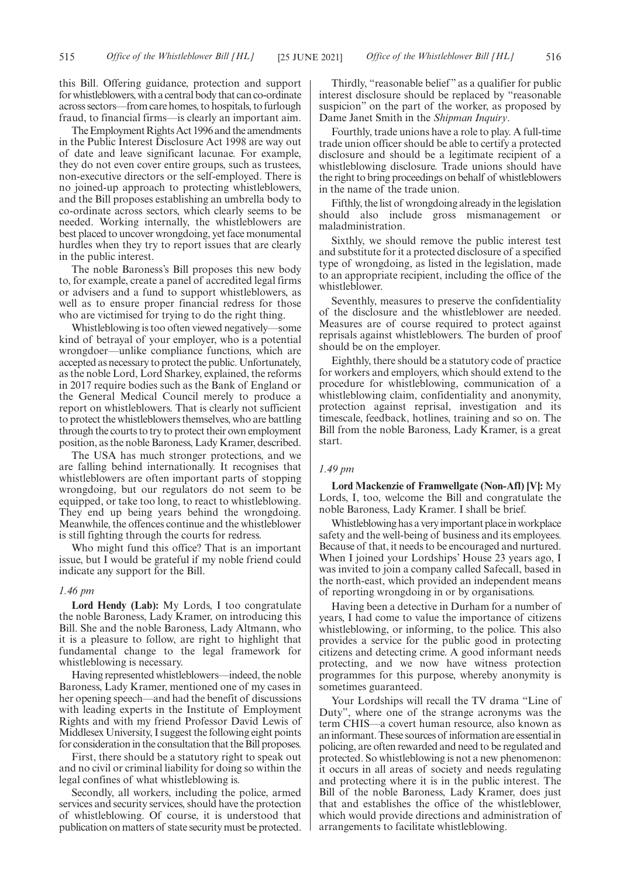this Bill. Offering guidance, protection and support for whistleblowers, with a central body that can co-ordinate across sectors—from care homes, to hospitals, to furlough fraud, to financial firms—is clearly an important aim.

The Employment Rights Act 1996 and the amendments in the Public Interest Disclosure Act 1998 are way out of date and leave significant lacunae. For example, they do not even cover entire groups, such as trustees, non-executive directors or the self-employed. There is no joined-up approach to protecting whistleblowers, and the Bill proposes establishing an umbrella body to co-ordinate across sectors, which clearly seems to be needed. Working internally, the whistleblowers are best placed to uncover wrongdoing, yet face monumental hurdles when they try to report issues that are clearly in the public interest.

The noble Baroness's Bill proposes this new body to, for example, create a panel of accredited legal firms or advisers and a fund to support whistleblowers, as well as to ensure proper financial redress for those who are victimised for trying to do the right thing.

Whistleblowing is too often viewed negatively—some kind of betrayal of your employer, who is a potential wrongdoer—unlike compliance functions, which are accepted as necessary to protect the public. Unfortunately, as the noble Lord, Lord Sharkey, explained, the reforms in 2017 require bodies such as the Bank of England or the General Medical Council merely to produce a report on whistleblowers. That is clearly not sufficient to protect the whistleblowers themselves, who are battling through the courts to try to protect their own employment position, as the noble Baroness, Lady Kramer, described.

The USA has much stronger protections, and we are falling behind internationally. It recognises that whistleblowers are often important parts of stopping wrongdoing, but our regulators do not seem to be equipped, or take too long, to react to whistleblowing. They end up being years behind the wrongdoing. Meanwhile, the offences continue and the whistleblower is still fighting through the courts for redress.

Who might fund this office? That is an important issue, but I would be grateful if my noble friend could indicate any support for the Bill.

*1.46 pm*

**Lord Hendy (Lab):** My Lords, I too congratulate the noble Baroness, Lady Kramer, on introducing this Bill. She and the noble Baroness, Lady Altmann, who it is a pleasure to follow, are right to highlight that fundamental change to the legal framework for whistleblowing is necessary.

Having represented whistleblowers—indeed, the noble Baroness, Lady Kramer, mentioned one of my cases in her opening speech—and had the benefit of discussions with leading experts in the Institute of Employment Rights and with my friend Professor David Lewis of Middlesex University, I suggest the following eight points for consideration in the consultation that the Bill proposes.

First, there should be a statutory right to speak out and no civil or criminal liability for doing so within the legal confines of what whistleblowing is.

Secondly, all workers, including the police, armed services and security services, should have the protection of whistleblowing. Of course, it is understood that publication on matters of state security must be protected.

Thirdly, "reasonable belief" as a qualifier for public interest disclosure should be replaced by "reasonable suspicion" on the part of the worker, as proposed by Dame Janet Smith in the *Shipman Inquiry*.

Fourthly, trade unions have a role to play. A full-time trade union officer should be able to certify a protected disclosure and should be a legitimate recipient of a whistleblowing disclosure. Trade unions should have the right to bring proceedings on behalf of whistleblowers in the name of the trade union.

Fifthly, the list of wrongdoing already in the legislation should also include gross mismanagement or maladministration.

Sixthly, we should remove the public interest test and substitute for it a protected disclosure of a specified type of wrongdoing, as listed in the legislation, made to an appropriate recipient, including the office of the whistleblower.

Seventhly, measures to preserve the confidentiality of the disclosure and the whistleblower are needed. Measures are of course required to protect against reprisals against whistleblowers. The burden of proof should be on the employer.

Eighthly, there should be a statutory code of practice for workers and employers, which should extend to the procedure for whistleblowing, communication of a whistleblowing claim, confidentiality and anonymity, protection against reprisal, investigation and its timescale, feedback, hotlines, training and so on. The Bill from the noble Baroness, Lady Kramer, is a great start.

*1.49 pm*

**Lord Mackenzie of Framwellgate (Non-Afl) [V]:** My Lords, I, too, welcome the Bill and congratulate the noble Baroness, Lady Kramer. I shall be brief.

Whistleblowing has a very important place in workplace safety and the well-being of business and its employees. Because of that, it needs to be encouraged and nurtured. When I joined your Lordships' House 23 years ago, I was invited to join a company called Safecall, based in the north-east, which provided an independent means of reporting wrongdoing in or by organisations.

Having been a detective in Durham for a number of years, I had come to value the importance of citizens whistleblowing, or informing, to the police. This also provides a service for the public good in protecting citizens and detecting crime. A good informant needs protecting, and we now have witness protection programmes for this purpose, whereby anonymity is sometimes guaranteed.

Your Lordships will recall the TV drama "Line of Duty", where one of the strange acronyms was the term CHIS—a covert human resource, also known as an informant. These sources of information are essential in policing, are often rewarded and need to be regulated and protected. So whistleblowing is not a new phenomenon: it occurs in all areas of society and needs regulating and protecting where it is in the public interest. The Bill of the noble Baroness, Lady Kramer, does just that and establishes the office of the whistleblower, which would provide directions and administration of arrangements to facilitate whistleblowing.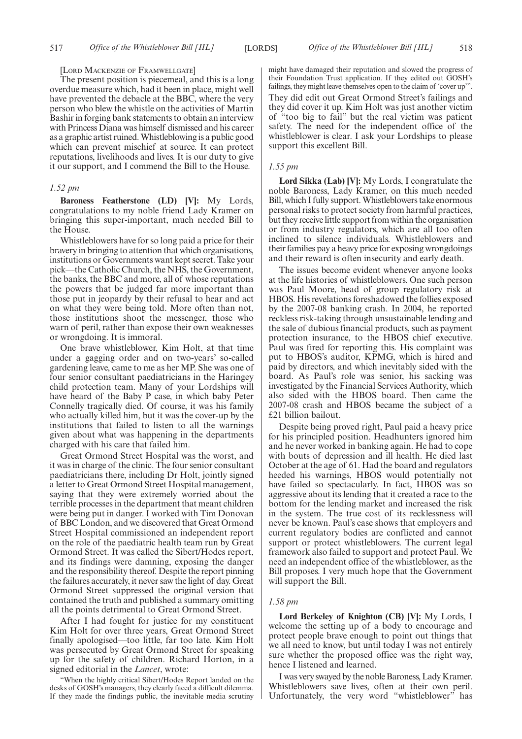[Lord Mackenzie of Framwellgate]

The present position is piecemeal, and this is a long overdue measure which, had it been in place, might well have prevented the debacle at the BBC, where the very person who blew the whistle on the activities of Martin Bashir in forging bank statements to obtain an interview with Princess Diana was himself dismissed and his career as a graphic artist ruined. Whistleblowing is a public good which can prevent mischief at source. It can protect reputations, livelihoods and lives. It is our duty to give it our support, and I commend the Bill to the House.

*1.52 pm*

**Baroness Featherstone (LD) [V]:** My Lords, congratulations to my noble friend Lady Kramer on bringing this super-important, much needed Bill to the House.

Whistleblowers have for so long paid a price for their bravery in bringing to attention that which organisations, institutions or Governments want kept secret. Take your pick—the Catholic Church, the NHS, the Government, the banks, the BBC and more, all of whose reputations the powers that be judged far more important than those put in jeopardy by their refusal to hear and act on what they were being told. More often than not, those institutions shoot the messenger, those who warn of peril, rather than expose their own weaknesses or wrongdoing. It is immoral.

One brave whistleblower, Kim Holt, at that time under a gagging order and on two-years' so-called gardening leave, came to me as her MP. She was one of four senior consultant paediatricians in the Haringey child protection team. Many of your Lordships will have heard of the Baby P case, in which baby Peter Connelly tragically died. Of course, it was his family who actually killed him, but it was the cover-up by the institutions that failed to listen to all the warnings given about what was happening in the departments charged with his care that failed him.

Great Ormond Street Hospital was the worst, and it was in charge of the clinic. The four senior consultant paediatricians there, including Dr Holt, jointly signed a letter to Great Ormond Street Hospital management, saying that they were extremely worried about the terrible processes in the department that meant children were being put in danger. I worked with Tim Donovan of BBC London, and we discovered that Great Ormond Street Hospital commissioned an independent report on the role of the paediatric health team run by Great Ormond Street. It was called the Sibert/Hodes report, and its findings were damning, exposing the danger and the responsibility thereof. Despite the report pinning the failures accurately, it never saw the light of day. Great Ormond Street suppressed the original version that contained the truth and published a summary omitting all the points detrimental to Great Ormond Street.

After I had fought for justice for my constituent Kim Holt for over three years, Great Ormond Street finally apologised—too little, far too late. Kim Holt was persecuted by Great Ormond Street for speaking up for the safety of children. Richard Horton, in a signed editorial in the *Lancet*, wrote:

"When the highly critical Sibert/Hodes Report landed on the desks of GOSH's managers, they clearly faced a difficult dilemma. If they made the findings public, the inevitable media scrutiny might have damaged their reputation and slowed the progress of their Foundation Trust application. If they edited out GOSH's failings, they might leave themselves open to the claim of 'cover up'".

They did edit out Great Ormond Street's failings and they did cover it up. Kim Holt was just another victim of "too big to fail" but the real victim was patient safety. The need for the independent office of the whistleblower is clear. I ask your Lordships to please support this excellent Bill.

*1.55 pm*

**Lord Sikka (Lab) [V]:** My Lords, I congratulate the noble Baroness, Lady Kramer, on this much needed Bill, which I fully support. Whistleblowers take enormous personal risks to protect society from harmful practices, but they receive little support from within the organisation or from industry regulators, which are all too often inclined to silence individuals. Whistleblowers and their families pay a heavy price for exposing wrongdoings and their reward is often insecurity and early death.

The issues become evident whenever anyone looks at the life histories of whistleblowers. One such person was Paul Moore, head of group regulatory risk at HBOS. His revelations foreshadowed the follies exposed by the 2007-08 banking crash. In 2004, he reported reckless risk-taking through unsustainable lending and the sale of dubious financial products, such as payment protection insurance, to the HBOS chief executive. Paul was fired for reporting this. His complaint was put to HBOS's auditor, KPMG, which is hired and paid by directors, and which inevitably sided with the board. As Paul's role was senior, his sacking was investigated by the Financial Services Authority, which also sided with the HBOS board. Then came the 2007-08 crash and HBOS became the subject of a £21 billion bailout.

Despite being proved right, Paul paid a heavy price for his principled position. Headhunters ignored him and he never worked in banking again. He had to cope with bouts of depression and ill health. He died last October at the age of 61. Had the board and regulators heeded his warnings, HBOS would potentially not have failed so spectacularly. In fact, HBOS was so aggressive about its lending that it created a race to the bottom for the lending market and increased the risk in the system. The true cost of its recklessness will never be known. Paul's case shows that employers and current regulatory bodies are conflicted and cannot support or protect whistleblowers. The current legal framework also failed to support and protect Paul. We need an independent office of the whistleblower, as the Bill proposes. I very much hope that the Government will support the Bill.

*1.58 pm*

**Lord Berkeley of Knighton (CB) [V]:** My Lords, I welcome the setting up of a body to encourage and protect people brave enough to point out things that we all need to know, but until today I was not entirely sure whether the proposed office was the right way, hence I listened and learned.

I was very swayed by the noble Baroness, Lady Kramer. Whistleblowers save lives, often at their own peril. Unfortunately, the very word "whistleblower" has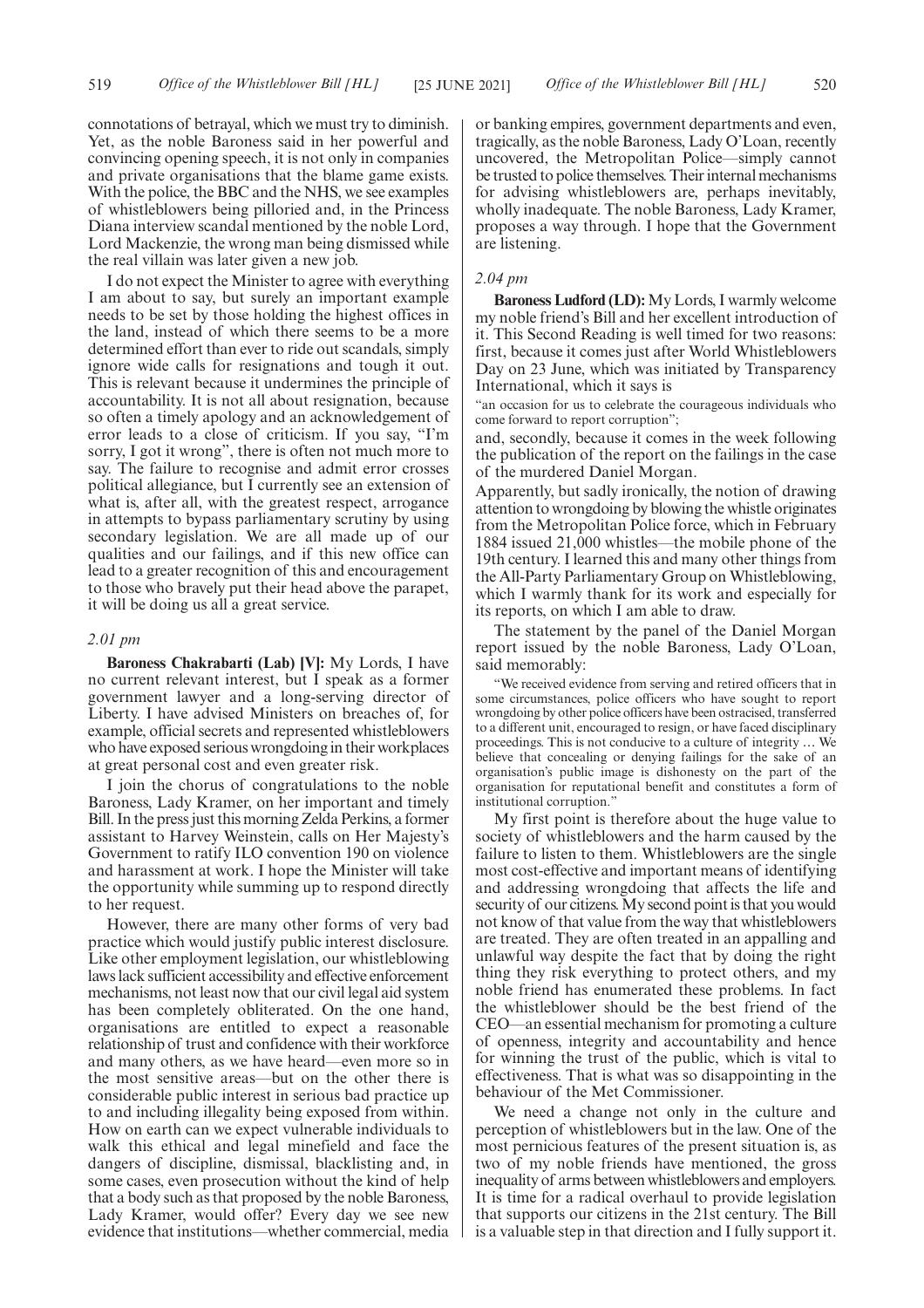connotations of betrayal, which we must try to diminish. Yet, as the noble Baroness said in her powerful and convincing opening speech, it is not only in companies and private organisations that the blame game exists. With the police, the BBC and the NHS, we see examples of whistleblowers being pilloried and, in the Princess Diana interview scandal mentioned by the noble Lord, Lord Mackenzie, the wrong man being dismissed while the real villain was later given a new job.

I do not expect the Minister to agree with everything I am about to say, but surely an important example needs to be set by those holding the highest offices in the land, instead of which there seems to be a more determined effort than ever to ride out scandals, simply ignore wide calls for resignations and tough it out. This is relevant because it undermines the principle of accountability. It is not all about resignation, because so often a timely apology and an acknowledgement of error leads to a close of criticism. If you say, "I'm sorry, I got it wrong", there is often not much more to say. The failure to recognise and admit error crosses political allegiance, but I currently see an extension of what is, after all, with the greatest respect, arrogance in attempts to bypass parliamentary scrutiny by using secondary legislation. We are all made up of our qualities and our failings, and if this new office can lead to a greater recognition of this and encouragement to those who bravely put their head above the parapet, it will be doing us all a great service.

*2.01 pm*

**Baroness Chakrabarti (Lab) [V]:** My Lords, I have no current relevant interest, but I speak as a former government lawyer and a long-serving director of Liberty. I have advised Ministers on breaches of, for example, official secrets and represented whistleblowers who have exposed serious wrongdoing in their workplaces at great personal cost and even greater risk.

I join the chorus of congratulations to the noble Baroness, Lady Kramer, on her important and timely Bill. In the press just this morning Zelda Perkins, a former assistant to Harvey Weinstein, calls on Her Majesty's Government to ratify ILO convention 190 on violence and harassment at work. I hope the Minister will take the opportunity while summing up to respond directly to her request.

However, there are many other forms of very bad practice which would justify public interest disclosure. Like other employment legislation, our whistleblowing laws lack sufficient accessibility and effective enforcement mechanisms, not least now that our civil legal aid system has been completely obliterated. On the one hand, organisations are entitled to expect a reasonable relationship of trust and confidence with their workforce and many others, as we have heard—even more so in the most sensitive areas—but on the other there is considerable public interest in serious bad practice up to and including illegality being exposed from within. How on earth can we expect vulnerable individuals to walk this ethical and legal minefield and face the dangers of discipline, dismissal, blacklisting and, in some cases, even prosecution without the kind of help that a body such as that proposed by the noble Baroness, Lady Kramer, would offer? Every day we see new evidence that institutions—whether commercial, media or banking empires, government departments and even, tragically, as the noble Baroness, Lady O'Loan, recently uncovered, the Metropolitan Police—simply cannot be trusted to police themselves. Their internal mechanisms for advising whistleblowers are, perhaps inevitably, wholly inadequate. The noble Baroness, Lady Kramer, proposes a way through. I hope that the Government are listening.

*2.04 pm*

**Baroness Ludford (LD):** My Lords, I warmly welcome my noble friend's Bill and her excellent introduction of it. This Second Reading is well timed for two reasons: first, because it comes just after World Whistleblowers Day on 23 June, which was initiated by Transparency International, which it says is

"an occasion for us to celebrate the courageous individuals who come forward to report corruption";

and, secondly, because it comes in the week following the publication of the report on the failings in the case of the murdered Daniel Morgan.

Apparently, but sadly ironically, the notion of drawing attention to wrongdoing by blowing the whistle originates from the Metropolitan Police force, which in February 1884 issued 21,000 whistles—the mobile phone of the 19th century. I learned this and many other things from the All-Party Parliamentary Group on Whistleblowing, which I warmly thank for its work and especially for its reports, on which I am able to draw.

The statement by the panel of the Daniel Morgan report issued by the noble Baroness, Lady O'Loan, said memorably:

"We received evidence from serving and retired officers that in some circumstances, police officers who have sought to report wrongdoing by other police officers have been ostracised, transferred to a different unit, encouraged to resign, or have faced disciplinary proceedings. This is not conducive to a culture of integrity … We believe that concealing or denying failings for the sake of an organisation's public image is dishonesty on the part of the organisation for reputational benefit and constitutes a form of institutional corruption."

My first point is therefore about the huge value to society of whistleblowers and the harm caused by the failure to listen to them. Whistleblowers are the single most cost-effective and important means of identifying and addressing wrongdoing that affects the life and security of our citizens. My second point is that you would not know of that value from the way that whistleblowers are treated. They are often treated in an appalling and unlawful way despite the fact that by doing the right thing they risk everything to protect others, and my noble friend has enumerated these problems. In fact the whistleblower should be the best friend of the CEO—an essential mechanism for promoting a culture of openness, integrity and accountability and hence for winning the trust of the public, which is vital to effectiveness. That is what was so disappointing in the behaviour of the Met Commissioner.

We need a change not only in the culture and perception of whistleblowers but in the law. One of the most pernicious features of the present situation is, as two of my noble friends have mentioned, the gross inequality of arms between whistleblowers and employers. It is time for a radical overhaul to provide legislation that supports our citizens in the 21st century. The Bill is a valuable step in that direction and I fully support it.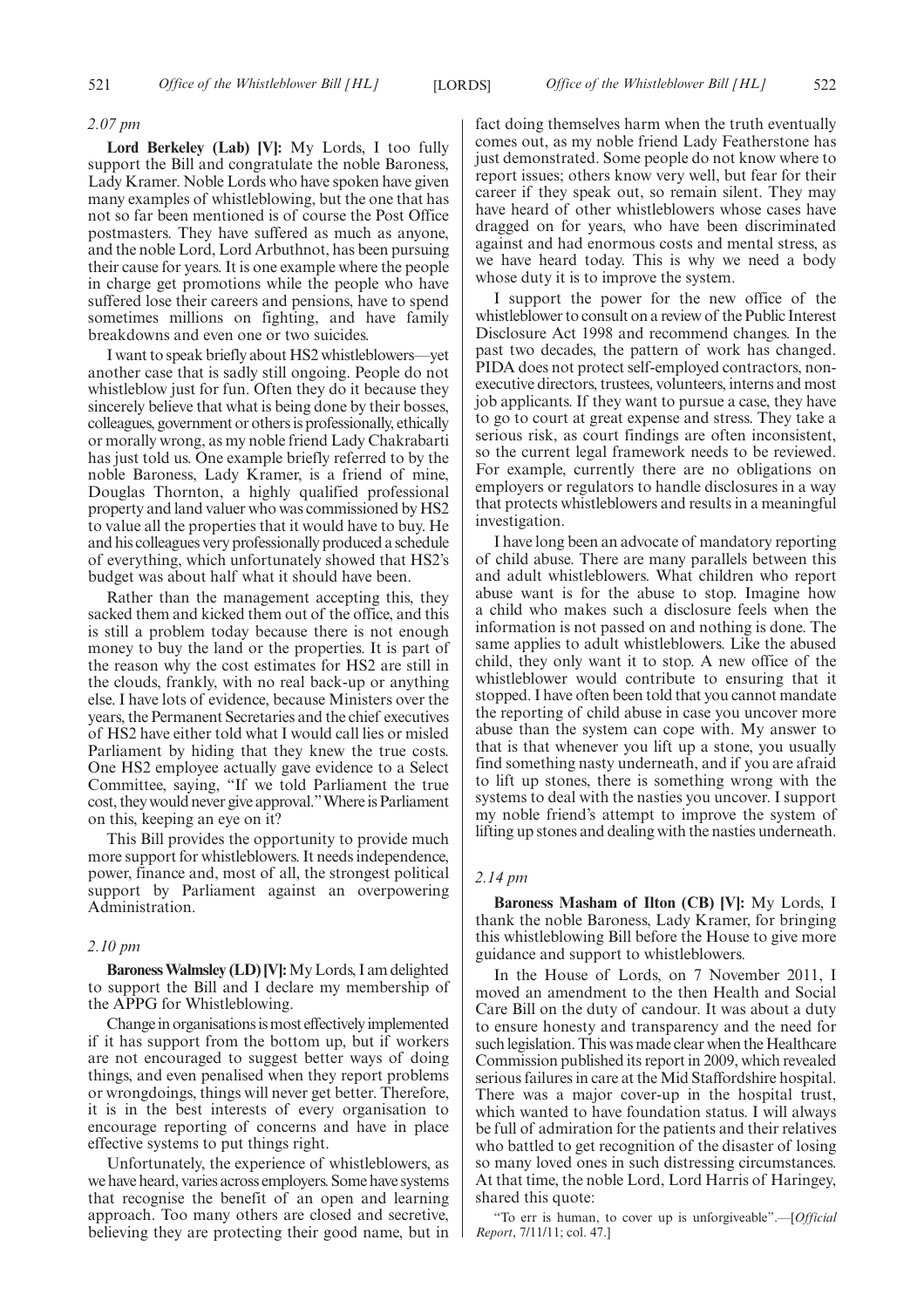*2.07 pm*

**Lord Berkeley (Lab) [V]:** My Lords, I too fully support the Bill and congratulate the noble Baroness, Lady Kramer. Noble Lords who have spoken have given many examples of whistleblowing, but the one that has not so far been mentioned is of course the Post Office postmasters. They have suffered as much as anyone, and the noble Lord, Lord Arbuthnot, has been pursuing their cause for years. It is one example where the people in charge get promotions while the people who have suffered lose their careers and pensions, have to spend sometimes millions on fighting, and have family breakdowns and even one or two suicides.

I want to speak briefly about HS2 whistleblowers—yet another case that is sadly still ongoing. People do not whistleblow just for fun. Often they do it because they sincerely believe that what is being done by their bosses, colleagues, government or others is professionally, ethically or morally wrong, as my noble friend Lady Chakrabarti has just told us. One example briefly referred to by the noble Baroness, Lady Kramer, is a friend of mine, Douglas Thornton, a highly qualified professional property and land valuer who was commissioned by HS2 to value all the properties that it would have to buy. He and his colleagues very professionally produced a schedule of everything, which unfortunately showed that HS2's budget was about half what it should have been.

Rather than the management accepting this, they sacked them and kicked them out of the office, and this is still a problem today because there is not enough money to buy the land or the properties. It is part of the reason why the cost estimates for HS2 are still in the clouds, frankly, with no real back-up or anything else. I have lots of evidence, because Ministers over the years, the Permanent Secretaries and the chief executives of HS2 have either told what I would call lies or misled Parliament by hiding that they knew the true costs. One HS2 employee actually gave evidence to a Select Committee, saying, "If we told Parliament the true cost, they would never give approval." Where is Parliament on this, keeping an eye on it?

This Bill provides the opportunity to provide much more support for whistleblowers. It needs independence, power, finance and, most of all, the strongest political support by Parliament against an overpowering Administration.

*2.10 pm*

**Baroness Walmsley (LD) [V]:** My Lords, I am delighted to support the Bill and I declare my membership of the APPG for Whistleblowing.

Change in organisations is most effectively implemented if it has support from the bottom up, but if workers are not encouraged to suggest better ways of doing things, and even penalised when they report problems or wrongdoings, things will never get better. Therefore, it is in the best interests of every organisation to encourage reporting of concerns and have in place effective systems to put things right.

Unfortunately, the experience of whistleblowers, as we have heard, varies across employers. Some have systems that recognise the benefit of an open and learning approach. Too many others are closed and secretive, believing they are protecting their good name, but in fact doing themselves harm when the truth eventually comes out, as my noble friend Lady Featherstone has just demonstrated. Some people do not know where to report issues; others know very well, but fear for their career if they speak out, so remain silent. They may have heard of other whistleblowers whose cases have dragged on for years, who have been discriminated against and had enormous costs and mental stress, as we have heard today. This is why we need a body whose duty it is to improve the system.

I support the power for the new office of the whistleblower to consult on a review of the Public Interest Disclosure Act 1998 and recommend changes. In the past two decades, the pattern of work has changed. PIDA does not protect self-employed contractors, non-executive directors, trustees, volunteers, interns and most job applicants. If they want to pursue a case, they have to go to court at great expense and stress. They take a serious risk, as court findings are often inconsistent, so the current legal framework needs to be reviewed. For example, currently there are no obligations on employers or regulators to handle disclosures in a way that protects whistleblowers and results in a meaningful investigation.

I have long been an advocate of mandatory reporting of child abuse. There are many parallels between this and adult whistleblowers. What children who report abuse want is for the abuse to stop. Imagine how a child who makes such a disclosure feels when the information is not passed on and nothing is done. The same applies to adult whistleblowers. Like the abused child, they only want it to stop. A new office of the whistleblower would contribute to ensuring that it stopped. I have often been told that you cannot mandate the reporting of child abuse in case you uncover more abuse than the system can cope with. My answer to that is that whenever you lift up a stone, you usually find something nasty underneath, and if you are afraid to lift up stones, there is something wrong with the systems to deal with the nasties you uncover. I support my noble friend's attempt to improve the system of lifting up stones and dealing with the nasties underneath.

*2.14 pm*

**Baroness Masham of Ilton (CB) [V]:** My Lords, I thank the noble Baroness, Lady Kramer, for bringing this whistleblowing Bill before the House to give more guidance and support to whistleblowers.

In the House of Lords, on 7 November 2011, I moved an amendment to the then Health and Social Care Bill on the duty of candour. It was about a duty to ensure honesty and transparency and the need for such legislation. This was made clear when the Healthcare Commission published its report in 2009, which revealed serious failures in care at the Mid Staffordshire hospital. There was a major cover-up in the hospital trust, which wanted to have foundation status. I will always be full of admiration for the patients and their relatives who battled to get recognition of the disaster of losing so many loved ones in such distressing circumstances. At that time, the noble Lord, Lord Harris of Haringey, shared this quote:

> "To err is human, to cover up is unforgiveable".—[*Official Report*, 7/11/11; col. 47.]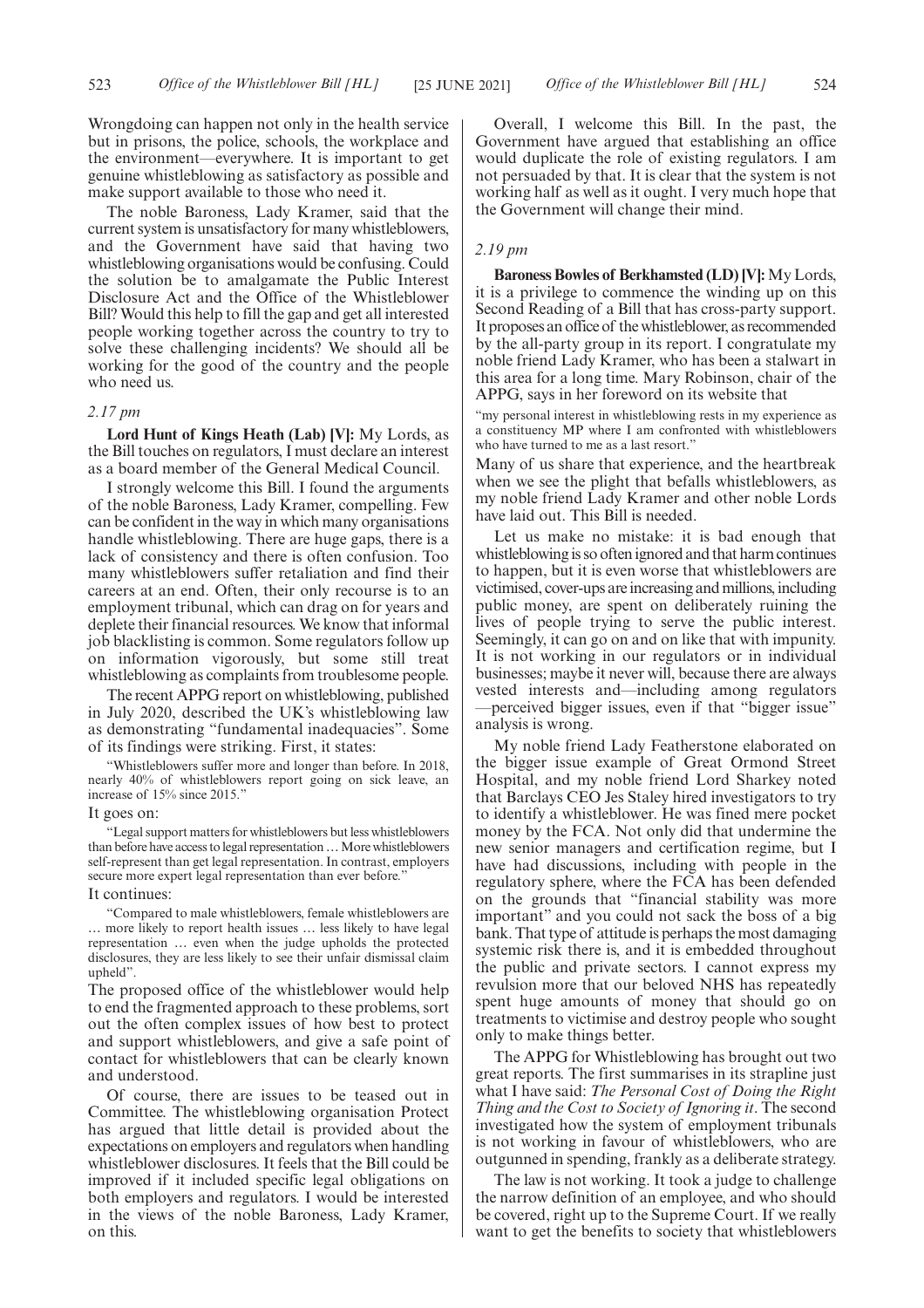Wrongdoing can happen not only in the health service but in prisons, the police, schools, the workplace and the environment—everywhere. It is important to get genuine whistleblowing as satisfactory as possible and make support available to those who need it.

The noble Baroness, Lady Kramer, said that the current system is unsatisfactory for many whistleblowers, and the Government have said that having two whistleblowing organisations would be confusing. Could the solution be to amalgamate the Public Interest Disclosure Act and the Office of the Whistleblower Bill? Would this help to fill the gap and get all interested people working together across the country to try to solve these challenging incidents? We should all be working for the good of the country and the people who need us.

*2.17 pm*

**Lord Hunt of Kings Heath (Lab) [V]:** My Lords, as the Bill touches on regulators, I must declare an interest as a board member of the General Medical Council.

I strongly welcome this Bill. I found the arguments of the noble Baroness, Lady Kramer, compelling. Few can be confident in the way in which many organisations handle whistleblowing. There are huge gaps, there is a lack of consistency and there is often confusion. Too many whistleblowers suffer retaliation and find their careers at an end. Often, their only recourse is to an employment tribunal, which can drag on for years and deplete their financial resources. We know that informal job blacklisting is common. Some regulators follow up on information vigorously, but some still treat whistleblowing as complaints from troublesome people.

The recent APPG report on whistleblowing, published in July 2020, described the UK's whistleblowing law as demonstrating "fundamental inadequacies". Some of its findings were striking. First, it states:

> "Whistleblowers suffer more and longer than before. In 2018, nearly 40% of whistleblowers report going on sick leave, an increase of 15% since 2015."

It goes on:

> "Legal support matters for whistleblowers but less whistleblowers than before have access to legal representation … More whistleblowers self-represent than get legal representation. In contrast, employers secure more expert legal representation than ever before."

It continues:

> "Compared to male whistleblowers, female whistleblowers are … more likely to report health issues … less likely to have legal representation … even when the judge upholds the protected disclosures, they are less likely to see their unfair dismissal claim upheld".

The proposed office of the whistleblower would help to end the fragmented approach to these problems, sort out the often complex issues of how best to protect and support whistleblowers, and give a safe point of contact for whistleblowers that can be clearly known and understood.

Of course, there are issues to be teased out in Committee. The whistleblowing organisation Protect has argued that little detail is provided about the expectations on employers and regulators when handling whistleblower disclosures. It feels that the Bill could be improved if it included specific legal obligations on both employers and regulators. I would be interested in the views of the noble Baroness, Lady Kramer, on this.

Overall, I welcome this Bill. In the past, the Government have argued that establishing an office would duplicate the role of existing regulators. I am not persuaded by that. It is clear that the system is not working half as well as it ought. I very much hope that the Government will change their mind.

*2.19 pm*

**Baroness Bowles of Berkhamsted (LD) [V]:** My Lords, it is a privilege to commence the winding up on this Second Reading of a Bill that has cross-party support. It proposes an office of the whistleblower, as recommended by the all-party group in its report. I congratulate my noble friend Lady Kramer, who has been a stalwart in this area for a long time. Mary Robinson, chair of the APPG, says in her foreword on its website that

> "my personal interest in whistleblowing rests in my experience as a constituency MP where I am confronted with whistleblowers who have turned to me as a last resort."

Many of us share that experience, and the heartbreak when we see the plight that befalls whistleblowers, as my noble friend Lady Kramer and other noble Lords have laid out. This Bill is needed.

Let us make no mistake: it is bad enough that whistleblowing is so often ignored and that harm continues to happen, but it is even worse that whistleblowers are victimised, cover-ups are increasing and millions, including public money, are spent on deliberately ruining the lives of people trying to serve the public interest. Seemingly, it can go on and on like that with impunity. It is not working in our regulators or in individual businesses; maybe it never will, because there are always vested interests and—including among regulators—perceived bigger issues, even if that "bigger issue" analysis is wrong.

My noble friend Lady Featherstone elaborated on the bigger issue example of Great Ormond Street Hospital, and my noble friend Lord Sharkey noted that Barclays CEO Jes Staley hired investigators to try to identify a whistleblower. He was fined mere pocket money by the FCA. Not only did that undermine the new senior managers and certification regime, but I have had discussions, including with people in the regulatory sphere, where the FCA has been defended on the grounds that "financial stability was more important" and you could not sack the boss of a big bank. That type of attitude is perhaps the most damaging systemic risk there is, and it is embedded throughout the public and private sectors. I cannot express my revulsion more that our beloved NHS has repeatedly spent huge amounts of money that should go on treatments to victimise and destroy people who sought only to make things better.

The APPG for Whistleblowing has brought out two great reports. The first summarises in its strapline just what I have said: *The Personal Cost of Doing the Right Thing and the Cost to Society of Ignoring it*. The second investigated how the system of employment tribunals is not working in favour of whistleblowers, who are outgunned in spending, frankly as a deliberate strategy.

The law is not working. It took a judge to challenge the narrow definition of an employee, and who should be covered, right up to the Supreme Court. If we really want to get the benefits to society that whistleblowers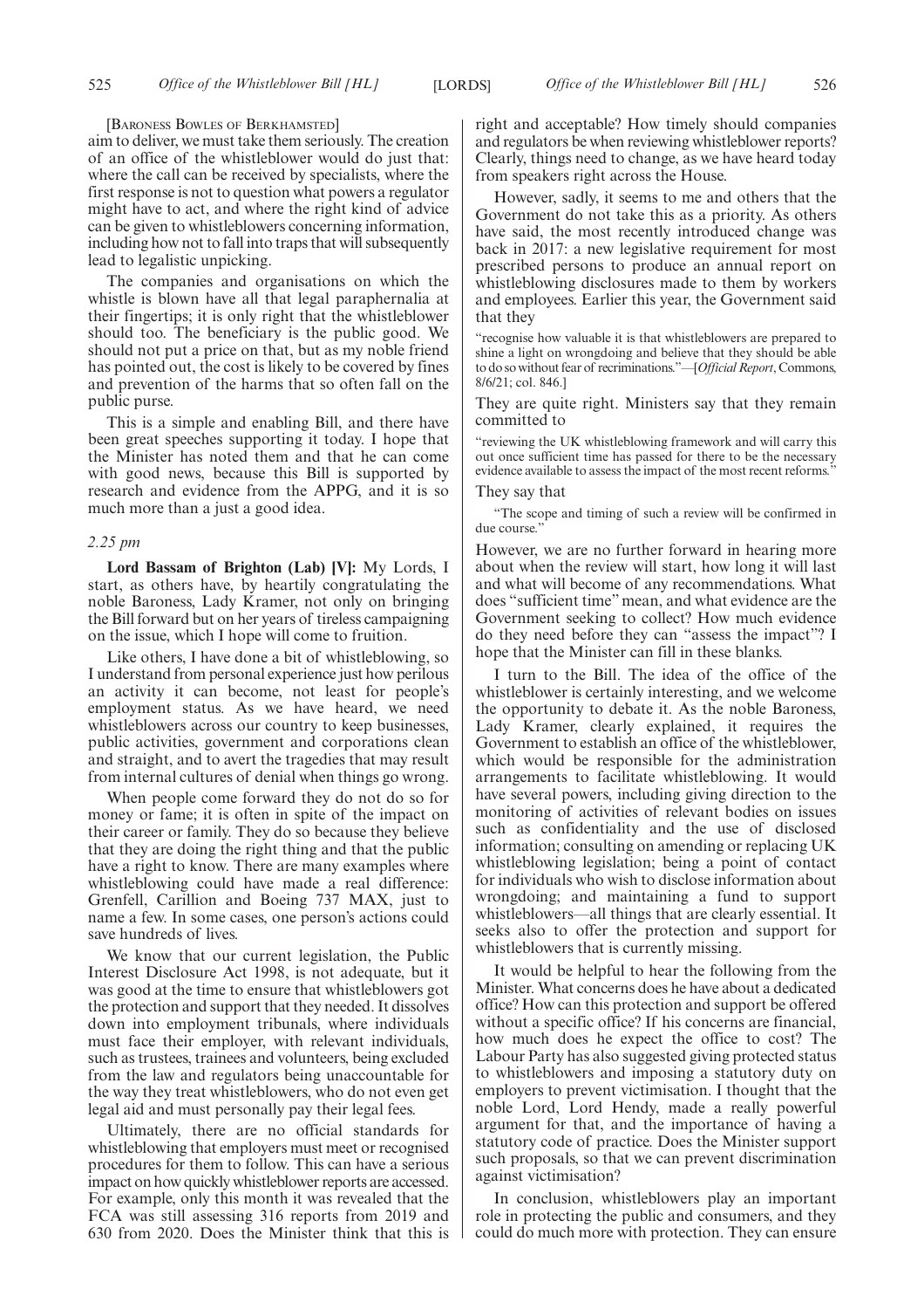[Baroness Bowles of Berkhamsted]

aim to deliver, we must take them seriously. The creation of an office of the whistleblower would do just that: where the call can be received by specialists, where the first response is not to question what powers a regulator might have to act, and where the right kind of advice can be given to whistleblowers concerning information, including how not to fall into traps that will subsequently lead to legalistic unpicking.

The companies and organisations on which the whistle is blown have all that legal paraphernalia at their fingertips; it is only right that the whistleblower should too. The beneficiary is the public good. We should not put a price on that, but as my noble friend has pointed out, the cost is likely to be covered by fines and prevention of the harms that so often fall on the public purse.

This is a simple and enabling Bill, and there have been great speeches supporting it today. I hope that the Minister has noted them and that he can come with good news, because this Bill is supported by research and evidence from the APPG, and it is so much more than a just a good idea.

*2.25 pm*

**Lord Bassam of Brighton (Lab) [V]:** My Lords, I start, as others have, by heartily congratulating the noble Baroness, Lady Kramer, not only on bringing the Bill forward but on her years of tireless campaigning on the issue, which I hope will come to fruition.

Like others, I have done a bit of whistleblowing, so I understand from personal experience just how perilous an activity it can become, not least for people's employment status. As we have heard, we need whistleblowers across our country to keep businesses, public activities, government and corporations clean and straight, and to avert the tragedies that may result from internal cultures of denial when things go wrong.

When people come forward they do not do so for money or fame; it is often in spite of the impact on their career or family. They do so because they believe that they are doing the right thing and that the public have a right to know. There are many examples where whistleblowing could have made a real difference: Grenfell, Carillion and Boeing 737 MAX, just to name a few. In some cases, one person's actions could save hundreds of lives.

We know that our current legislation, the Public Interest Disclosure Act 1998, is not adequate, but it was good at the time to ensure that whistleblowers got the protection and support that they needed. It dissolves down into employment tribunals, where individuals must face their employer, with relevant individuals, such as trustees, trainees and volunteers, being excluded from the law and regulators being unaccountable for the way they treat whistleblowers, who do not even get legal aid and must personally pay their legal fees.

Ultimately, there are no official standards for whistleblowing that employers must meet or recognised procedures for them to follow. This can have a serious impact on how quickly whistleblower reports are accessed. For example, only this month it was revealed that the FCA was still assessing 316 reports from 2019 and 630 from 2020. Does the Minister think that this is right and acceptable? How timely should companies and regulators be when reviewing whistleblower reports? Clearly, things need to change, as we have heard today from speakers right across the House.

However, sadly, it seems to me and others that the Government do not take this as a priority. As others have said, the most recently introduced change was back in 2017: a new legislative requirement for most prescribed persons to produce an annual report on whistleblowing disclosures made to them by workers and employees. Earlier this year, the Government said that they

"recognise how valuable it is that whistleblowers are prepared to shine a light on wrongdoing and believe that they should be able to do so without fear of recriminations."—[*Official Report*, Commons, 8/6/21; col. 846.]

They are quite right. Ministers say that they remain committed to

"reviewing the UK whistleblowing framework and will carry this out once sufficient time has passed for there to be the necessary evidence available to assess the impact of the most recent reforms."

They say that

"The scope and timing of such a review will be confirmed in due course."

However, we are no further forward in hearing more about when the review will start, how long it will last and what will become of any recommendations. What does "sufficient time" mean, and what evidence are the Government seeking to collect? How much evidence do they need before they can "assess the impact"? I hope that the Minister can fill in these blanks.

I turn to the Bill. The idea of the office of the whistleblower is certainly interesting, and we welcome the opportunity to debate it. As the noble Baroness, Lady Kramer, clearly explained, it requires the Government to establish an office of the whistleblower, which would be responsible for the administration arrangements to facilitate whistleblowing. It would have several powers, including giving direction to the monitoring of activities of relevant bodies on issues such as confidentiality and the use of disclosed information; consulting on amending or replacing UK whistleblowing legislation; being a point of contact for individuals who wish to disclose information about wrongdoing; and maintaining a fund to support whistleblowers—all things that are clearly essential. It seeks also to offer the protection and support for whistleblowers that is currently missing.

It would be helpful to hear the following from the Minister. What concerns does he have about a dedicated office? How can this protection and support be offered without a specific office? If his concerns are financial, how much does he expect the office to cost? The Labour Party has also suggested giving protected status to whistleblowers and imposing a statutory duty on employers to prevent victimisation. I thought that the noble Lord, Lord Hendy, made a really powerful argument for that, and the importance of having a statutory code of practice. Does the Minister support such proposals, so that we can prevent discrimination against victimisation?

In conclusion, whistleblowers play an important role in protecting the public and consumers, and they could do much more with protection. They can ensure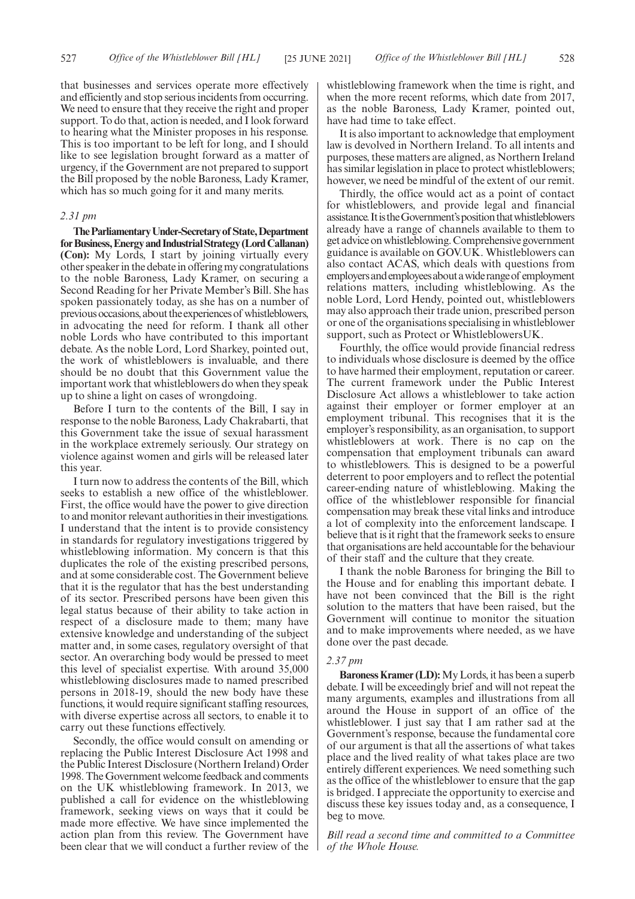that businesses and services operate more effectively and efficiently and stop serious incidents from occurring. We need to ensure that they receive the right and proper support. To do that, action is needed, and I look forward to hearing what the Minister proposes in his response. This is too important to be left for long, and I should like to see legislation brought forward as a matter of urgency, if the Government are not prepared to support the Bill proposed by the noble Baroness, Lady Kramer, which has so much going for it and many merits.

*2.31 pm*

**The Parliamentary Under-Secretary of State, Department for Business, Energy and Industrial Strategy (Lord Callanan) (Con):** My Lords, I start by joining virtually every other speaker in the debate in offering my congratulations to the noble Baroness, Lady Kramer, on securing a Second Reading for her Private Member's Bill. She has spoken passionately today, as she has on a number of previous occasions, about the experiences of whistleblowers, in advocating the need for reform. I thank all other noble Lords who have contributed to this important debate. As the noble Lord, Lord Sharkey, pointed out, the work of whistleblowers is invaluable, and there should be no doubt that this Government value the important work that whistleblowers do when they speak up to shine a light on cases of wrongdoing.

Before I turn to the contents of the Bill, I say in response to the noble Baroness, Lady Chakrabarti, that this Government take the issue of sexual harassment in the workplace extremely seriously. Our strategy on violence against women and girls will be released later this year.

I turn now to address the contents of the Bill, which seeks to establish a new office of the whistleblower. First, the office would have the power to give direction to and monitor relevant authorities in their investigations. I understand that the intent is to provide consistency in standards for regulatory investigations triggered by whistleblowing information. My concern is that this duplicates the role of the existing prescribed persons, and at some considerable cost. The Government believe that it is the regulator that has the best understanding of its sector. Prescribed persons have been given this legal status because of their ability to take action in respect of a disclosure made to them; many have extensive knowledge and understanding of the subject matter and, in some cases, regulatory oversight of that sector. An overarching body would be pressed to meet this level of specialist expertise. With around 35,000 whistleblowing disclosures made to named prescribed persons in 2018-19, should the new body have these functions, it would require significant staffing resources, with diverse expertise across all sectors, to enable it to carry out these functions effectively.

Secondly, the office would consult on amending or replacing the Public Interest Disclosure Act 1998 and the Public Interest Disclosure (Northern Ireland) Order 1998. The Government welcome feedback and comments on the UK whistleblowing framework. In 2013, we published a call for evidence on the whistleblowing framework, seeking views on ways that it could be made more effective. We have since implemented the action plan from this review. The Government have been clear that we will conduct a further review of the whistleblowing framework when the time is right, and when the more recent reforms, which date from 2017, as the noble Baroness, Lady Kramer, pointed out, have had time to take effect.

It is also important to acknowledge that employment law is devolved in Northern Ireland. To all intents and purposes, these matters are aligned, as Northern Ireland has similar legislation in place to protect whistleblowers; however, we need be mindful of the extent of our remit.

Thirdly, the office would act as a point of contact for whistleblowers, and provide legal and financial assistance. It is the Government's position that whistleblowers already have a range of channels available to them to get advice on whistleblowing. Comprehensive government guidance is available on GOV.UK. Whistleblowers can also contact ACAS, which deals with questions from employers and employees about a wide range of employment relations matters, including whistleblowing. As the noble Lord, Lord Hendy, pointed out, whistleblowers may also approach their trade union, prescribed person or one of the organisations specialising in whistleblower support, such as Protect or WhistleblowersUK.

Fourthly, the office would provide financial redress to individuals whose disclosure is deemed by the office to have harmed their employment, reputation or career. The current framework under the Public Interest Disclosure Act allows a whistleblower to take action against their employer or former employer at an employment tribunal. This recognises that it is the employer's responsibility, as an organisation, to support whistleblowers at work. There is no cap on the compensation that employment tribunals can award to whistleblowers. This is designed to be a powerful deterrent to poor employers and to reflect the potential career-ending nature of whistleblowing. Making the office of the whistleblower responsible for financial compensation may break these vital links and introduce a lot of complexity into the enforcement landscape. I believe that is it right that the framework seeks to ensure that organisations are held accountable for the behaviour of their staff and the culture that they create.

I thank the noble Baroness for bringing the Bill to the House and for enabling this important debate. I have not been convinced that the Bill is the right solution to the matters that have been raised, but the Government will continue to monitor the situation and to make improvements where needed, as we have done over the past decade.

*2.37 pm*

**Baroness Kramer (LD):** My Lords, it has been a superb debate. I will be exceedingly brief and will not repeat the many arguments, examples and illustrations from all around the House in support of an office of the whistleblower. I just say that I am rather sad at the Government's response, because the fundamental core of our argument is that all the assertions of what takes place and the lived reality of what takes place are two entirely different experiences. We need something such as the office of the whistleblower to ensure that the gap is bridged. I appreciate the opportunity to exercise and discuss these key issues today and, as a consequence, I beg to move.

*Bill read a second time and committed to a Committee of the Whole House.*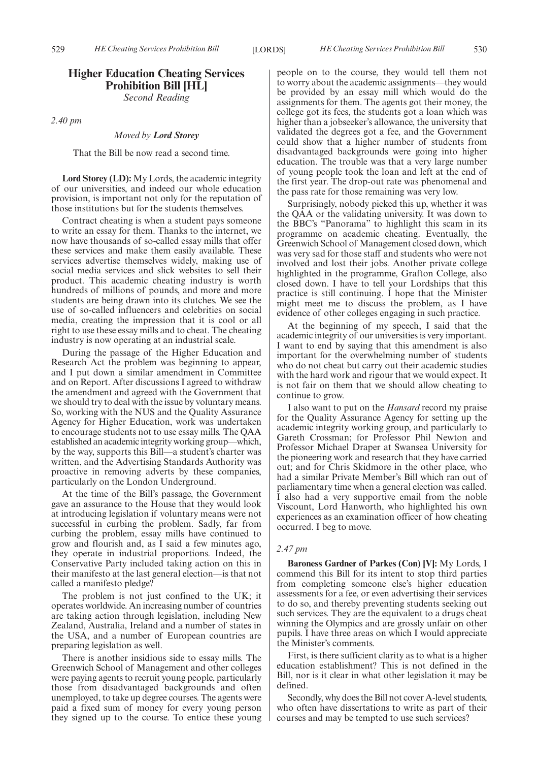## Higher Education Cheating Services Prohibition Bill [HL]

*Second Reading*

*2.40 pm*

*Moved by* ***Lord Storey***

That the Bill be now read a second time.

**Lord Storey (LD):** My Lords, the academic integrity of our universities, and indeed our whole education provision, is important not only for the reputation of those institutions but for the students themselves.

Contract cheating is when a student pays someone to write an essay for them. Thanks to the internet, we now have thousands of so-called essay mills that offer these services and make them easily available. These services advertise themselves widely, making use of social media services and slick websites to sell their product. This academic cheating industry is worth hundreds of millions of pounds, and more and more students are being drawn into its clutches. We see the use of so-called influencers and celebrities on social media, creating the impression that it is cool or all right to use these essay mills and to cheat. The cheating industry is now operating at an industrial scale.

During the passage of the Higher Education and Research Act the problem was beginning to appear, and I put down a similar amendment in Committee and on Report. After discussions I agreed to withdraw the amendment and agreed with the Government that we should try to deal with the issue by voluntary means. So, working with the NUS and the Quality Assurance Agency for Higher Education, work was undertaken to encourage students not to use essay mills. The QAA established an academic integrity working group—which, by the way, supports this Bill—a student's charter was written, and the Advertising Standards Authority was proactive in removing adverts by these companies, particularly on the London Underground.

At the time of the Bill's passage, the Government gave an assurance to the House that they would look at introducing legislation if voluntary means were not successful in curbing the problem. Sadly, far from curbing the problem, essay mills have continued to grow and flourish and, as I said a few minutes ago, they operate in industrial proportions. Indeed, the Conservative Party included taking action on this in their manifesto at the last general election—is that not called a manifesto pledge?

The problem is not just confined to the UK; it operates worldwide. An increasing number of countries are taking action through legislation, including New Zealand, Australia, Ireland and a number of states in the USA, and a number of European countries are preparing legislation as well.

There is another insidious side to essay mills. The Greenwich School of Management and other colleges were paying agents to recruit young people, particularly those from disadvantaged backgrounds and often unemployed, to take up degree courses. The agents were paid a fixed sum of money for every young person they signed up to the course. To entice these young people on to the course, they would tell them not to worry about the academic assignments—they would be provided by an essay mill which would do the assignments for them. The agents got their money, the college got its fees, the students got a loan which was higher than a jobseeker's allowance, the university that validated the degrees got a fee, and the Government could show that a higher number of students from disadvantaged backgrounds were going into higher education. The trouble was that a very large number of young people took the loan and left at the end of the first year. The drop-out rate was phenomenal and the pass rate for those remaining was very low.

Surprisingly, nobody picked this up, whether it was the QAA or the validating university. It was down to the BBC's "Panorama" to highlight this scam in its programme on academic cheating. Eventually, the Greenwich School of Management closed down, which was very sad for those staff and students who were not involved and lost their jobs. Another private college highlighted in the programme, Grafton College, also closed down. I have to tell your Lordships that this practice is still continuing. I hope that the Minister might meet me to discuss the problem, as I have evidence of other colleges engaging in such practice.

At the beginning of my speech, I said that the academic integrity of our universities is very important. I want to end by saying that this amendment is also important for the overwhelming number of students who do not cheat but carry out their academic studies with the hard work and rigour that we would expect. It is not fair on them that we should allow cheating to continue to grow.

I also want to put on the *Hansard* record my praise for the Quality Assurance Agency for setting up the academic integrity working group, and particularly to Gareth Crossman; for Professor Phil Newton and Professor Michael Draper at Swansea University for the pioneering work and research that they have carried out; and for Chris Skidmore in the other place, who had a similar Private Member's Bill which ran out of parliamentary time when a general election was called. I also had a very supportive email from the noble Viscount, Lord Hanworth, who highlighted his own experiences as an examination officer of how cheating occurred. I beg to move.

*2.47 pm*

**Baroness Gardner of Parkes (Con) [V]:** My Lords, I commend this Bill for its intent to stop third parties from completing someone else's higher education assessments for a fee, or even advertising their services to do so, and thereby preventing students seeking out such services. They are the equivalent to a drugs cheat winning the Olympics and are grossly unfair on other pupils. I have three areas on which I would appreciate the Minister's comments.

First, is there sufficient clarity as to what is a higher education establishment? This is not defined in the Bill, nor is it clear in what other legislation it may be defined.

Secondly, why does the Bill not cover A-level students, who often have dissertations to write as part of their courses and may be tempted to use such services?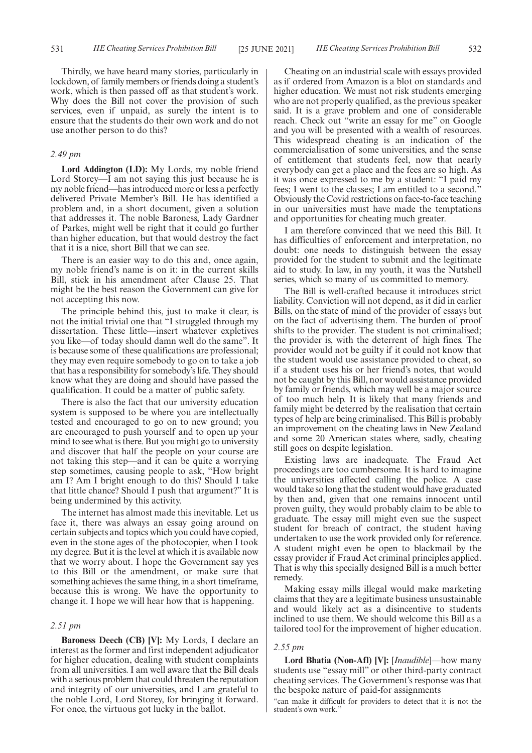Thirdly, we have heard many stories, particularly in lockdown, of family members or friends doing a student's work, which is then passed off as that student's work. Why does the Bill not cover the provision of such services, even if unpaid, as surely the intent is to ensure that the students do their own work and do not use another person to do this?

*2.49 pm*

**Lord Addington (LD):** My Lords, my noble friend Lord Storey—I am not saying this just because he is my noble friend—has introduced more or less a perfectly delivered Private Member's Bill. He has identified a problem and, in a short document, given a solution that addresses it. The noble Baroness, Lady Gardner of Parkes, might well be right that it could go further than higher education, but that would destroy the fact that it is a nice, short Bill that we can see.

There is an easier way to do this and, once again, my noble friend's name is on it: in the current skills Bill, stick in his amendment after Clause 25. That might be the best reason the Government can give for not accepting this now.

The principle behind this, just to make it clear, is not the initial trivial one that "I struggled through my dissertation. These little—insert whatever expletives you like—of today should damn well do the same". It is because some of these qualifications are professional; they may even require somebody to go on to take a job that has a responsibility for somebody's life. They should know what they are doing and should have passed the qualification. It could be a matter of public safety.

There is also the fact that our university education system is supposed to be where you are intellectually tested and encouraged to go on to new ground; you are encouraged to push yourself and to open up your mind to see what is there. But you might go to university and discover that half the people on your course are not taking this step—and it can be quite a worrying step sometimes, causing people to ask, "How bright am I? Am I bright enough to do this? Should I take that little chance? Should I push that argument?" It is being undermined by this activity.

The internet has almost made this inevitable. Let us face it, there was always an essay going around on certain subjects and topics which you could have copied, even in the stone ages of the photocopier, when I took my degree. But it is the level at which it is available now that we worry about. I hope the Government say yes to this Bill or the amendment, or make sure that something achieves the same thing, in a short timeframe, because this is wrong. We have the opportunity to change it. I hope we will hear how that is happening.

*2.51 pm*

**Baroness Deech (CB) [V]:** My Lords, I declare an interest as the former and first independent adjudicator for higher education, dealing with student complaints from all universities. I am well aware that the Bill deals with a serious problem that could threaten the reputation and integrity of our universities, and I am grateful to the noble Lord, Lord Storey, for bringing it forward. For once, the virtuous got lucky in the ballot.

Cheating on an industrial scale with essays provided as if ordered from Amazon is a blot on standards and higher education. We must not risk students emerging who are not properly qualified, as the previous speaker said. It is a grave problem and one of considerable reach. Check out "write an essay for me" on Google and you will be presented with a wealth of resources. This widespread cheating is an indication of the commercialisation of some universities, and the sense of entitlement that students feel, now that nearly everybody can get a place and the fees are so high. As it was once expressed to me by a student: "I paid my fees; I went to the classes; I am entitled to a second." Obviously the Covid restrictions on face-to-face teaching in our universities must have made the temptations and opportunities for cheating much greater.

I am therefore convinced that we need this Bill. It has difficulties of enforcement and interpretation, no doubt: one needs to distinguish between the essay provided for the student to submit and the legitimate aid to study. In law, in my youth, it was the Nutshell series, which so many of us committed to memory.

The Bill is well-crafted because it introduces strict liability. Conviction will not depend, as it did in earlier Bills, on the state of mind of the provider of essays but on the fact of advertising them. The burden of proof shifts to the provider. The student is not criminalised; the provider is, with the deterrent of high fines. The provider would not be guilty if it could not know that the student would use assistance provided to cheat, so if a student uses his or her friend's notes, that would not be caught by this Bill, nor would assistance provided by family or friends, which may well be a major source of too much help. It is likely that many friends and family might be deterred by the realisation that certain types of help are being criminalised. This Bill is probably an improvement on the cheating laws in New Zealand and some 20 American states where, sadly, cheating still goes on despite legislation.

Existing laws are inadequate. The Fraud Act proceedings are too cumbersome. It is hard to imagine the universities affected calling the police. A case would take so long that the student would have graduated by then and, given that one remains innocent until proven guilty, they would probably claim to be able to graduate. The essay mill might even sue the suspect student for breach of contract, the student having undertaken to use the work provided only for reference. A student might even be open to blackmail by the essay provider if Fraud Act criminal principles applied. That is why this specially designed Bill is a much better remedy.

Making essay mills illegal would make marketing claims that they are a legitimate business unsustainable and would likely act as a disincentive to students inclined to use them. We should welcome this Bill as a tailored tool for the improvement of higher education.

*2.55 pm*

**Lord Bhatia (Non-Afl) [V]:** [*Inaudible*]—how many students use "essay mill" or other third-party contract cheating services. The Government's response was that the bespoke nature of paid-for assignments

"can make it difficult for providers to detect that it is not the student's own work."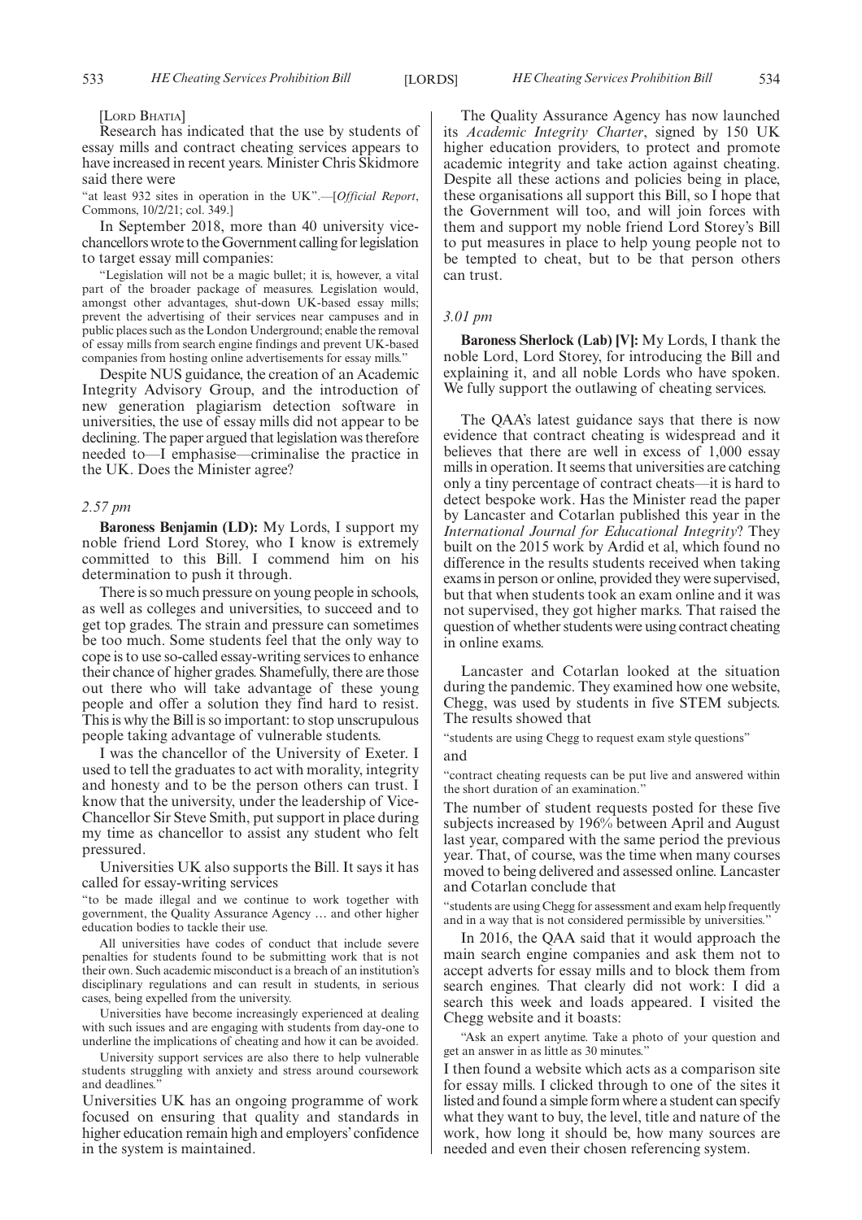[LORD BHATIA]

Research has indicated that the use by students of essay mills and contract cheating services appears to have increased in recent years. Minister Chris Skidmore said there were

"at least 932 sites in operation in the UK".—[*Official Report*, Commons, 10/2/21; col. 349.]

In September 2018, more than 40 university vice-chancellors wrote to the Government calling for legislation to target essay mill companies:

> "Legislation will not be a magic bullet; it is, however, a vital part of the broader package of measures. Legislation would, amongst other advantages, shut-down UK-based essay mills; prevent the advertising of their services near campuses and in public places such as the London Underground; enable the removal of essay mills from search engine findings and prevent UK-based companies from hosting online advertisements for essay mills."

Despite NUS guidance, the creation of an Academic Integrity Advisory Group, and the introduction of new generation plagiarism detection software in universities, the use of essay mills did not appear to be declining. The paper argued that legislation was therefore needed to—I emphasise—criminalise the practice in the UK. Does the Minister agree?

*2.57 pm*

**Baroness Benjamin (LD):** My Lords, I support my noble friend Lord Storey, who I know is extremely committed to this Bill. I commend him on his determination to push it through.

There is so much pressure on young people in schools, as well as colleges and universities, to succeed and to get top grades. The strain and pressure can sometimes be too much. Some students feel that the only way to cope is to use so-called essay-writing services to enhance their chance of higher grades. Shamefully, there are those out there who will take advantage of these young people and offer a solution they find hard to resist. This is why the Bill is so important: to stop unscrupulous people taking advantage of vulnerable students.

I was the chancellor of the University of Exeter. I used to tell the graduates to act with morality, integrity and honesty and to be the person others can trust. I know that the university, under the leadership of Vice-Chancellor Sir Steve Smith, put support in place during my time as chancellor to assist any student who felt pressured.

Universities UK also supports the Bill. It says it has called for essay-writing services

> "to be made illegal and we continue to work together with government, the Quality Assurance Agency … and other higher education bodies to tackle their use.
>
> All universities have codes of conduct that include severe penalties for students found to be submitting work that is not their own. Such academic misconduct is a breach of an institution's disciplinary regulations and can result in students, in serious cases, being expelled from the university.
>
> Universities have become increasingly experienced at dealing with such issues and are engaging with students from day-one to underline the implications of cheating and how it can be avoided.
>
> University support services are also there to help vulnerable students struggling with anxiety and stress around coursework and deadlines."

Universities UK has an ongoing programme of work focused on ensuring that quality and standards in higher education remain high and employers' confidence in the system is maintained.

The Quality Assurance Agency has now launched its *Academic Integrity Charter*, signed by 150 UK higher education providers, to protect and promote academic integrity and take action against cheating. Despite all these actions and policies being in place, these organisations all support this Bill, so I hope that the Government will too, and will join forces with them and support my noble friend Lord Storey's Bill to put measures in place to help young people not to be tempted to cheat, but to be that person others can trust.

*3.01 pm*

**Baroness Sherlock (Lab) [V]:** My Lords, I thank the noble Lord, Lord Storey, for introducing the Bill and explaining it, and all noble Lords who have spoken. We fully support the outlawing of cheating services.

The QAA's latest guidance says that there is now evidence that contract cheating is widespread and it believes that there are well in excess of 1,000 essay mills in operation. It seems that universities are catching only a tiny percentage of contract cheats—it is hard to detect bespoke work. Has the Minister read the paper by Lancaster and Cotarlan published this year in the *International Journal for Educational Integrity*? They built on the 2015 work by Ardid et al, which found no difference in the results students received when taking exams in person or online, provided they were supervised, but that when students took an exam online and it was not supervised, they got higher marks. That raised the question of whether students were using contract cheating in online exams.

Lancaster and Cotarlan looked at the situation during the pandemic. They examined how one website, Chegg, was used by students in five STEM subjects. The results showed that

"students are using Chegg to request exam style questions"

and

"contract cheating requests can be put live and answered within the short duration of an examination."

The number of student requests posted for these five subjects increased by 196% between April and August last year, compared with the same period the previous year. That, of course, was the time when many courses moved to being delivered and assessed online. Lancaster and Cotarlan conclude that

"students are using Chegg for assessment and exam help frequently and in a way that is not considered permissible by universities."

In 2016, the QAA said that it would approach the main search engine companies and ask them not to accept adverts for essay mills and to block them from search engines. That clearly did not work: I did a search this week and loads appeared. I visited the Chegg website and it boasts:

"Ask an expert anytime. Take a photo of your question and get an answer in as little as 30 minutes."

I then found a website which acts as a comparison site for essay mills. I clicked through to one of the sites it listed and found a simple form where a student can specify what they want to buy, the level, title and nature of the work, how long it should be, how many sources are needed and even their chosen referencing system.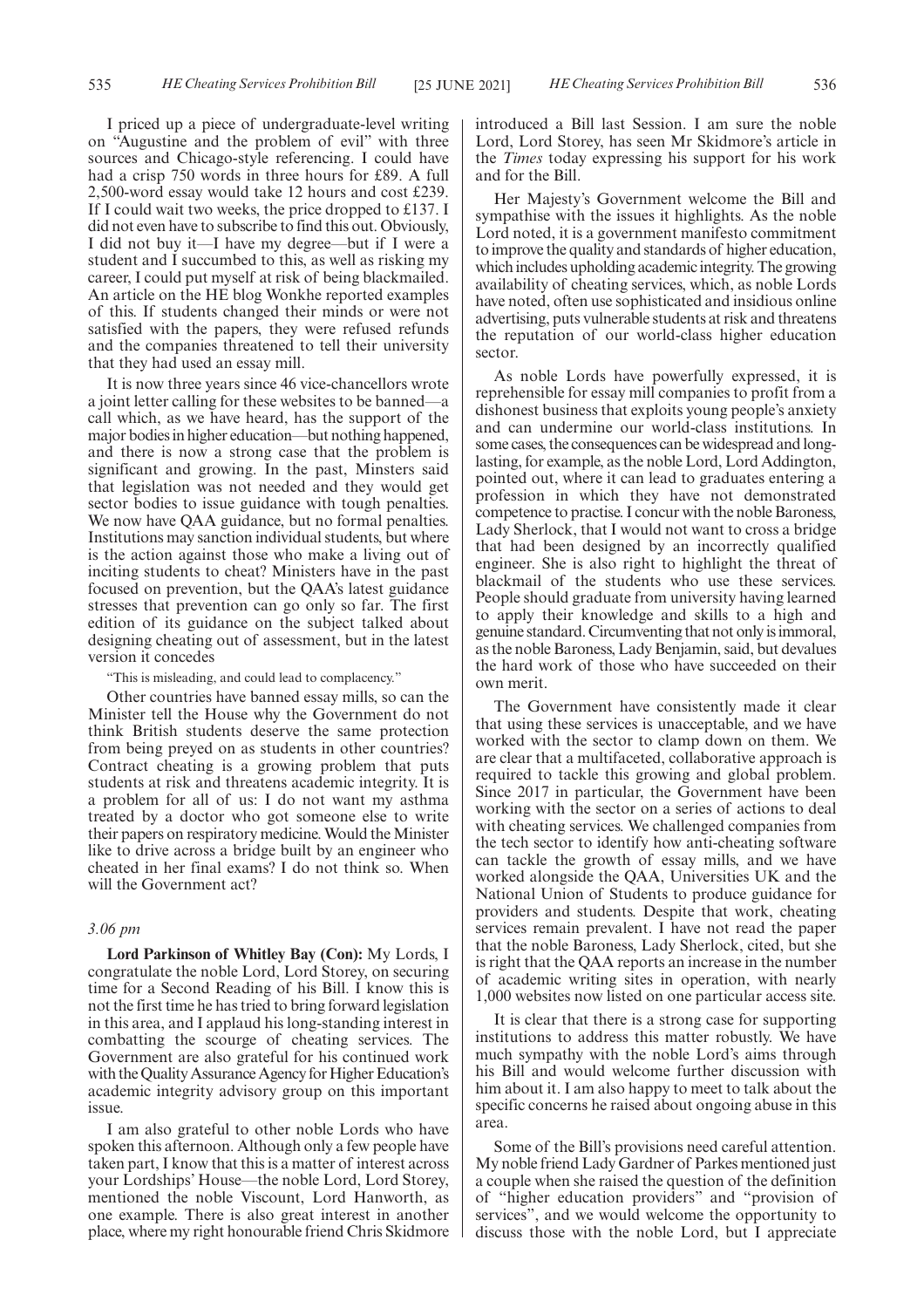I priced up a piece of undergraduate-level writing on "Augustine and the problem of evil" with three sources and Chicago-style referencing. I could have had a crisp 750 words in three hours for £89. A full 2,500-word essay would take 12 hours and cost £239. If I could wait two weeks, the price dropped to £137. I did not even have to subscribe to find this out. Obviously, I did not buy it—I have my degree—but if I were a student and I succumbed to this, as well as risking my career, I could put myself at risk of being blackmailed. An article on the HE blog Wonkhe reported examples of this. If students changed their minds or were not satisfied with the papers, they were refused refunds and the companies threatened to tell their university that they had used an essay mill.

It is now three years since 46 vice-chancellors wrote a joint letter calling for these websites to be banned—a call which, as we have heard, has the support of the major bodies in higher education—but nothing happened, and there is now a strong case that the problem is significant and growing. In the past, Minsters said that legislation was not needed and they would get sector bodies to issue guidance with tough penalties. We now have QAA guidance, but no formal penalties. Institutions may sanction individual students, but where is the action against those who make a living out of inciting students to cheat? Ministers have in the past focused on prevention, but the QAA's latest guidance stresses that prevention can go only so far. The first edition of its guidance on the subject talked about designing cheating out of assessment, but in the latest version it concedes

"This is misleading, and could lead to complacency."

Other countries have banned essay mills, so can the Minister tell the House why the Government do not think British students deserve the same protection from being preyed on as students in other countries? Contract cheating is a growing problem that puts students at risk and threatens academic integrity. It is a problem for all of us: I do not want my asthma treated by a doctor who got someone else to write their papers on respiratory medicine. Would the Minister like to drive across a bridge built by an engineer who cheated in her final exams? I do not think so. When will the Government act?

*3.06 pm*

**Lord Parkinson of Whitley Bay (Con):** My Lords, I congratulate the noble Lord, Lord Storey, on securing time for a Second Reading of his Bill. I know this is not the first time he has tried to bring forward legislation in this area, and I applaud his long-standing interest in combatting the scourge of cheating services. The Government are also grateful for his continued work with the Quality Assurance Agency for Higher Education's academic integrity advisory group on this important issue.

I am also grateful to other noble Lords who have spoken this afternoon. Although only a few people have taken part, I know that this is a matter of interest across your Lordships' House—the noble Lord, Lord Storey, mentioned the noble Viscount, Lord Hanworth, as one example. There is also great interest in another place, where my right honourable friend Chris Skidmore introduced a Bill last Session. I am sure the noble Lord, Lord Storey, has seen Mr Skidmore's article in the *Times* today expressing his support for his work and for the Bill.

Her Majesty's Government welcome the Bill and sympathise with the issues it highlights. As the noble Lord noted, it is a government manifesto commitment to improve the quality and standards of higher education, which includes upholding academic integrity. The growing availability of cheating services, which, as noble Lords have noted, often use sophisticated and insidious online advertising, puts vulnerable students at risk and threatens the reputation of our world-class higher education sector.

As noble Lords have powerfully expressed, it is reprehensible for essay mill companies to profit from a dishonest business that exploits young people's anxiety and can undermine our world-class institutions. In some cases, the consequences can be widespread and long-lasting, for example, as the noble Lord, Lord Addington, pointed out, where it can lead to graduates entering a profession in which they have not demonstrated competence to practise. I concur with the noble Baroness, Lady Sherlock, that I would not want to cross a bridge that had been designed by an incorrectly qualified engineer. She is also right to highlight the threat of blackmail of the students who use these services. People should graduate from university having learned to apply their knowledge and skills to a high and genuine standard. Circumventing that not only is immoral, as the noble Baroness, Lady Benjamin, said, but devalues the hard work of those who have succeeded on their own merit.

The Government have consistently made it clear that using these services is unacceptable, and we have worked with the sector to clamp down on them. We are clear that a multifaceted, collaborative approach is required to tackle this growing and global problem. Since 2017 in particular, the Government have been working with the sector on a series of actions to deal with cheating services. We challenged companies from the tech sector to identify how anti-cheating software can tackle the growth of essay mills, and we have worked alongside the QAA, Universities UK and the National Union of Students to produce guidance for providers and students. Despite that work, cheating services remain prevalent. I have not read the paper that the noble Baroness, Lady Sherlock, cited, but she is right that the QAA reports an increase in the number of academic writing sites in operation, with nearly 1,000 websites now listed on one particular access site.

It is clear that there is a strong case for supporting institutions to address this matter robustly. We have much sympathy with the noble Lord's aims through his Bill and would welcome further discussion with him about it. I am also happy to meet to talk about the specific concerns he raised about ongoing abuse in this area.

Some of the Bill's provisions need careful attention. My noble friend Lady Gardner of Parkes mentioned just a couple when she raised the question of the definition of "higher education providers" and "provision of services", and we would welcome the opportunity to discuss those with the noble Lord, but I appreciate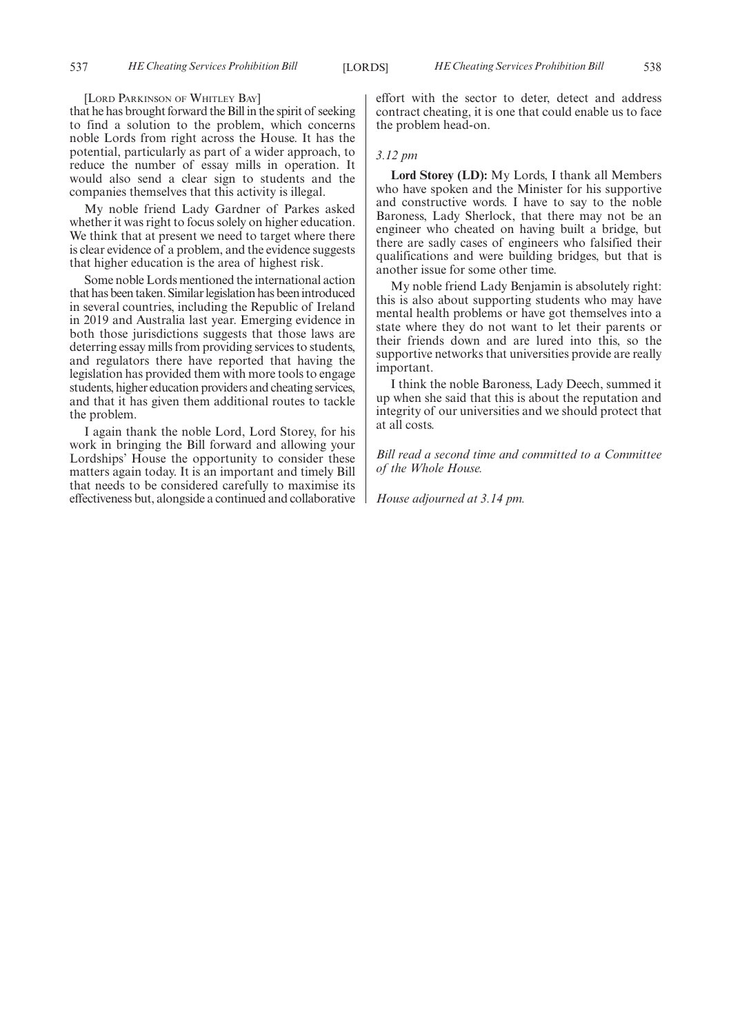[Lord Parkinson of Whitley Bay]

that he has brought forward the Bill in the spirit of seeking to find a solution to the problem, which concerns noble Lords from right across the House. It has the potential, particularly as part of a wider approach, to reduce the number of essay mills in operation. It would also send a clear sign to students and the companies themselves that this activity is illegal.

My noble friend Lady Gardner of Parkes asked whether it was right to focus solely on higher education. We think that at present we need to target where there is clear evidence of a problem, and the evidence suggests that higher education is the area of highest risk.

Some noble Lords mentioned the international action that has been taken. Similar legislation has been introduced in several countries, including the Republic of Ireland in 2019 and Australia last year. Emerging evidence in both those jurisdictions suggests that those laws are deterring essay mills from providing services to students, and regulators there have reported that having the legislation has provided them with more tools to engage students, higher education providers and cheating services, and that it has given them additional routes to tackle the problem.

I again thank the noble Lord, Lord Storey, for his work in bringing the Bill forward and allowing your Lordships' House the opportunity to consider these matters again today. It is an important and timely Bill that needs to be considered carefully to maximise its effectiveness but, alongside a continued and collaborative effort with the sector to deter, detect and address contract cheating, it is one that could enable us to face the problem head-on.

*3.12 pm*

**Lord Storey (LD):** My Lords, I thank all Members who have spoken and the Minister for his supportive and constructive words. I have to say to the noble Baroness, Lady Sherlock, that there may not be an engineer who cheated on having built a bridge, but there are sadly cases of engineers who falsified their qualifications and were building bridges, but that is another issue for some other time.

My noble friend Lady Benjamin is absolutely right: this is also about supporting students who may have mental health problems or have got themselves into a state where they do not want to let their parents or their friends down and are lured into this, so the supportive networks that universities provide are really important.

I think the noble Baroness, Lady Deech, summed it up when she said that this is about the reputation and integrity of our universities and we should protect that at all costs.

*Bill read a second time and committed to a Committee of the Whole House.*

*House adjourned at 3.14 pm.*